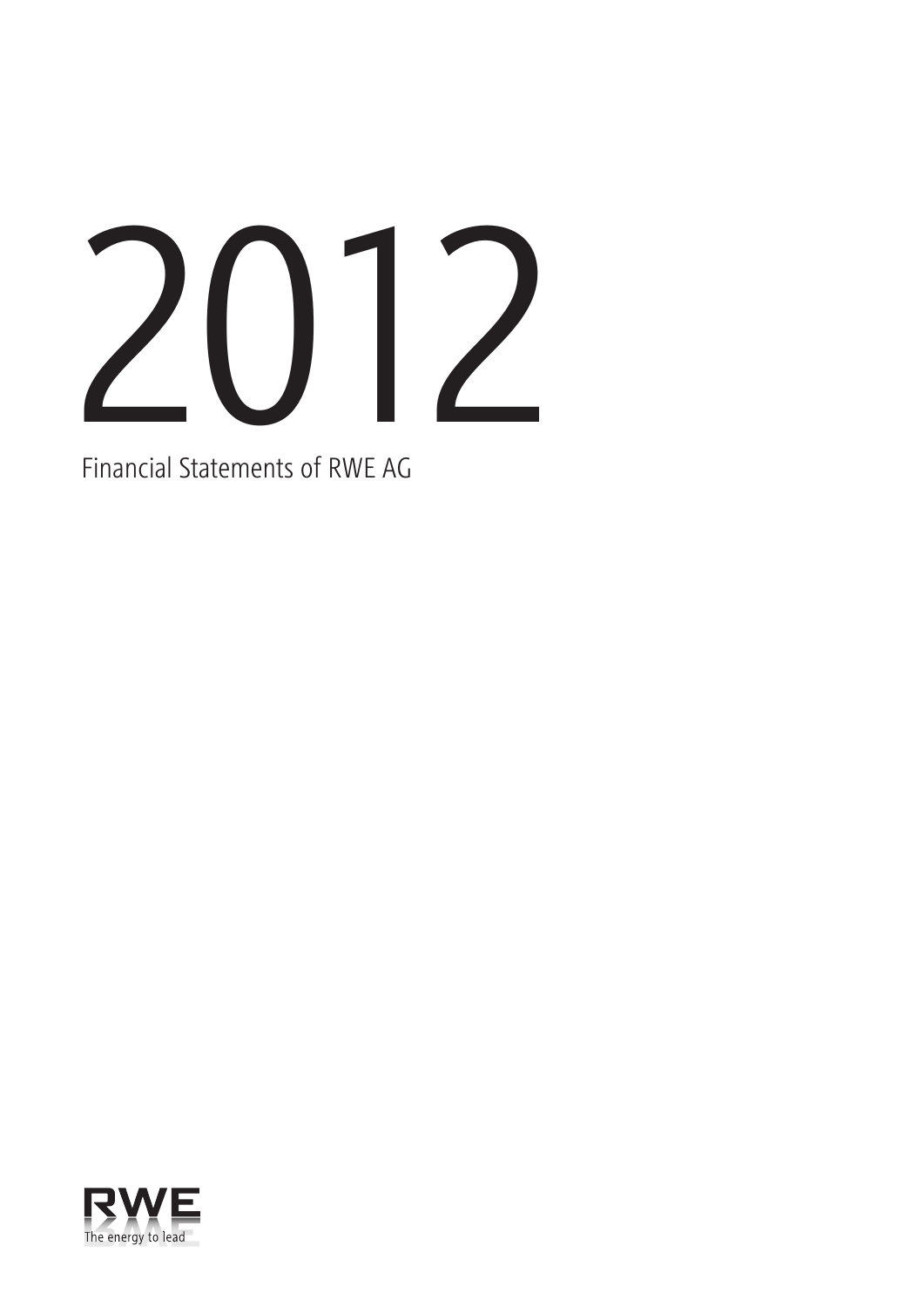# 2012

Financial Statements of RWE AG

RWE
The energy to lead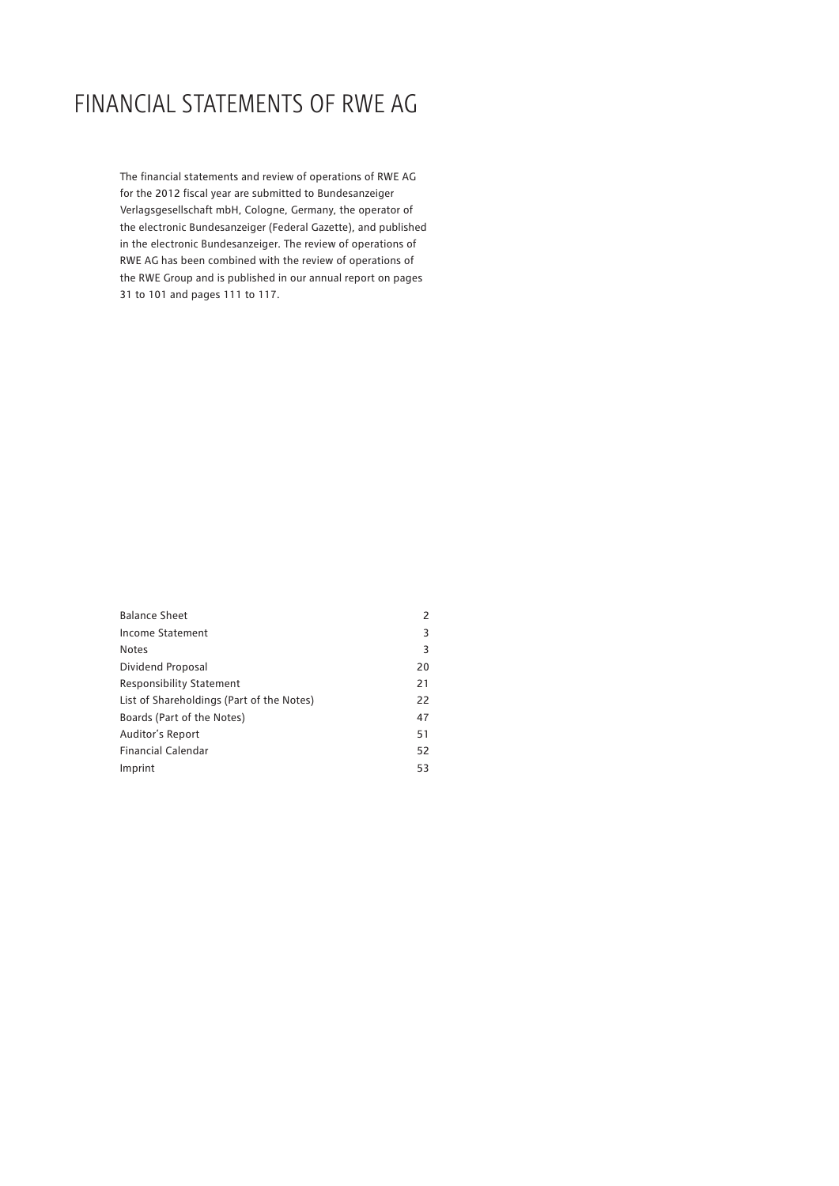# FINANCIAL STATEMENTS OF RWE AG

The financial statements and review of operations of RWE AG for the 2012 fiscal year are submitted to Bundesanzeiger Verlagsgesellschaft mbH, Cologne, Germany, the operator of the electronic Bundesanzeiger (Federal Gazette), and published in the electronic Bundesanzeiger. The review of operations of RWE AG has been combined with the review of operations of the RWE Group and is published in our annual report on pages 31 to 101 and pages 111 to 117.

| | |
|---|---|
| Balance Sheet | 2 |
| Income Statement | 3 |
| Notes | 3 |
| Dividend Proposal | 20 |
| Responsibility Statement | 21 |
| List of Shareholdings (Part of the Notes) | 22 |
| Boards (Part of the Notes) | 47 |
| Auditor's Report | 51 |
| Financial Calendar | 52 |
| Imprint | 53 |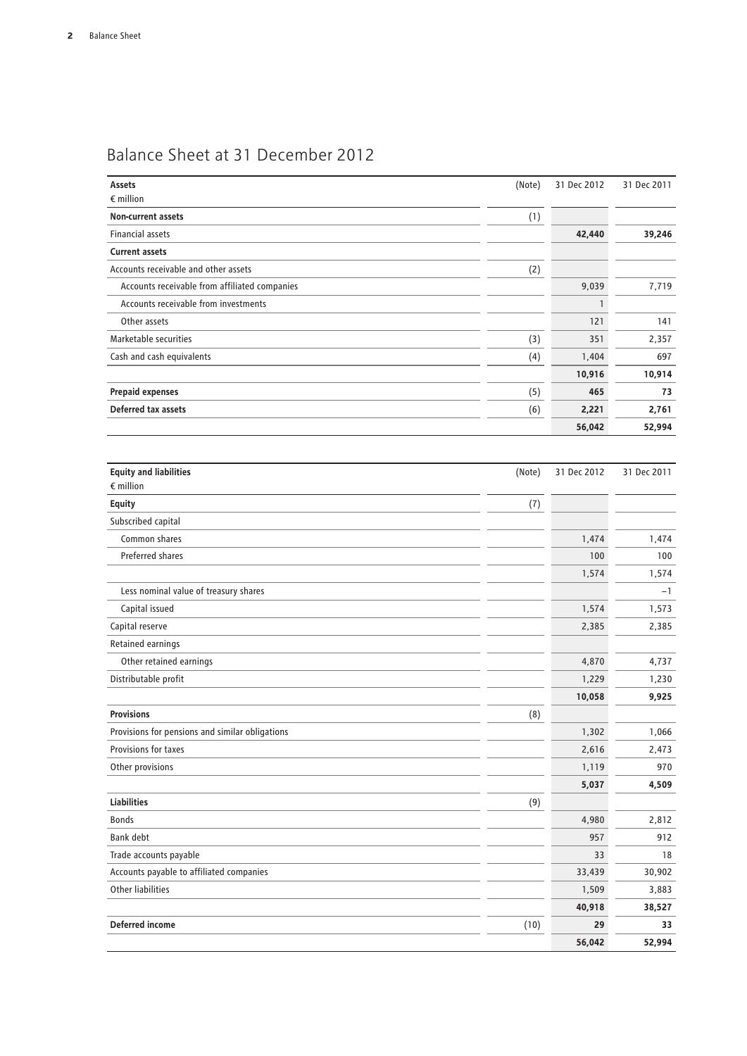# Balance Sheet at 31 December 2012

| Assets<br>€ million | (Note) | 31 Dec 2012 | 31 Dec 2011 |
|---|---|---|---|
| **Non-current assets** | (1) | | |
| Financial assets | | **42,440** | **39,246** |
| **Current assets** | | | |
| Accounts receivable and other assets | (2) | | |
| Accounts receivable from affiliated companies | | 9,039 | 7,719 |
| Accounts receivable from investments | | 1 | |
| Other assets | | 121 | 141 |
| Marketable securities | (3) | 351 | 2,357 |
| Cash and cash equivalents | (4) | 1,404 | 697 |
| | | **10,916** | **10,914** |
| **Prepaid expenses** | (5) | **465** | **73** |
| **Deferred tax assets** | (6) | **2,221** | **2,761** |
| | | **56,042** | **52,994** |

| Equity and liabilities<br>€ million | (Note) | 31 Dec 2012 | 31 Dec 2011 |
|---|---|---|---|
| **Equity** | (7) | | |
| Subscribed capital | | | |
| Common shares | | 1,474 | 1,474 |
| Preferred shares | | 100 | 100 |
| | | 1,574 | 1,574 |
| Less nominal value of treasury shares | | | −1 |
| Capital issued | | 1,574 | 1,573 |
| Capital reserve | | 2,385 | 2,385 |
| Retained earnings | | | |
| Other retained earnings | | 4,870 | 4,737 |
| Distributable profit | | 1,229 | 1,230 |
| | | **10,058** | **9,925** |
| **Provisions** | (8) | | |
| Provisions for pensions and similar obligations | | 1,302 | 1,066 |
| Provisions for taxes | | 2,616 | 2,473 |
| Other provisions | | 1,119 | 970 |
| | | **5,037** | **4,509** |
| **Liabilities** | (9) | | |
| Bonds | | 4,980 | 2,812 |
| Bank debt | | 957 | 912 |
| Trade accounts payable | | 33 | 18 |
| Accounts payable to affiliated companies | | 33,439 | 30,902 |
| Other liabilities | | 1,509 | 3,883 |
| | | **40,918** | **38,527** |
| **Deferred income** | (10) | **29** | **33** |
| | | **56,042** | **52,994** |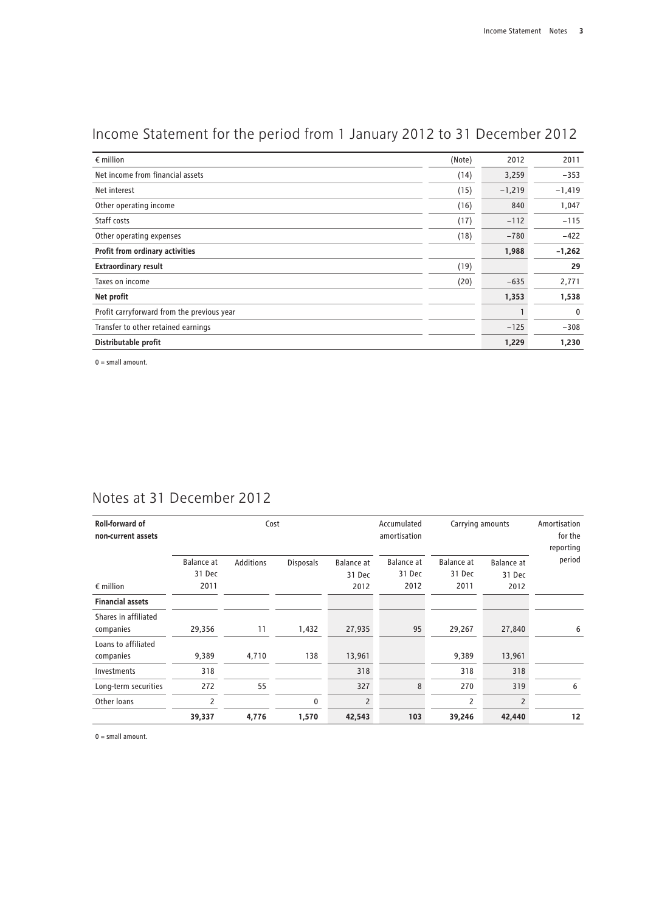# Income Statement for the period from 1 January 2012 to 31 December 2012

| € million | (Note) | 2012 | 2011 |
|---|---|---|---|
| Net income from financial assets | (14) | 3,259 | −353 |
| Net interest | (15) | −1,219 | −1,419 |
| Other operating income | (16) | 840 | 1,047 |
| Staff costs | (17) | −112 | −115 |
| Other operating expenses | (18) | −780 | −422 |
| **Profit from ordinary activities** | | **1,988** | **−1,262** |
| **Extraordinary result** | (19) | | **29** |
| Taxes on income | (20) | −635 | 2,771 |
| **Net profit** | | **1,353** | **1,538** |
| Profit carryforward from the previous year | | 1 | 0 |
| Transfer to other retained earnings | | −125 | −308 |
| **Distributable profit** | | **1,229** | **1,230** |

0 = small amount.

# Notes at 31 December 2012

| **Roll-forward of non-current assets** | Cost | | | | Accumulated amortisation | Carrying amounts | | Amortisation for the reporting period |
|---|---|---|---|---|---|---|---|---|
| € million | Balance at 31 Dec 2011 | Additions | Disposals | Balance at 31 Dec 2012 | Balance at 31 Dec 2012 | Balance at 31 Dec 2011 | Balance at 31 Dec 2012 | |
| **Financial assets** | | | | | | | | |
| Shares in affiliated companies | 29,356 | 11 | 1,432 | 27,935 | 95 | 29,267 | 27,840 | 6 |
| Loans to affiliated companies | 9,389 | 4,710 | 138 | 13,961 | | 9,389 | 13,961 | |
| Investments | 318 | | | 318 | | 318 | 318 | |
| Long-term securities | 272 | 55 | | 327 | 8 | 270 | 319 | 6 |
| Other loans | 2 | | 0 | 2 | | 2 | 2 | |
| | **39,337** | **4,776** | **1,570** | **42,543** | **103** | **39,246** | **42,440** | **12** |

0 = small amount.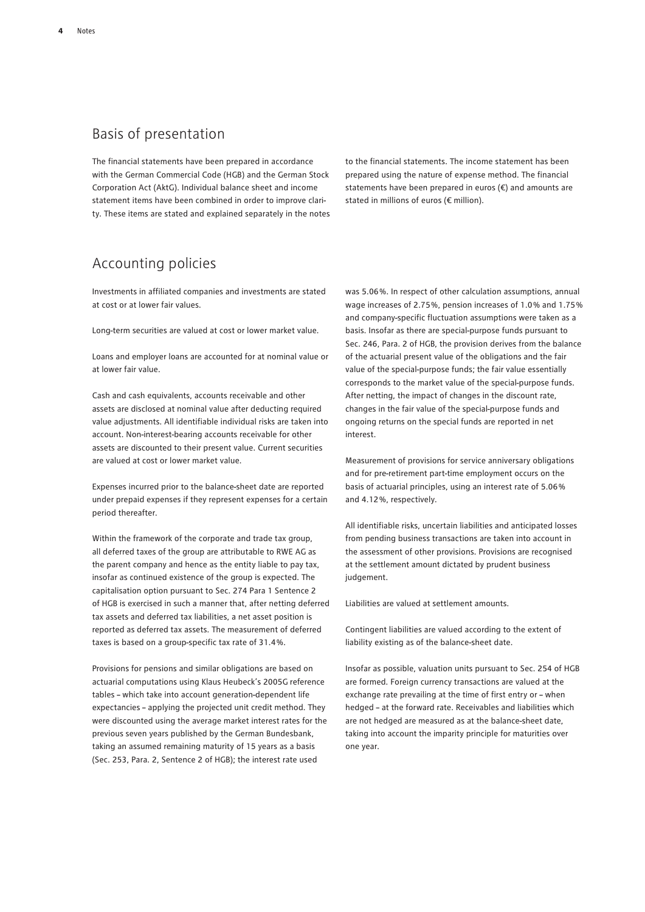## Basis of presentation

The financial statements have been prepared in accordance with the German Commercial Code (HGB) and the German Stock Corporation Act (AktG). Individual balance sheet and income statement items have been combined in order to improve clarity. These items are stated and explained separately in the notes to the financial statements. The income statement has been prepared using the nature of expense method. The financial statements have been prepared in euros (€) and amounts are stated in millions of euros (€ million).

## Accounting policies

Investments in affiliated companies and investments are stated at cost or at lower fair values.

Long-term securities are valued at cost or lower market value.

Loans and employer loans are accounted for at nominal value or at lower fair value.

Cash and cash equivalents, accounts receivable and other assets are disclosed at nominal value after deducting required value adjustments. All identifiable individual risks are taken into account. Non-interest-bearing accounts receivable for other assets are discounted to their present value. Current securities are valued at cost or lower market value.

Expenses incurred prior to the balance-sheet date are reported under prepaid expenses if they represent expenses for a certain period thereafter.

Within the framework of the corporate and trade tax group, all deferred taxes of the group are attributable to RWE AG as the parent company and hence as the entity liable to pay tax, insofar as continued existence of the group is expected. The capitalisation option pursuant to Sec. 274 Para 1 Sentence 2 of HGB is exercised in such a manner that, after netting deferred tax assets and deferred tax liabilities, a net asset position is reported as deferred tax assets. The measurement of deferred taxes is based on a group-specific tax rate of 31.4%.

Provisions for pensions and similar obligations are based on actuarial computations using Klaus Heubeck's 2005G reference tables – which take into account generation-dependent life expectancies – applying the projected unit credit method. They were discounted using the average market interest rates for the previous seven years published by the German Bundesbank, taking an assumed remaining maturity of 15 years as a basis (Sec. 253, Para. 2, Sentence 2 of HGB); the interest rate used was 5.06%. In respect of other calculation assumptions, annual wage increases of 2.75%, pension increases of 1.0% and 1.75% and company-specific fluctuation assumptions were taken as a basis. Insofar as there are special-purpose funds pursuant to Sec. 246, Para. 2 of HGB, the provision derives from the balance of the actuarial present value of the obligations and the fair value of the special-purpose funds; the fair value essentially corresponds to the market value of the special-purpose funds. After netting, the impact of changes in the discount rate, changes in the fair value of the special-purpose funds and ongoing returns on the special funds are reported in net interest.

Measurement of provisions for service anniversary obligations and for pre-retirement part-time employment occurs on the basis of actuarial principles, using an interest rate of 5.06% and 4.12%, respectively.

All identifiable risks, uncertain liabilities and anticipated losses from pending business transactions are taken into account in the assessment of other provisions. Provisions are recognised at the settlement amount dictated by prudent business judgement.

Liabilities are valued at settlement amounts.

Contingent liabilities are valued according to the extent of liability existing as of the balance-sheet date.

Insofar as possible, valuation units pursuant to Sec. 254 of HGB are formed. Foreign currency transactions are valued at the exchange rate prevailing at the time of first entry or – when hedged – at the forward rate. Receivables and liabilities which are not hedged are measured as at the balance-sheet date, taking into account the imparity principle for maturities over one year.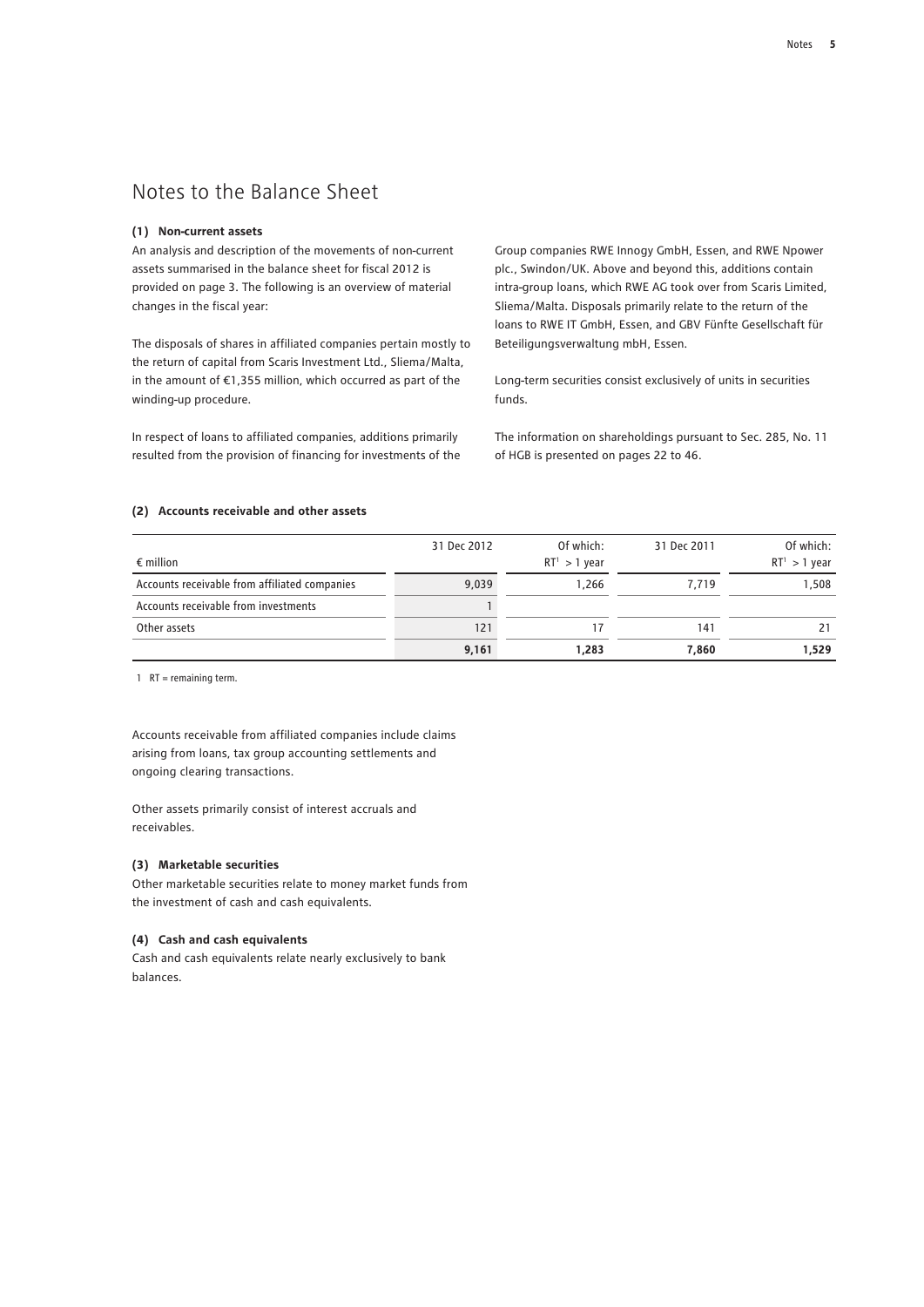# Notes to the Balance Sheet

#### (1) Non-current assets

An analysis and description of the movements of non-current assets summarised in the balance sheet for fiscal 2012 is provided on page 3. The following is an overview of material changes in the fiscal year:

The disposals of shares in affiliated companies pertain mostly to the return of capital from Scaris Investment Ltd., Sliema/Malta, in the amount of €1,355 million, which occurred as part of the winding-up procedure.

In respect of loans to affiliated companies, additions primarily resulted from the provision of financing for investments of the Group companies RWE Innogy GmbH, Essen, and RWE Npower plc., Swindon/UK. Above and beyond this, additions contain intra-group loans, which RWE AG took over from Scaris Limited, Sliema/Malta. Disposals primarily relate to the return of the loans to RWE IT GmbH, Essen, and GBV Fünfte Gesellschaft für Beteiligungsverwaltung mbH, Essen.

Long-term securities consist exclusively of units in securities funds.

The information on shareholdings pursuant to Sec. 285, No. 11 of HGB is presented on pages 22 to 46.

#### (2) Accounts receivable and other assets

| € million | 31 Dec 2012 | Of which: RT[1] > 1 year | 31 Dec 2011 | Of which: RT[1] > 1 year |
|---|---|---|---|---|
| Accounts receivable from affiliated companies | 9,039 | 1,266 | 7,719 | 1,508 |
| Accounts receivable from investments | 1 | | | |
| Other assets | 121 | 17 | 141 | 21 |
| | **9,161** | **1,283** | **7,860** | **1,529** |

1 RT = remaining term.

Accounts receivable from affiliated companies include claims arising from loans, tax group accounting settlements and ongoing clearing transactions.

Other assets primarily consist of interest accruals and receivables.

#### (3) Marketable securities

Other marketable securities relate to money market funds from the investment of cash and cash equivalents.

#### (4) Cash and cash equivalents

Cash and cash equivalents relate nearly exclusively to bank balances.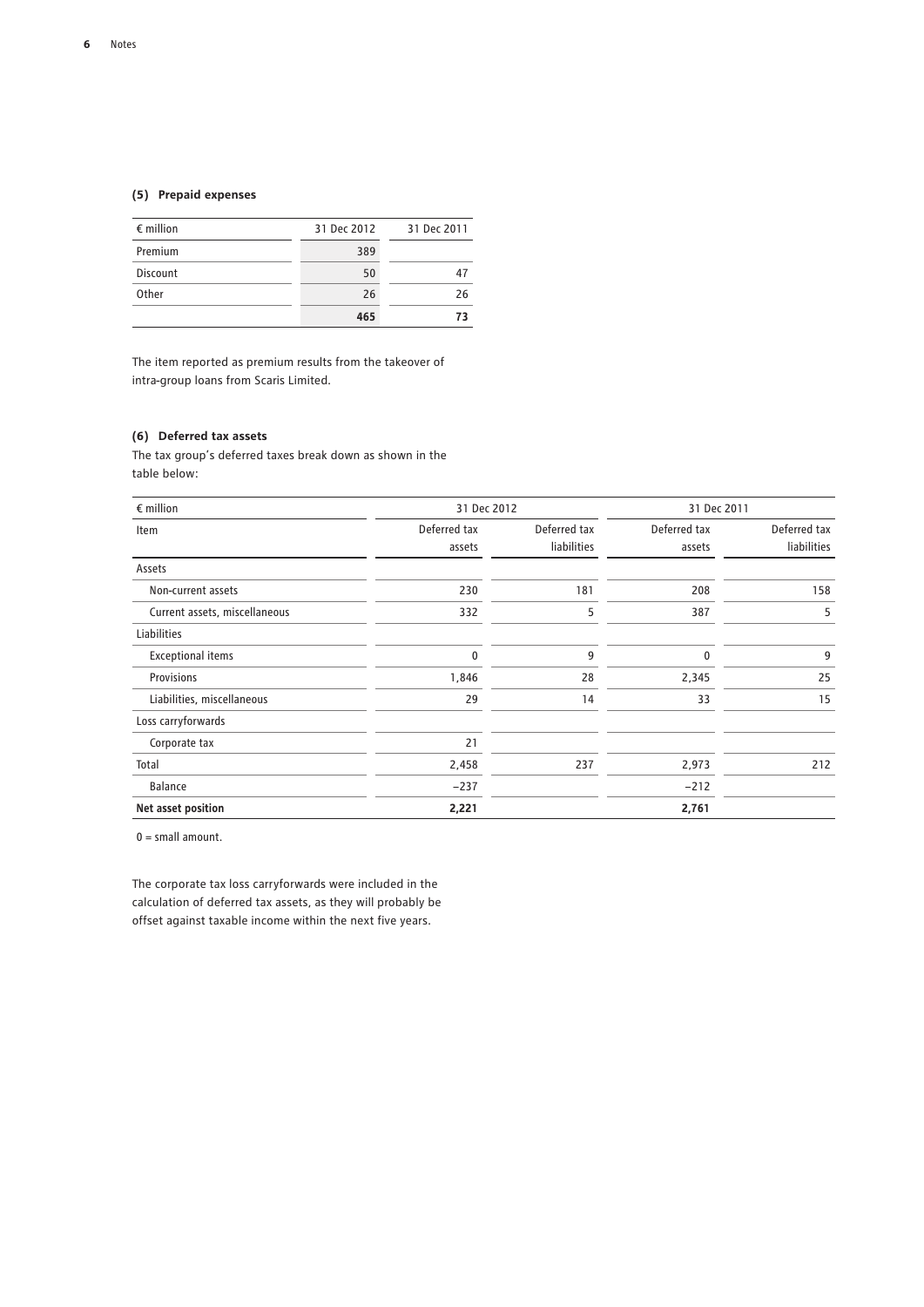### (5) Prepaid expenses

| € million | 31 Dec 2012 | 31 Dec 2011 |
|---|---|---|
| Premium | 389 | |
| Discount | 50 | 47 |
| Other | 26 | 26 |
| | **465** | **73** |

The item reported as premium results from the takeover of intra-group loans from Scaris Limited.

### (6) Deferred tax assets

The tax group's deferred taxes break down as shown in the table below:

| € million | 31 Dec 2012 | | 31 Dec 2011 | |
|---|---|---|---|---|
| Item | Deferred tax assets | Deferred tax liabilities | Deferred tax assets | Deferred tax liabilities |
| Assets | | | | |
| Non-current assets | 230 | 181 | 208 | 158 |
| Current assets, miscellaneous | 332 | 5 | 387 | 5 |
| Liabilities | | | | |
| Exceptional items | 0 | 9 | 0 | 9 |
| Provisions | 1,846 | 28 | 2,345 | 25 |
| Liabilities, miscellaneous | 29 | 14 | 33 | 15 |
| Loss carryforwards | | | | |
| Corporate tax | 21 | | | |
| Total | 2,458 | 237 | 2,973 | 212 |
| Balance | −237 | | −212 | |
| **Net asset position** | **2,221** | | **2,761** | |

0 = small amount.

The corporate tax loss carryforwards were included in the calculation of deferred tax assets, as they will probably be offset against taxable income within the next five years.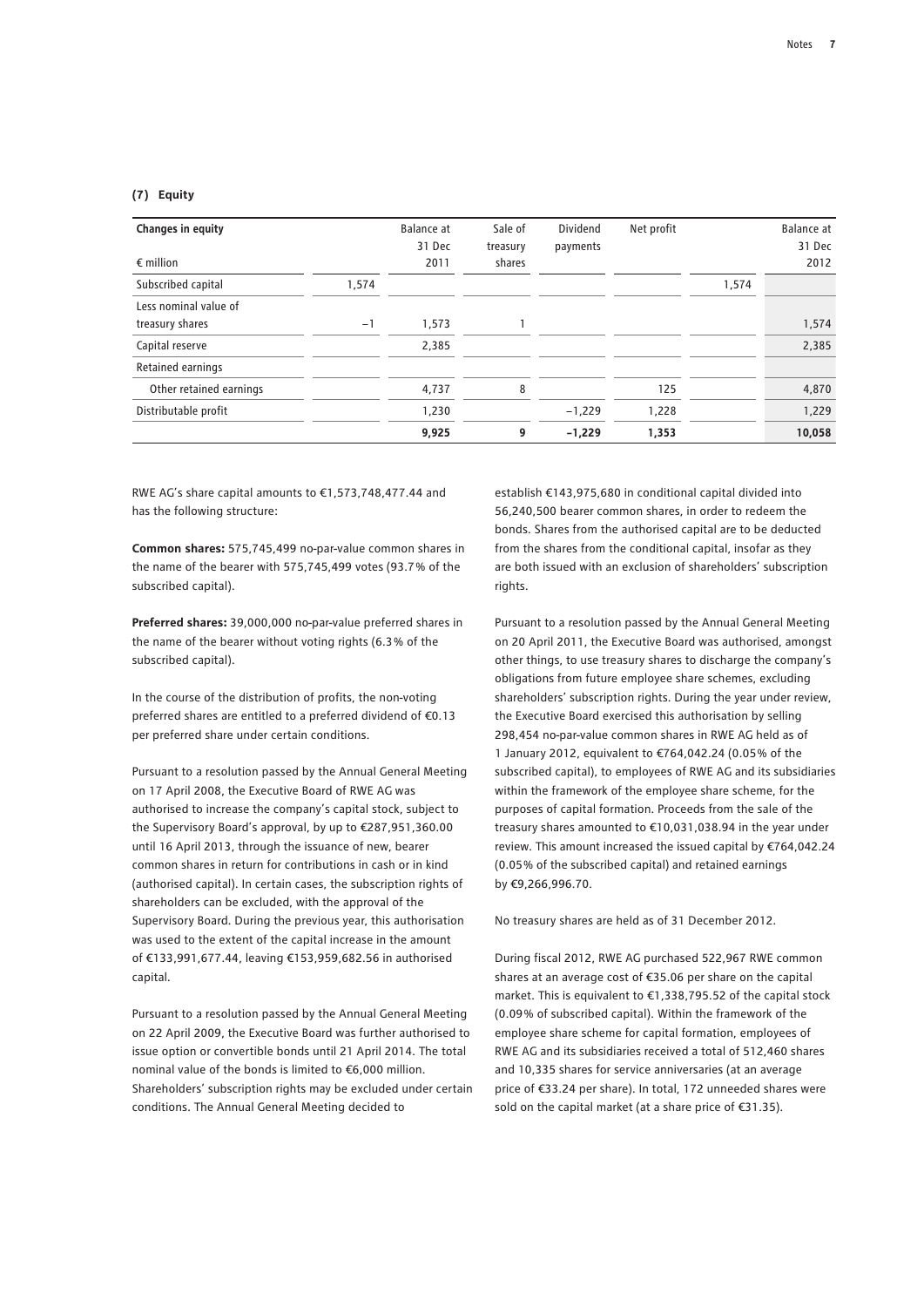### (7) Equity

| Changes in equity<br>€ million | | Balance at 31 Dec 2011 | Sale of treasury shares | Dividend payments | Net profit | | Balance at 31 Dec 2012 |
|---|---|---|---|---|---|---|---|
| Subscribed capital | 1,574 | | | | | 1,574 | |
| Less nominal value of treasury shares | −1 | 1,573 | 1 | | | | 1,574 |
| Capital reserve | | 2,385 | | | | | 2,385 |
| Retained earnings | | | | | | | |
| Other retained earnings | | 4,737 | 8 | | 125 | | 4,870 |
| Distributable profit | | 1,230 | | −1,229 | 1,228 | | 1,229 |
| | | **9,925** | **9** | **−1,229** | **1,353** | | **10,058** |

RWE AG's share capital amounts to €1,573,748,477.44 and has the following structure:

**Common shares:** 575,745,499 no-par-value common shares in the name of the bearer with 575,745,499 votes (93.7% of the subscribed capital).

**Preferred shares:** 39,000,000 no-par-value preferred shares in the name of the bearer without voting rights (6.3% of the subscribed capital).

In the course of the distribution of profits, the non-voting preferred shares are entitled to a preferred dividend of €0.13 per preferred share under certain conditions.

Pursuant to a resolution passed by the Annual General Meeting on 17 April 2008, the Executive Board of RWE AG was authorised to increase the company's capital stock, subject to the Supervisory Board's approval, by up to €287,951,360.00 until 16 April 2013, through the issuance of new, bearer common shares in return for contributions in cash or in kind (authorised capital). In certain cases, the subscription rights of shareholders can be excluded, with the approval of the Supervisory Board. During the previous year, this authorisation was used to the extent of the capital increase in the amount of €133,991,677.44, leaving €153,959,682.56 in authorised capital.

Pursuant to a resolution passed by the Annual General Meeting on 22 April 2009, the Executive Board was further authorised to issue option or convertible bonds until 21 April 2014. The total nominal value of the bonds is limited to €6,000 million. Shareholders' subscription rights may be excluded under certain conditions. The Annual General Meeting decided to establish €143,975,680 in conditional capital divided into 56,240,500 bearer common shares, in order to redeem the bonds. Shares from the authorised capital are to be deducted from the shares from the conditional capital, insofar as they are both issued with an exclusion of shareholders' subscription rights.

Pursuant to a resolution passed by the Annual General Meeting on 20 April 2011, the Executive Board was authorised, amongst other things, to use treasury shares to discharge the company's obligations from future employee share schemes, excluding shareholders' subscription rights. During the year under review, the Executive Board exercised this authorisation by selling 298,454 no-par-value common shares in RWE AG held as of 1 January 2012, equivalent to €764,042.24 (0.05% of the subscribed capital), to employees of RWE AG and its subsidiaries within the framework of the employee share scheme, for the purposes of capital formation. Proceeds from the sale of the treasury shares amounted to €10,031,038.94 in the year under review. This amount increased the issued capital by €764,042.24 (0.05% of the subscribed capital) and retained earnings by €9,266,996.70.

No treasury shares are held as of 31 December 2012.

During fiscal 2012, RWE AG purchased 522,967 RWE common shares at an average cost of €35.06 per share on the capital market. This is equivalent to €1,338,795.52 of the capital stock (0.09% of subscribed capital). Within the framework of the employee share scheme for capital formation, employees of RWE AG and its subsidiaries received a total of 512,460 shares and 10,335 shares for service anniversaries (at an average price of €33.24 per share). In total, 172 unneeded shares were sold on the capital market (at a share price of €31.35).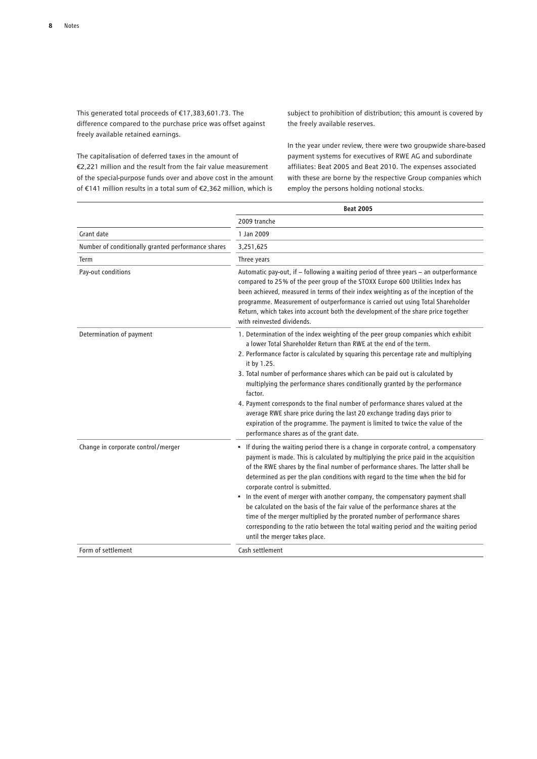This generated total proceeds of €17,383,601.73. The difference compared to the purchase price was offset against freely available retained earnings.

The capitalisation of deferred taxes in the amount of €2,221 million and the result from the fair value measurement of the special-purpose funds over and above cost in the amount of €141 million results in a total sum of €2,362 million, which is subject to prohibition of distribution; this amount is covered by the freely available reserves.

In the year under review, there were two groupwide share-based payment systems for executives of RWE AG and subordinate affiliates: Beat 2005 and Beat 2010. The expenses associated with these are borne by the respective Group companies which employ the persons holding notional stocks.

| | Beat 2005 |
|---|---|
| | 2009 tranche |
| Grant date | 1 Jan 2009 |
| Number of conditionally granted performance shares | 3,251,625 |
| Term | Three years |
| Pay-out conditions | Automatic pay-out, if – following a waiting period of three years – an outperformance compared to 25% of the peer group of the STOXX Europe 600 Utilities Index has been achieved, measured in terms of their index weighting as of the inception of the programme. Measurement of outperformance is carried out using Total Shareholder Return, which takes into account both the development of the share price together with reinvested dividends. |
| Determination of payment | 1. Determination of the index weighting of the peer group companies which exhibit a lower Total Shareholder Return than RWE at the end of the term.<br>2. Performance factor is calculated by squaring this percentage rate and multiplying it by 1.25.<br>3. Total number of performance shares which can be paid out is calculated by multiplying the performance shares conditionally granted by the performance factor.<br>4. Payment corresponds to the final number of performance shares valued at the average RWE share price during the last 20 exchange trading days prior to expiration of the programme. The payment is limited to twice the value of the performance shares as of the grant date. |
| Change in corporate control/merger | ▪ If during the waiting period there is a change in corporate control, a compensatory payment is made. This is calculated by multiplying the price paid in the acquisition of the RWE shares by the final number of performance shares. The latter shall be determined as per the plan conditions with regard to the time when the bid for corporate control is submitted.<br>▪ In the event of merger with another company, the compensatory payment shall be calculated on the basis of the fair value of the performance shares at the time of the merger multiplied by the prorated number of performance shares corresponding to the ratio between the total waiting period and the waiting period until the merger takes place. |
| Form of settlement | Cash settlement |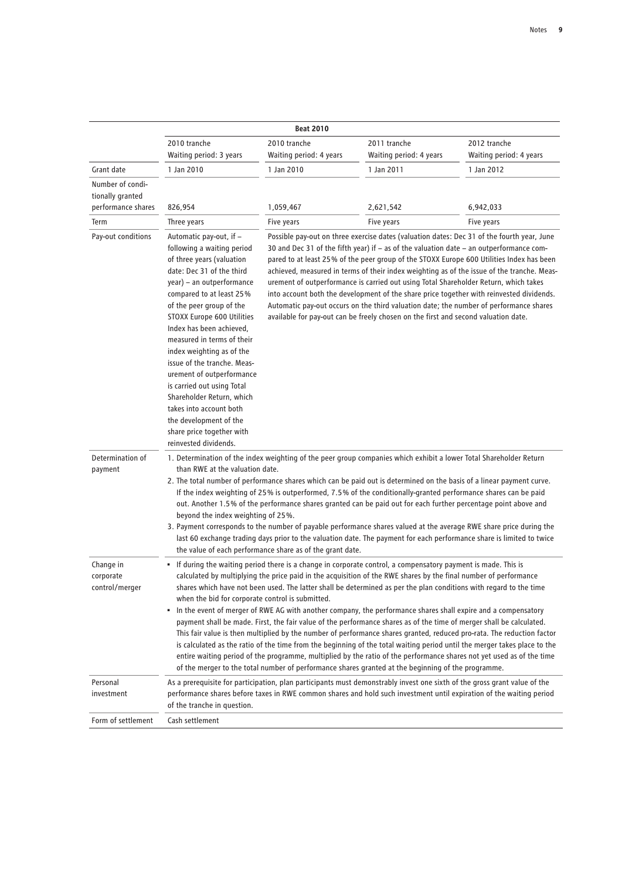| | Beat 2010 | | | |
|---|---|---|---|---|
| | 2010 tranche<br>Waiting period: 3 years | 2010 tranche<br>Waiting period: 4 years | 2011 tranche<br>Waiting period: 4 years | 2012 tranche<br>Waiting period: 4 years |
| Grant date | 1 Jan 2010 | 1 Jan 2010 | 1 Jan 2011 | 1 Jan 2012 |
| Number of conditionally granted performance shares | 826,954 | 1,059,467 | 2,621,542 | 6,942,033 |
| Term | Three years | Five years | Five years | Five years |
| Pay-out conditions | Automatic pay-out, if – following a waiting period of three years (valuation date: Dec 31 of the third year) – an outperformance compared to at least 25% of the peer group of the STOXX Europe 600 Utilities Index has been achieved, measured in terms of their index weighting as of the issue of the tranche. Measurement of outperformance is carried out using Total Shareholder Return, which takes into account both the development of the share price together with reinvested dividends. | Possible pay-out on three exercise dates (valuation dates: Dec 31 of the fourth year, June 30 and Dec 31 of the fifth year) if – as of the valuation date – an outperformance compared to at least 25% of the peer group of the STOXX Europe 600 Utilities Index has been achieved, measured in terms of their index weighting as of the issue of the tranche. Measurement of outperformance is carried out using Total Shareholder Return, which takes into account both the development of the share price together with reinvested dividends. Automatic pay-out occurs on the third valuation date; the number of performance shares available for pay-out can be freely chosen on the first and second valuation date. | | |
| Determination of payment | 1. Determination of the index weighting of the peer group companies which exhibit a lower Total Shareholder Return than RWE at the valuation date.<br>2. The total number of performance shares which can be paid out is determined on the basis of a linear payment curve. If the index weighting of 25% is outperformed, 7.5% of the conditionally-granted performance shares can be paid out. Another 1.5% of the performance shares granted can be paid out for each further percentage point above and beyond the index weighting of 25%.<br>3. Payment corresponds to the number of payable performance shares valued at the average RWE share price during the last 60 exchange trading days prior to the valuation date. The payment for each performance share is limited to twice the value of each performance share as of the grant date. | | | |
| Change in corporate control/merger | ▪ If during the waiting period there is a change in corporate control, a compensatory payment is made. This is calculated by multiplying the price paid in the acquisition of the RWE shares by the final number of performance shares which have not been used. The latter shall be determined as per the plan conditions with regard to the time when the bid for corporate control is submitted.<br>▪ In the event of merger of RWE AG with another company, the performance shares shall expire and a compensatory payment shall be made. First, the fair value of the performance shares as of the time of merger shall be calculated. This fair value is then multiplied by the number of performance shares granted, reduced pro-rata. The reduction factor is calculated as the ratio of the time from the beginning of the total waiting period until the merger takes place to the entire waiting period of the programme, multiplied by the ratio of the performance shares not yet used as of the time of the merger to the total number of performance shares granted at the beginning of the programme. | | | |
| Personal investment | As a prerequisite for participation, plan participants must demonstrably invest one sixth of the gross grant value of the performance shares before taxes in RWE common shares and hold such investment until expiration of the waiting period of the tranche in question. | | | |
| Form of settlement | Cash settlement | | | |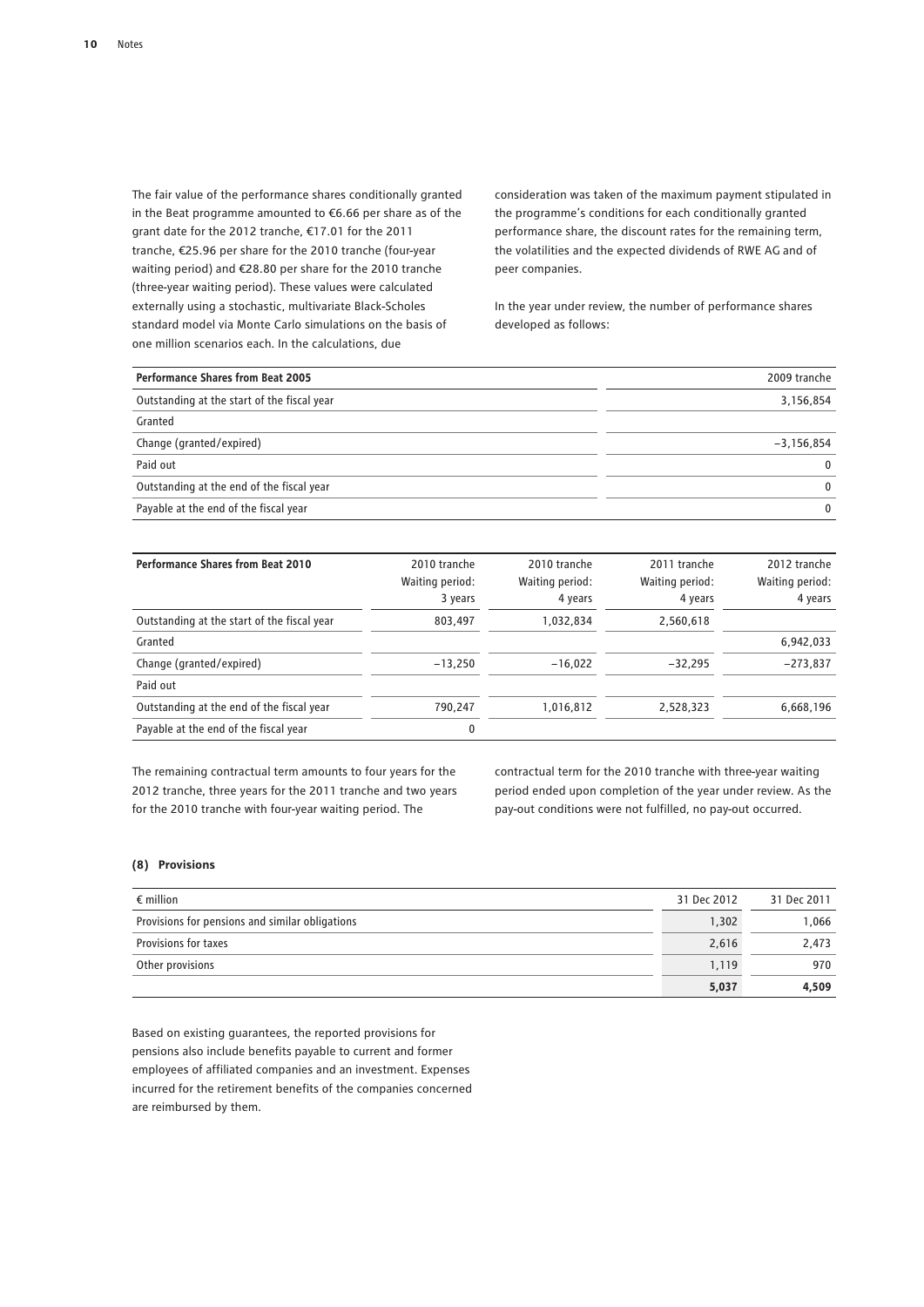The fair value of the performance shares conditionally granted in the Beat programme amounted to €6.66 per share as of the grant date for the 2012 tranche, €17.01 for the 2011 tranche, €25.96 per share for the 2010 tranche (four-year waiting period) and €28.80 per share for the 2010 tranche (three-year waiting period). These values were calculated externally using a stochastic, multivariate Black-Scholes standard model via Monte Carlo simulations on the basis of one million scenarios each. In the calculations, due consideration was taken of the maximum payment stipulated in the programme's conditions for each conditionally granted performance share, the discount rates for the remaining term, the volatilities and the expected dividends of RWE AG and of peer companies.

In the year under review, the number of performance shares developed as follows:

| **Performance Shares from Beat 2005** | 2009 tranche |
|---|---|
| Outstanding at the start of the fiscal year | 3,156,854 |
| Granted | |
| Change (granted/expired) | −3,156,854 |
| Paid out | 0 |
| Outstanding at the end of the fiscal year | 0 |
| Payable at the end of the fiscal year | 0 |

| **Performance Shares from Beat 2010** | 2010 tranche Waiting period: 3 years | 2010 tranche Waiting period: 4 years | 2011 tranche Waiting period: 4 years | 2012 tranche Waiting period: 4 years |
|---|---|---|---|---|
| Outstanding at the start of the fiscal year | 803,497 | 1,032,834 | 2,560,618 | |
| Granted | | | | 6,942,033 |
| Change (granted/expired) | −13,250 | −16,022 | −32,295 | −273,837 |
| Paid out | | | | |
| Outstanding at the end of the fiscal year | 790,247 | 1,016,812 | 2,528,323 | 6,668,196 |
| Payable at the end of the fiscal year | 0 | | | |

The remaining contractual term amounts to four years for the 2012 tranche, three years for the 2011 tranche and two years for the 2010 tranche with four-year waiting period. The contractual term for the 2010 tranche with three-year waiting period ended upon completion of the year under review. As the pay-out conditions were not fulfilled, no pay-out occurred.

### (8) Provisions

| € million | 31 Dec 2012 | 31 Dec 2011 |
|---|---|---|
| Provisions for pensions and similar obligations | 1,302 | 1,066 |
| Provisions for taxes | 2,616 | 2,473 |
| Other provisions | 1,119 | 970 |
| | **5,037** | **4,509** |

Based on existing guarantees, the reported provisions for pensions also include benefits payable to current and former employees of affiliated companies and an investment. Expenses incurred for the retirement benefits of the companies concerned are reimbursed by them.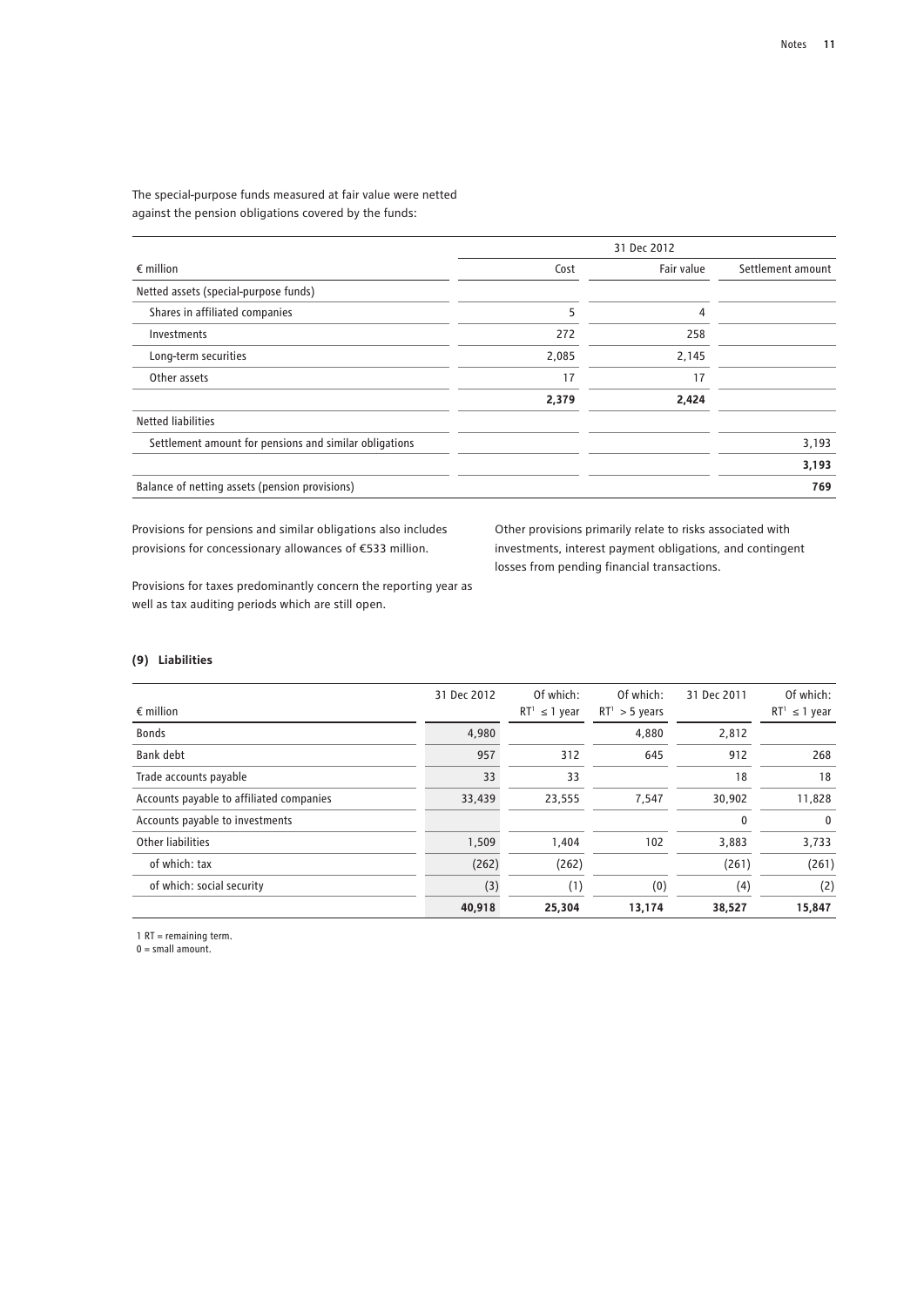The special-purpose funds measured at fair value were netted against the pension obligations covered by the funds:

| € million | 31 Dec 2012 | | |
|---|---|---|---|
| | Cost | Fair value | Settlement amount |
| Netted assets (special-purpose funds) | | | |
| Shares in affiliated companies | 5 | 4 | |
| Investments | 272 | 258 | |
| Long-term securities | 2,085 | 2,145 | |
| Other assets | 17 | 17 | |
| | **2,379** | **2,424** | |
| Netted liabilities | | | |
| Settlement amount for pensions and similar obligations | | | 3,193 |
| | | | **3,193** |
| Balance of netting assets (pension provisions) | | | **769** |

Provisions for pensions and similar obligations also includes provisions for concessionary allowances of €533 million.

Provisions for taxes predominantly concern the reporting year as well as tax auditing periods which are still open.

Other provisions primarily relate to risks associated with investments, interest payment obligations, and contingent losses from pending financial transactions.

### (9) Liabilities

| € million | 31 Dec 2012 | Of which: RT[1] ≤ 1 year | Of which: RT[1] > 5 years | 31 Dec 2011 | Of which: RT[1] ≤ 1 year |
|---|---|---|---|---|---|
| Bonds | 4,980 | | 4,880 | 2,812 | |
| Bank debt | 957 | 312 | 645 | 912 | 268 |
| Trade accounts payable | 33 | 33 | | 18 | 18 |
| Accounts payable to affiliated companies | 33,439 | 23,555 | 7,547 | 30,902 | 11,828 |
| Accounts payable to investments | | | | 0 | 0 |
| Other liabilities | 1,509 | 1,404 | 102 | 3,883 | 3,733 |
| of which: tax | (262) | (262) | | (261) | (261) |
| of which: social security | (3) | (1) | (0) | (4) | (2) |
| | **40,918** | **25,304** | **13,174** | **38,527** | **15,847** |

1 RT = remaining term.
0 = small amount.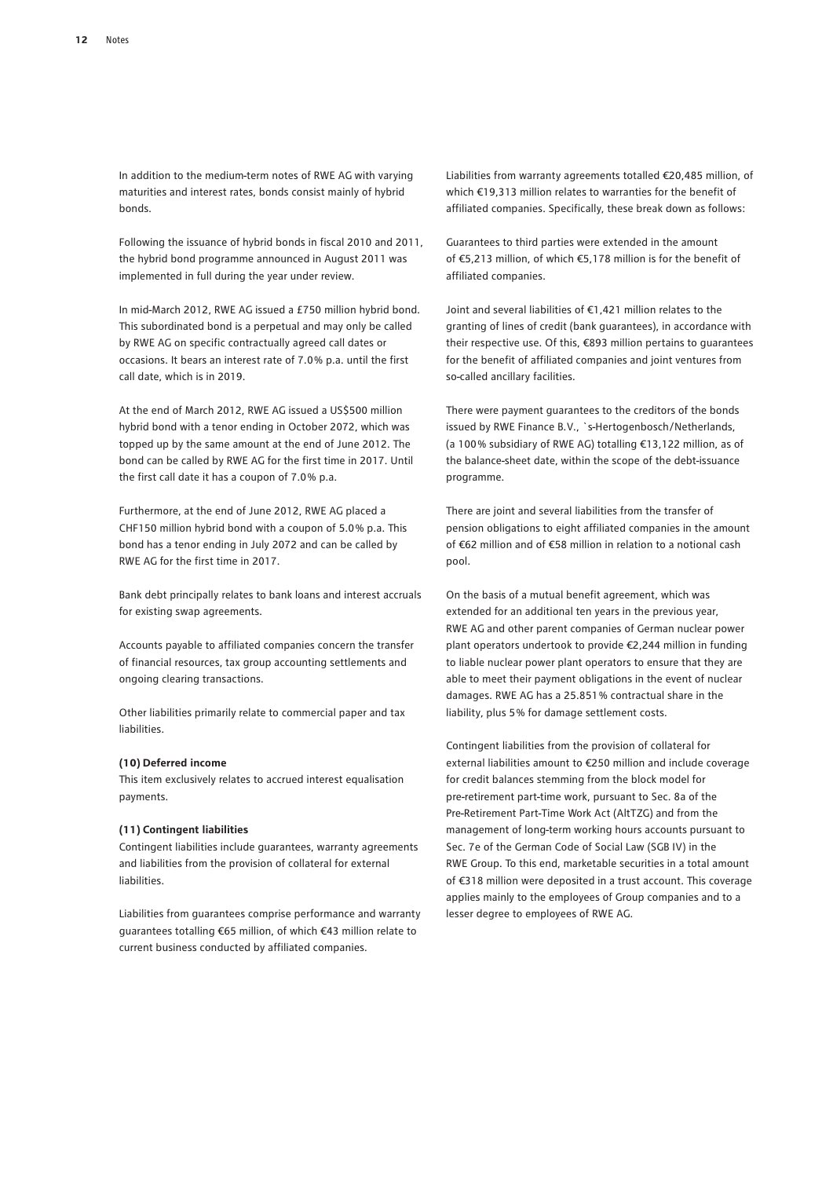In addition to the medium-term notes of RWE AG with varying maturities and interest rates, bonds consist mainly of hybrid bonds.

Following the issuance of hybrid bonds in fiscal 2010 and 2011, the hybrid bond programme announced in August 2011 was implemented in full during the year under review.

In mid-March 2012, RWE AG issued a £750 million hybrid bond. This subordinated bond is a perpetual and may only be called by RWE AG on specific contractually agreed call dates or occasions. It bears an interest rate of 7.0% p.a. until the first call date, which is in 2019.

At the end of March 2012, RWE AG issued a US$500 million hybrid bond with a tenor ending in October 2072, which was topped up by the same amount at the end of June 2012. The bond can be called by RWE AG for the first time in 2017. Until the first call date it has a coupon of 7.0% p.a.

Furthermore, at the end of June 2012, RWE AG placed a CHF150 million hybrid bond with a coupon of 5.0% p.a. This bond has a tenor ending in July 2072 and can be called by RWE AG for the first time in 2017.

Bank debt principally relates to bank loans and interest accruals for existing swap agreements.

Accounts payable to affiliated companies concern the transfer of financial resources, tax group accounting settlements and ongoing clearing transactions.

Other liabilities primarily relate to commercial paper and tax liabilities.

**(10) Deferred income**

This item exclusively relates to accrued interest equalisation payments.

**(11) Contingent liabilities**

Contingent liabilities include guarantees, warranty agreements and liabilities from the provision of collateral for external liabilities.

Liabilities from guarantees comprise performance and warranty guarantees totalling €65 million, of which €43 million relate to current business conducted by affiliated companies.

Liabilities from warranty agreements totalled €20,485 million, of which €19,313 million relates to warranties for the benefit of affiliated companies. Specifically, these break down as follows:

Guarantees to third parties were extended in the amount of €5,213 million, of which €5,178 million is for the benefit of affiliated companies.

Joint and several liabilities of €1,421 million relates to the granting of lines of credit (bank guarantees), in accordance with their respective use. Of this, €893 million pertains to guarantees for the benefit of affiliated companies and joint ventures from so-called ancillary facilities.

There were payment guarantees to the creditors of the bonds issued by RWE Finance B.V., `s-Hertogenbosch/Netherlands, (a 100% subsidiary of RWE AG) totalling €13,122 million, as of the balance-sheet date, within the scope of the debt-issuance programme.

There are joint and several liabilities from the transfer of pension obligations to eight affiliated companies in the amount of €62 million and of €58 million in relation to a notional cash pool.

On the basis of a mutual benefit agreement, which was extended for an additional ten years in the previous year, RWE AG and other parent companies of German nuclear power plant operators undertook to provide €2,244 million in funding to liable nuclear power plant operators to ensure that they are able to meet their payment obligations in the event of nuclear damages. RWE AG has a 25.851% contractual share in the liability, plus 5% for damage settlement costs.

Contingent liabilities from the provision of collateral for external liabilities amount to €250 million and include coverage for credit balances stemming from the block model for pre-retirement part-time work, pursuant to Sec. 8a of the Pre-Retirement Part-Time Work Act (AltTZG) and from the management of long-term working hours accounts pursuant to Sec. 7e of the German Code of Social Law (SGB IV) in the RWE Group. To this end, marketable securities in a total amount of €318 million were deposited in a trust account. This coverage applies mainly to the employees of Group companies and to a lesser degree to employees of RWE AG.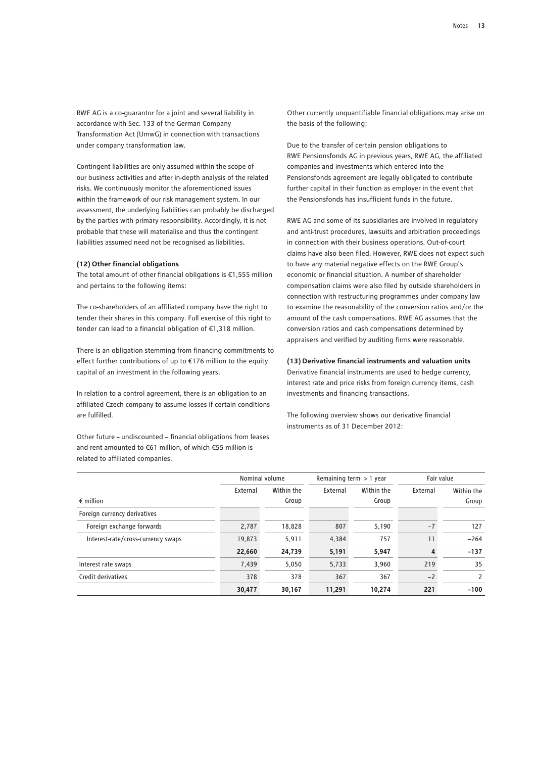RWE AG is a co-guarantor for a joint and several liability in accordance with Sec. 133 of the German Company Transformation Act (UmwG) in connection with transactions under company transformation law.

Contingent liabilities are only assumed within the scope of our business activities and after in-depth analysis of the related risks. We continuously monitor the aforementioned issues within the framework of our risk management system. In our assessment, the underlying liabilities can probably be discharged by the parties with primary responsibility. Accordingly, it is not probable that these will materialise and thus the contingent liabilities assumed need not be recognised as liabilities.

### (12) Other financial obligations

The total amount of other financial obligations is €1,555 million and pertains to the following items:

The co-shareholders of an affiliated company have the right to tender their shares in this company. Full exercise of this right to tender can lead to a financial obligation of €1,318 million.

There is an obligation stemming from financing commitments to effect further contributions of up to €176 million to the equity capital of an investment in the following years.

In relation to a control agreement, there is an obligation to an affiliated Czech company to assume losses if certain conditions are fulfilled.

Other future – undiscounted – financial obligations from leases and rent amounted to €61 million, of which €55 million is related to affiliated companies.

Other currently unquantifiable financial obligations may arise on the basis of the following:

Due to the transfer of certain pension obligations to RWE Pensionsfonds AG in previous years, RWE AG, the affiliated companies and investments which entered into the Pensionsfonds agreement are legally obligated to contribute further capital in their function as employer in the event that the Pensionsfonds has insufficient funds in the future.

RWE AG and some of its subsidiaries are involved in regulatory and anti-trust procedures, lawsuits and arbitration proceedings in connection with their business operations. Out-of-court claims have also been filed. However, RWE does not expect such to have any material negative effects on the RWE Group's economic or financial situation. A number of shareholder compensation claims were also filed by outside shareholders in connection with restructuring programmes under company law to examine the reasonability of the conversion ratios and/or the amount of the cash compensations. RWE AG assumes that the conversion ratios and cash compensations determined by appraisers and verified by auditing firms were reasonable.

### (13) Derivative financial instruments and valuation units

Derivative financial instruments are used to hedge currency, interest rate and price risks from foreign currency items, cash investments and financing transactions.

The following overview shows our derivative financial instruments as of 31 December 2012:

| € million | Nominal volume | | Remaining term > 1 year | | Fair value | |
|---|---|---|---|---|---|---|
| | External | Within the Group | External | Within the Group | External | Within the Group |
| Foreign currency derivatives | | | | | | |
| Foreign exchange forwards | 2,787 | 18,828 | 807 | 5,190 | −7 | 127 |
| Interest-rate/cross-currency swaps | 19,873 | 5,911 | 4,384 | 757 | 11 | −264 |
| | **22,660** | **24,739** | **5,191** | **5,947** | **4** | **−137** |
| Interest rate swaps | 7,439 | 5,050 | 5,733 | 3,960 | 219 | 35 |
| Credit derivatives | 378 | 378 | 367 | 367 | −2 | 2 |
| | **30,477** | **30,167** | **11,291** | **10,274** | **221** | **−100** |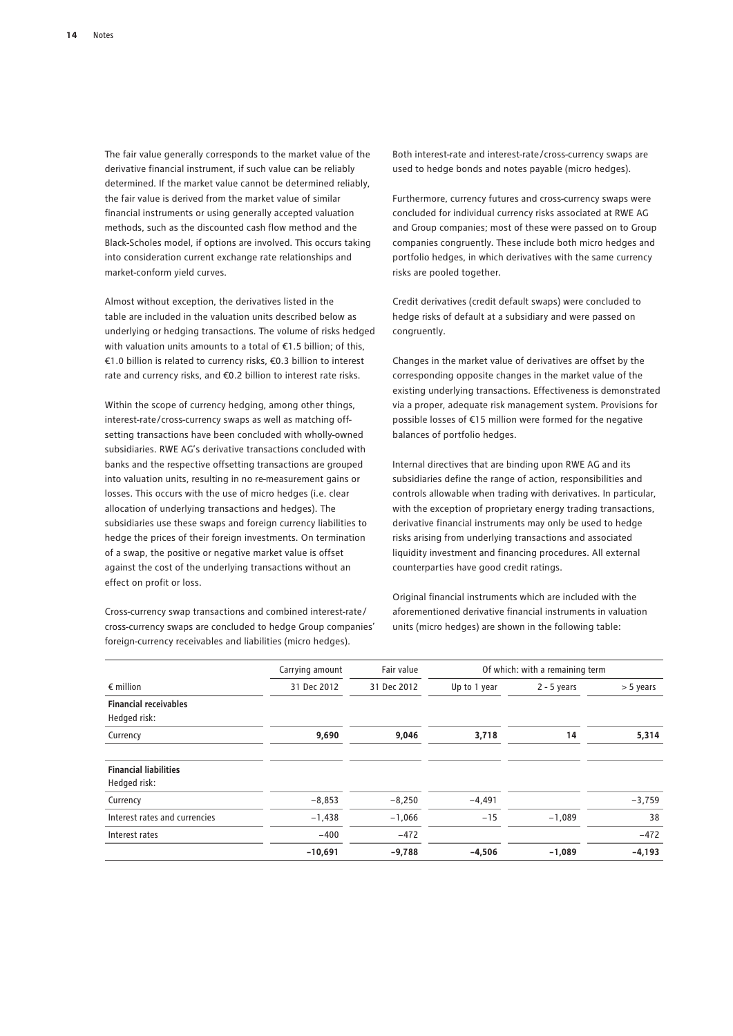The fair value generally corresponds to the market value of the derivative financial instrument, if such value can be reliably determined. If the market value cannot be determined reliably, the fair value is derived from the market value of similar financial instruments or using generally accepted valuation methods, such as the discounted cash flow method and the Black-Scholes model, if options are involved. This occurs taking into consideration current exchange rate relationships and market-conform yield curves.

Almost without exception, the derivatives listed in the table are included in the valuation units described below as underlying or hedging transactions. The volume of risks hedged with valuation units amounts to a total of €1.5 billion; of this, €1.0 billion is related to currency risks, €0.3 billion to interest rate and currency risks, and €0.2 billion to interest rate risks.

Within the scope of currency hedging, among other things, interest-rate/cross-currency swaps as well as matching offsetting transactions have been concluded with wholly-owned subsidiaries. RWE AG's derivative transactions concluded with banks and the respective offsetting transactions are grouped into valuation units, resulting in no re-measurement gains or losses. This occurs with the use of micro hedges (i.e. clear allocation of underlying transactions and hedges). The subsidiaries use these swaps and foreign currency liabilities to hedge the prices of their foreign investments. On termination of a swap, the positive or negative market value is offset against the cost of the underlying transactions without an effect on profit or loss.

Cross-currency swap transactions and combined interest-rate/cross-currency swaps are concluded to hedge Group companies' foreign-currency receivables and liabilities (micro hedges).

Both interest-rate and interest-rate/cross-currency swaps are used to hedge bonds and notes payable (micro hedges).

Furthermore, currency futures and cross-currency swaps were concluded for individual currency risks associated at RWE AG and Group companies; most of these were passed on to Group companies congruently. These include both micro hedges and portfolio hedges, in which derivatives with the same currency risks are pooled together.

Credit derivatives (credit default swaps) were concluded to hedge risks of default at a subsidiary and were passed on congruently.

Changes in the market value of derivatives are offset by the corresponding opposite changes in the market value of the existing underlying transactions. Effectiveness is demonstrated via a proper, adequate risk management system. Provisions for possible losses of €15 million were formed for the negative balances of portfolio hedges.

Internal directives that are binding upon RWE AG and its subsidiaries define the range of action, responsibilities and controls allowable when trading with derivatives. In particular, with the exception of proprietary energy trading transactions, derivative financial instruments may only be used to hedge risks arising from underlying transactions and associated liquidity investment and financing procedures. All external counterparties have good credit ratings.

Original financial instruments which are included with the aforementioned derivative financial instruments in valuation units (micro hedges) are shown in the following table:

| | Carrying amount | Fair value | Of which: with a remaining term | | |
|---|---|---|---|---|---|
| € million | 31 Dec 2012 | 31 Dec 2012 | Up to 1 year | 2 - 5 years | > 5 years |
| **Financial receivables**<br>Hedged risk: | | | | | |
| Currency | **9,690** | **9,046** | **3,718** | **14** | **5,314** |
| **Financial liabilities**<br>Hedged risk: | | | | | |
| Currency | −8,853 | −8,250 | −4,491 | | −3,759 |
| Interest rates and currencies | −1,438 | −1,066 | −15 | −1,089 | 38 |
| Interest rates | −400 | −472 | | | −472 |
| | **−10,691** | **−9,788** | **−4,506** | **−1,089** | **−4,193** |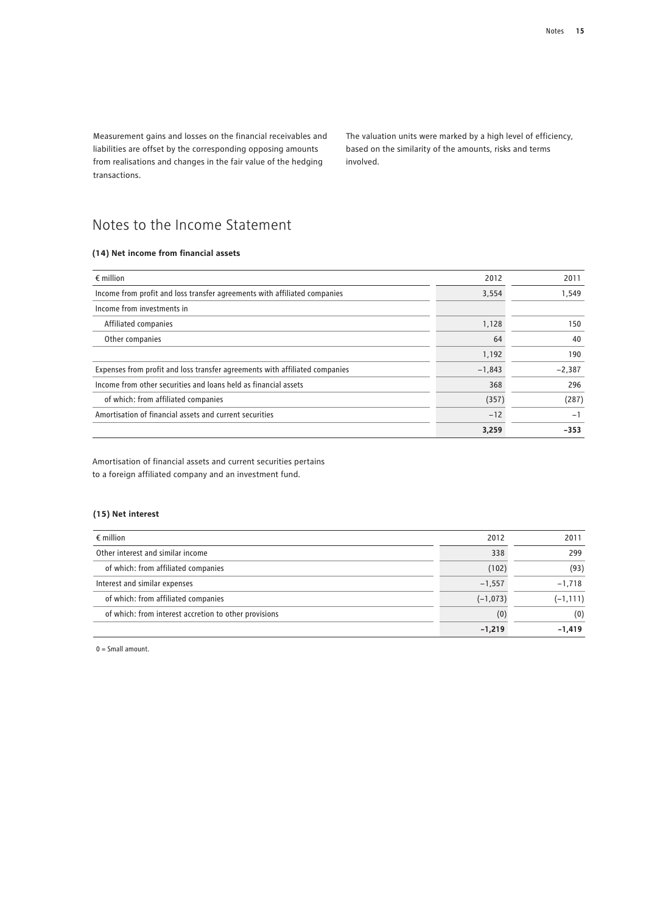Measurement gains and losses on the financial receivables and liabilities are offset by the corresponding opposing amounts from realisations and changes in the fair value of the hedging transactions.

The valuation units were marked by a high level of efficiency, based on the similarity of the amounts, risks and terms involved.

# Notes to the Income Statement

### (14) Net income from financial assets

| € million | 2012 | 2011 |
|---|---|---|
| Income from profit and loss transfer agreements with affiliated companies | 3,554 | 1,549 |
| Income from investments in | | |
| Affiliated companies | 1,128 | 150 |
| Other companies | 64 | 40 |
| | 1,192 | 190 |
| Expenses from profit and loss transfer agreements with affiliated companies | –1,843 | –2,387 |
| Income from other securities and loans held as financial assets | 368 | 296 |
| of which: from affiliated companies | (357) | (287) |
| Amortisation of financial assets and current securities | –12 | –1 |
| | **3,259** | **–353** |

Amortisation of financial assets and current securities pertains to a foreign affiliated company and an investment fund.

### (15) Net interest

| € million | 2012 | 2011 |
|---|---|---|
| Other interest and similar income | 338 | 299 |
| of which: from affiliated companies | (102) | (93) |
| Interest and similar expenses | –1,557 | –1,718 |
| of which: from affiliated companies | (–1,073) | (–1,111) |
| of which: from interest accretion to other provisions | (0) | (0) |
| | **–1,219** | **–1,419** |

0 = Small amount.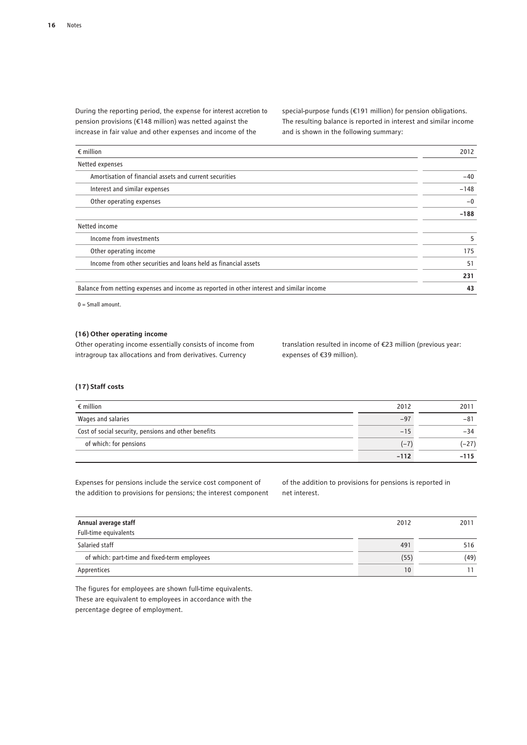During the reporting period, the expense for interest accretion to pension provisions (€148 million) was netted against the increase in fair value and other expenses and income of the special-purpose funds (€191 million) for pension obligations. The resulting balance is reported in interest and similar income and is shown in the following summary:

| € million | 2012 |
|---|---|
| Netted expenses | |
| Amortisation of financial assets and current securities | –40 |
| Interest and similar expenses | –148 |
| Other operating expenses | –0 |
| | **–188** |
| Netted income | |
| Income from investments | 5 |
| Other operating income | 175 |
| Income from other securities and loans held as financial assets | 51 |
| | **231** |
| Balance from netting expenses and income as reported in other interest and similar income | **43** |

0 = Small amount.

### (16) Other operating income

Other operating income essentially consists of income from intragroup tax allocations and from derivatives. Currency translation resulted in income of €23 million (previous year: expenses of €39 million).

### (17) Staff costs

| € million | 2012 | 2011 |
|---|---|---|
| Wages and salaries | –97 | –81 |
| Cost of social security, pensions and other benefits | –15 | –34 |
| of which: for pensions | (–7) | (–27) |
| | **–112** | **–115** |

Expenses for pensions include the service cost component of the addition to provisions for pensions; the interest component of the addition to provisions for pensions is reported in net interest.

| **Annual average staff** Full-time equivalents | 2012 | 2011 |
|---|---|---|
| Salaried staff | 491 | 516 |
| of which: part-time and fixed-term employees | (55) | (49) |
| Apprentices | 10 | 11 |

The figures for employees are shown full-time equivalents. These are equivalent to employees in accordance with the percentage degree of employment.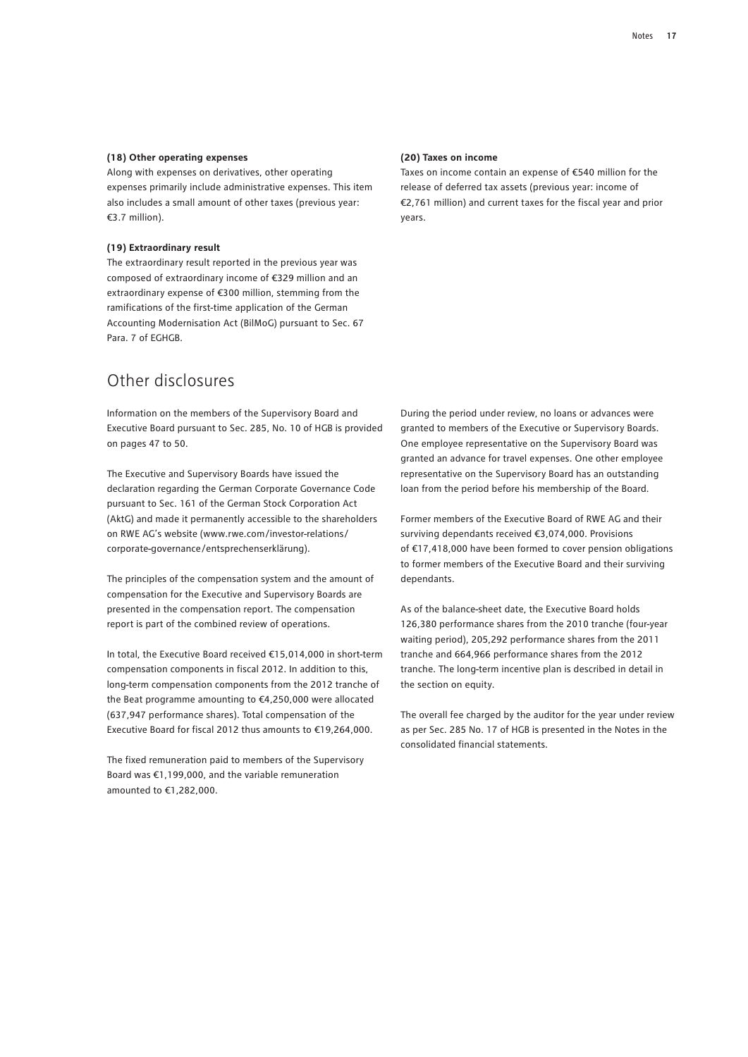### (18) Other operating expenses

Along with expenses on derivatives, other operating expenses primarily include administrative expenses. This item also includes a small amount of other taxes (previous year: €3.7 million).

### (19) Extraordinary result

The extraordinary result reported in the previous year was composed of extraordinary income of €329 million and an extraordinary expense of €300 million, stemming from the ramifications of the first-time application of the German Accounting Modernisation Act (BilMoG) pursuant to Sec. 67 Para. 7 of EGHGB.

### (20) Taxes on income

Taxes on income contain an expense of €540 million for the release of deferred tax assets (previous year: income of €2,761 million) and current taxes for the fiscal year and prior years.

## Other disclosures

Information on the members of the Supervisory Board and Executive Board pursuant to Sec. 285, No. 10 of HGB is provided on pages 47 to 50.

The Executive and Supervisory Boards have issued the declaration regarding the German Corporate Governance Code pursuant to Sec. 161 of the German Stock Corporation Act (AktG) and made it permanently accessible to the shareholders on RWE AG's website (www.rwe.com/investor-relations/corporate-governance/entsprechenserklärung).

The principles of the compensation system and the amount of compensation for the Executive and Supervisory Boards are presented in the compensation report. The compensation report is part of the combined review of operations.

In total, the Executive Board received €15,014,000 in short-term compensation components in fiscal 2012. In addition to this, long-term compensation components from the 2012 tranche of the Beat programme amounting to €4,250,000 were allocated (637,947 performance shares). Total compensation of the Executive Board for fiscal 2012 thus amounts to €19,264,000.

The fixed remuneration paid to members of the Supervisory Board was €1,199,000, and the variable remuneration amounted to €1,282,000.

During the period under review, no loans or advances were granted to members of the Executive or Supervisory Boards. One employee representative on the Supervisory Board was granted an advance for travel expenses. One other employee representative on the Supervisory Board has an outstanding loan from the period before his membership of the Board.

Former members of the Executive Board of RWE AG and their surviving dependants received €3,074,000. Provisions of €17,418,000 have been formed to cover pension obligations to former members of the Executive Board and their surviving dependants.

As of the balance-sheet date, the Executive Board holds 126,380 performance shares from the 2010 tranche (four-year waiting period), 205,292 performance shares from the 2011 tranche and 664,966 performance shares from the 2012 tranche. The long-term incentive plan is described in detail in the section on equity.

The overall fee charged by the auditor for the year under review as per Sec. 285 No. 17 of HGB is presented in the Notes in the consolidated financial statements.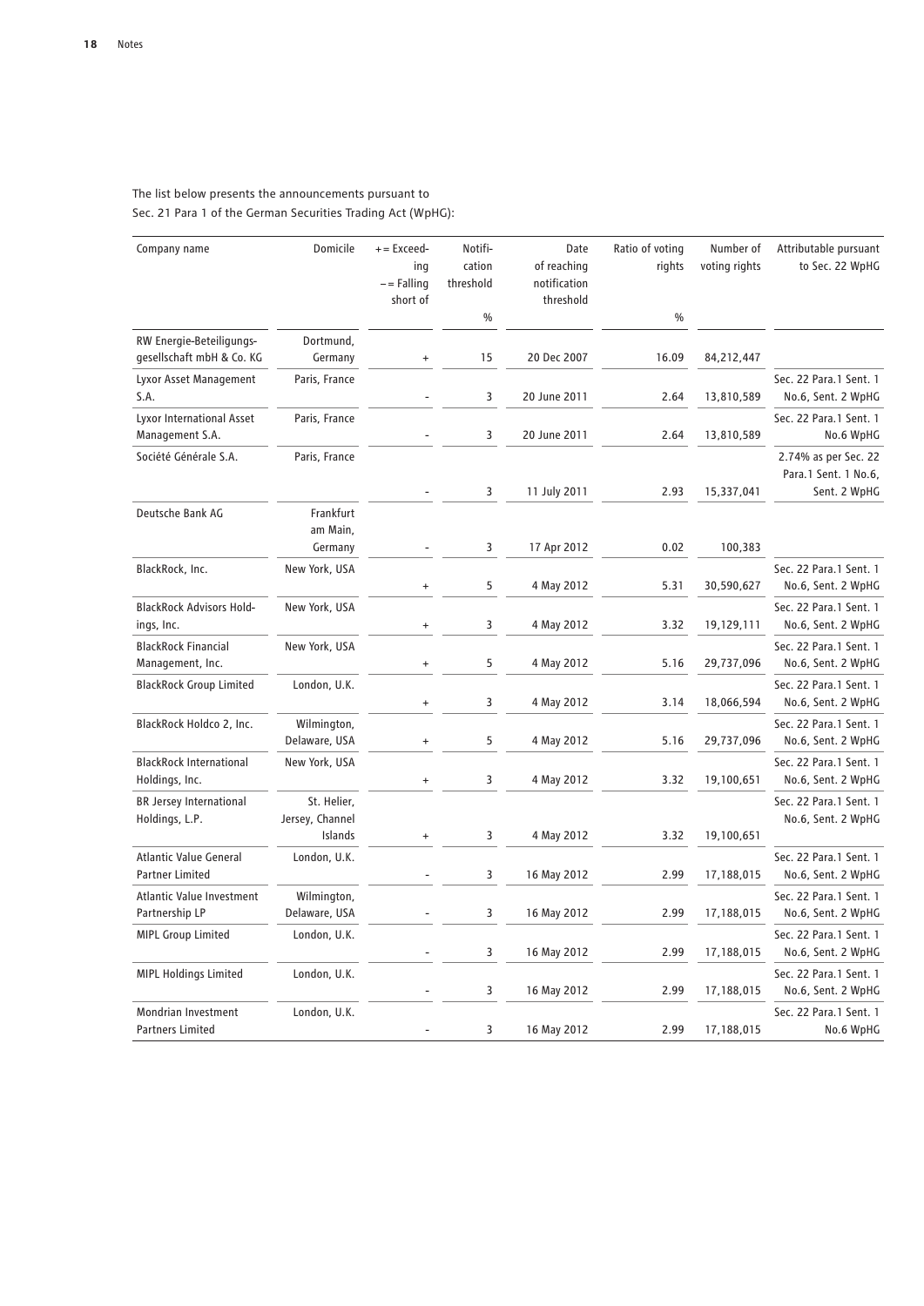The list below presents the announcements pursuant to Sec. 21 Para 1 of the German Securities Trading Act (WpHG):

| Company name | Domicile | + = Exceeding<br>– = Falling short of | Notification threshold<br>% | Date of reaching notification threshold | Ratio of voting rights<br>% | Number of voting rights | Attributable pursuant to Sec. 22 WpHG |
|---|---|---|---|---|---|---|---|
| RW Energie-Beteiligungsgesellschaft mbH & Co. KG | Dortmund, Germany | + | 15 | 20 Dec 2007 | 16.09 | 84,212,447 | |
| Lyxor Asset Management S.A. | Paris, France | - | 3 | 20 June 2011 | 2.64 | 13,810,589 | Sec. 22 Para.1 Sent. 1 No.6, Sent. 2 WpHG |
| Lyxor International Asset Management S.A. | Paris, France | - | 3 | 20 June 2011 | 2.64 | 13,810,589 | Sec. 22 Para.1 Sent. 1 No.6 WpHG |
| Société Générale S.A. | Paris, France | - | 3 | 11 July 2011 | 2.93 | 15,337,041 | 2.74% as per Sec. 22 Para.1 Sent. 1 No.6, Sent. 2 WpHG |
| Deutsche Bank AG | Frankfurt am Main, Germany | - | 3 | 17 Apr 2012 | 0.02 | 100,383 | |
| BlackRock, Inc. | New York, USA | + | 5 | 4 May 2012 | 5.31 | 30,590,627 | Sec. 22 Para.1 Sent. 1 No.6, Sent. 2 WpHG |
| BlackRock Advisors Holdings, Inc. | New York, USA | + | 3 | 4 May 2012 | 3.32 | 19,129,111 | Sec. 22 Para.1 Sent. 1 No.6, Sent. 2 WpHG |
| BlackRock Financial Management, Inc. | New York, USA | + | 5 | 4 May 2012 | 5.16 | 29,737,096 | Sec. 22 Para.1 Sent. 1 No.6, Sent. 2 WpHG |
| BlackRock Group Limited | London, U.K. | + | 3 | 4 May 2012 | 3.14 | 18,066,594 | Sec. 22 Para.1 Sent. 1 No.6, Sent. 2 WpHG |
| BlackRock Holdco 2, Inc. | Wilmington, Delaware, USA | + | 5 | 4 May 2012 | 5.16 | 29,737,096 | Sec. 22 Para.1 Sent. 1 No.6, Sent. 2 WpHG |
| BlackRock International Holdings, Inc. | New York, USA | + | 3 | 4 May 2012 | 3.32 | 19,100,651 | Sec. 22 Para.1 Sent. 1 No.6, Sent. 2 WpHG |
| BR Jersey International Holdings, L.P. | St. Helier, Jersey, Channel Islands | + | 3 | 4 May 2012 | 3.32 | 19,100,651 | Sec. 22 Para.1 Sent. 1 No.6, Sent. 2 WpHG |
| Atlantic Value General Partner Limited | London, U.K. | - | 3 | 16 May 2012 | 2.99 | 17,188,015 | Sec. 22 Para.1 Sent. 1 No.6, Sent. 2 WpHG |
| Atlantic Value Investment Partnership LP | Wilmington, Delaware, USA | - | 3 | 16 May 2012 | 2.99 | 17,188,015 | Sec. 22 Para.1 Sent. 1 No.6, Sent. 2 WpHG |
| MIPL Group Limited | London, U.K. | - | 3 | 16 May 2012 | 2.99 | 17,188,015 | Sec. 22 Para.1 Sent. 1 No.6, Sent. 2 WpHG |
| MIPL Holdings Limited | London, U.K. | - | 3 | 16 May 2012 | 2.99 | 17,188,015 | Sec. 22 Para.1 Sent. 1 No.6, Sent. 2 WpHG |
| Mondrian Investment Partners Limited | London, U.K. | - | 3 | 16 May 2012 | 2.99 | 17,188,015 | Sec. 22 Para.1 Sent. 1 No.6 WpHG |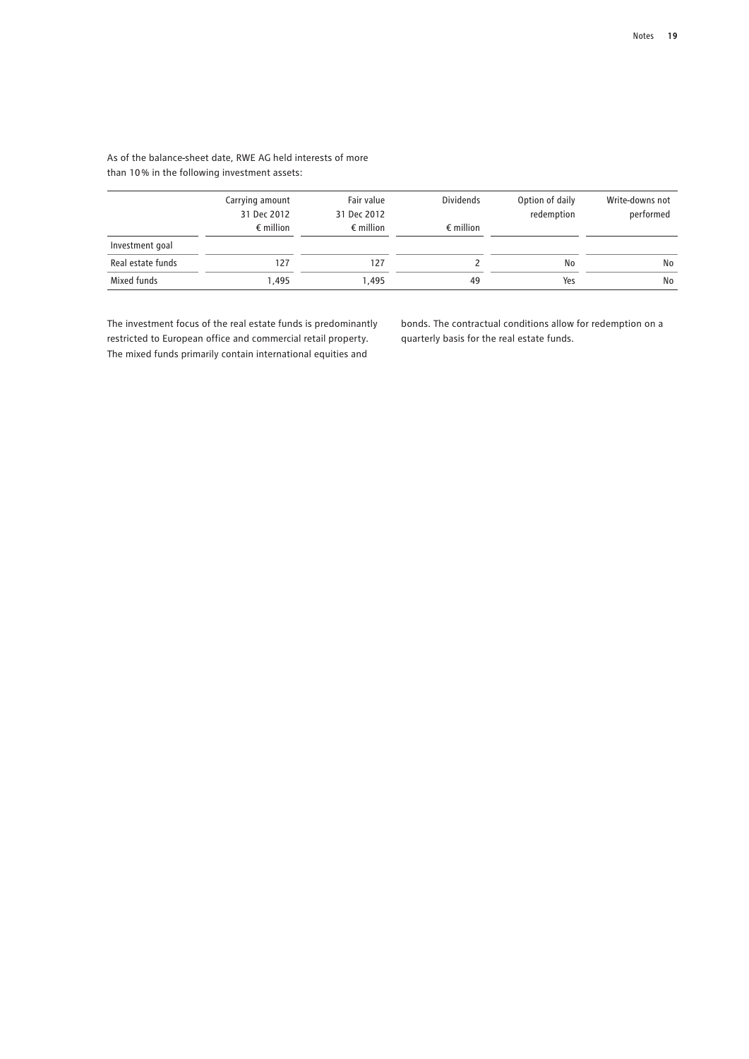As of the balance-sheet date, RWE AG held interests of more than 10 % in the following investment assets:

| | Carrying amount 31 Dec 2012 € million | Fair value 31 Dec 2012 € million | Dividends € million | Option of daily redemption | Write-downs not performed |
|---|---|---|---|---|---|
| Investment goal | | | | | |
| Real estate funds | 127 | 127 | 2 | No | No |
| Mixed funds | 1,495 | 1,495 | 49 | Yes | No |

The investment focus of the real estate funds is predominantly restricted to European office and commercial retail property. The mixed funds primarily contain international equities and bonds. The contractual conditions allow for redemption on a quarterly basis for the real estate funds.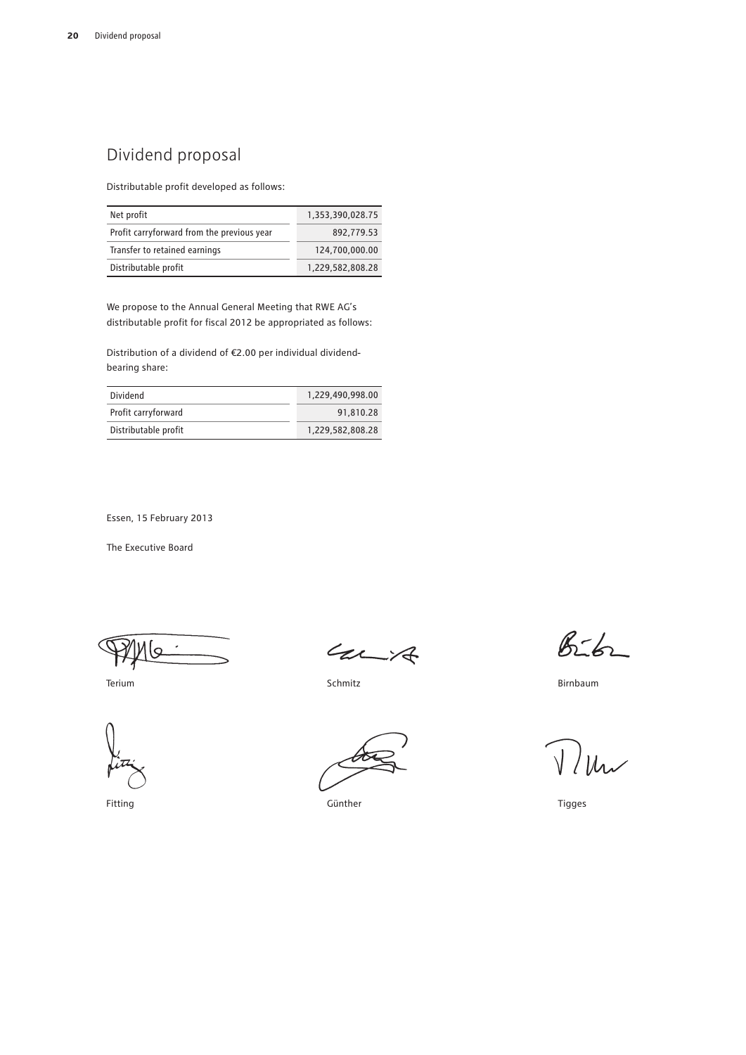# Dividend proposal

Distributable profit developed as follows:

| | |
|---|---|
| Net profit | 1,353,390,028.75 |
| Profit carryforward from the previous year | 892,779.53 |
| Transfer to retained earnings | 124,700,000.00 |
| Distributable profit | 1,229,582,808.28 |

We propose to the Annual General Meeting that RWE AG's distributable profit for fiscal 2012 be appropriated as follows:

Distribution of a dividend of €2.00 per individual dividend-bearing share:

| | |
|---|---|
| Dividend | 1,229,490,998.00 |
| Profit carryforward | 91,810.28 |
| Distributable profit | 1,229,582,808.28 |

Essen, 15 February 2013

The Executive Board

Terium    Schmitz    Birnbaum

Fitting    Günther    Tigges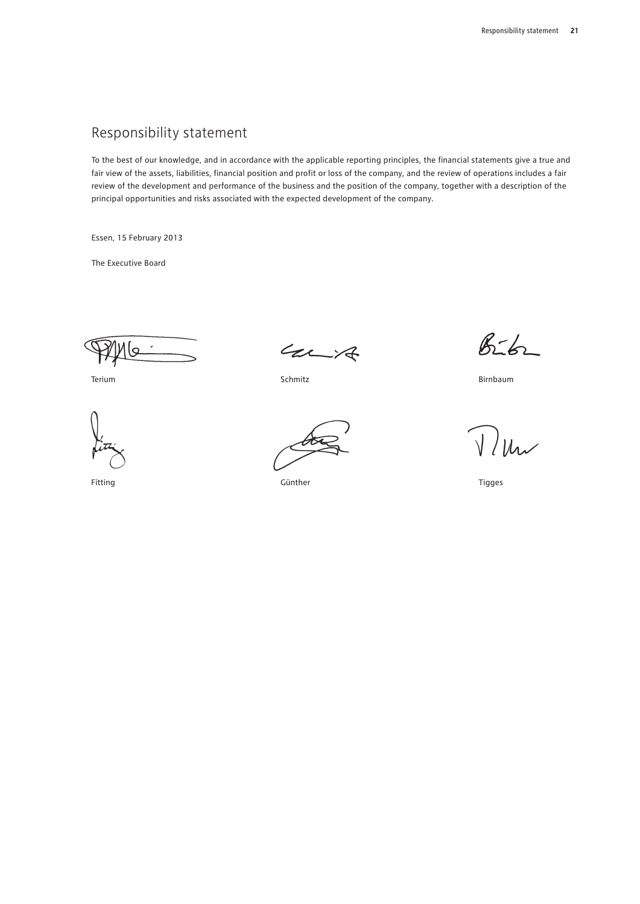# Responsibility statement

To the best of our knowledge, and in accordance with the applicable reporting principles, the financial statements give a true and fair view of the assets, liabilities, financial position and profit or loss of the company, and the review of operations includes a fair review of the development and performance of the business and the position of the company, together with a description of the principal opportunities and risks associated with the expected development of the company.

Essen, 15 February 2013

The Executive Board

| | | |
|---|---|---|
| Terium | Schmitz | Birnbaum |
| Fitting | Günther | Tigges |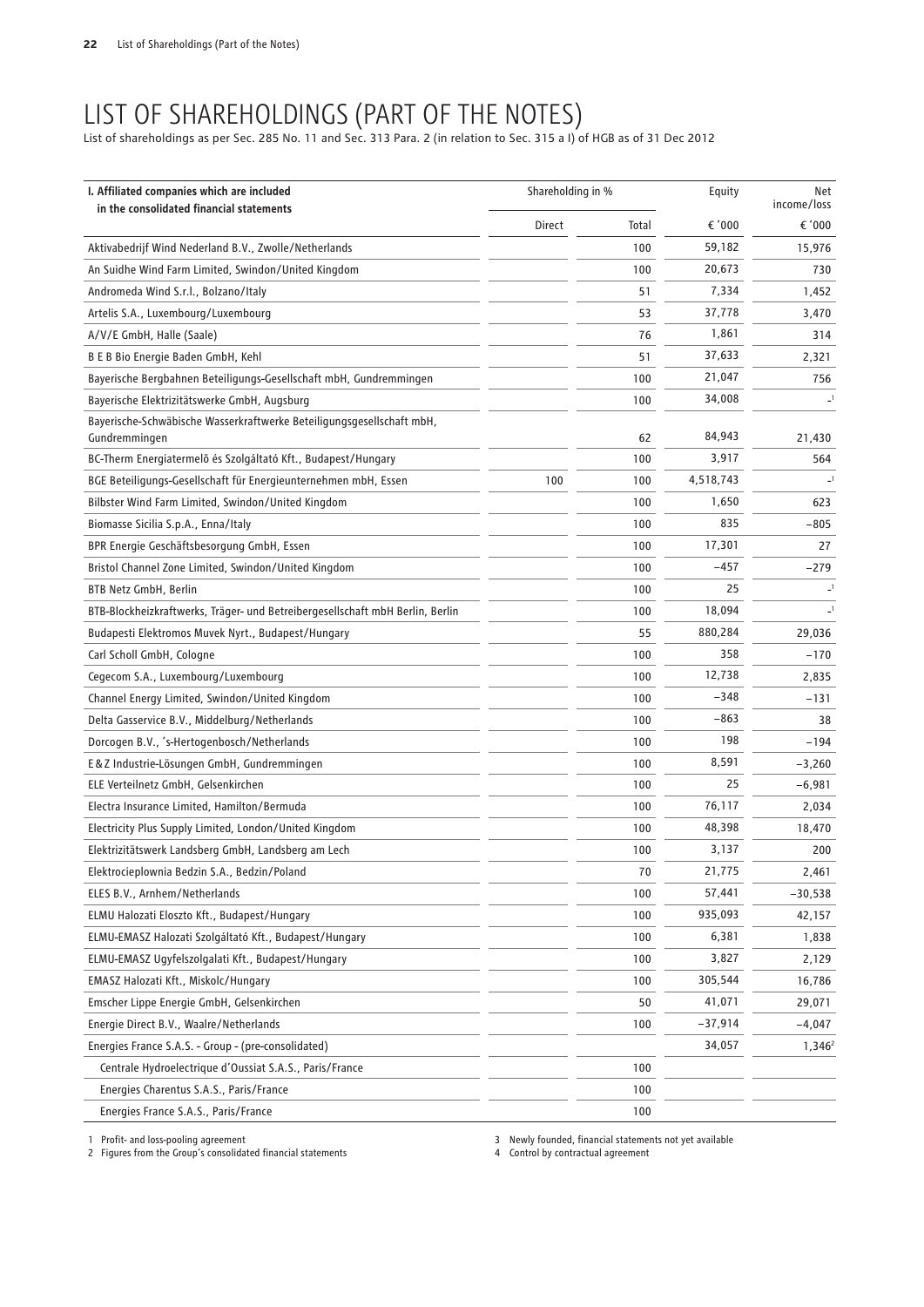# LIST OF SHAREHOLDINGS (PART OF THE NOTES)

List of shareholdings as per Sec. 285 No. 11 and Sec. 313 Para. 2 (in relation to Sec. 315 a I) of HGB as of 31 Dec 2012

| I. Affiliated companies which are included in the consolidated financial statements | Shareholding in % | | Equity | Net income/loss |
|---|---|---|---|---|
| | Direct | Total | € '000 | € '000 |
| Aktivabedrijf Wind Nederland B.V., Zwolle/Netherlands | | 100 | 59,182 | 15,976 |
| An Suidhe Wind Farm Limited, Swindon/United Kingdom | | 100 | 20,673 | 730 |
| Andromeda Wind S.r.l., Bolzano/Italy | | 51 | 7,334 | 1,452 |
| Artelis S.A., Luxembourg/Luxembourg | | 53 | 37,778 | 3,470 |
| A/V/E GmbH, Halle (Saale) | | 76 | 1,861 | 314 |
| B E B Bio Energie Baden GmbH, Kehl | | 51 | 37,633 | 2,321 |
| Bayerische Bergbahnen Beteiligungs-Gesellschaft mbH, Gundremmingen | | 100 | 21,047 | 756 |
| Bayerische Elektrizitätswerke GmbH, Augsburg | | 100 | 34,008 | -[1] |
| Bayerische-Schwäbische Wasserkraftwerke Beteiligungsgesellschaft mbH, Gundremmingen | | 62 | 84,943 | 21,430 |
| BC-Therm Energiatermelő és Szolgáltató Kft., Budapest/Hungary | | 100 | 3,917 | 564 |
| BGE Beteiligungs-Gesellschaft für Energieunternehmen mbH, Essen | 100 | 100 | 4,518,743 | -[1] |
| Bilbster Wind Farm Limited, Swindon/United Kingdom | | 100 | 1,650 | 623 |
| Biomasse Sicilia S.p.A., Enna/Italy | | 100 | 835 | −805 |
| BPR Energie Geschäftsbesorgung GmbH, Essen | | 100 | 17,301 | 27 |
| Bristol Channel Zone Limited, Swindon/United Kingdom | | 100 | −457 | −279 |
| BTB Netz GmbH, Berlin | | 100 | 25 | -[1] |
| BTB-Blockheizkraftwerks, Träger- und Betreibergesellschaft mbH Berlin, Berlin | | 100 | 18,094 | -[1] |
| Budapesti Elektromos Muvek Nyrt., Budapest/Hungary | | 55 | 880,284 | 29,036 |
| Carl Scholl GmbH, Cologne | | 100 | 358 | −170 |
| Cegecom S.A., Luxembourg/Luxembourg | | 100 | 12,738 | 2,835 |
| Channel Energy Limited, Swindon/United Kingdom | | 100 | −348 | −131 |
| Delta Gasservice B.V., Middelburg/Netherlands | | 100 | −863 | 38 |
| Dorcogen B.V., 's-Hertogenbosch/Netherlands | | 100 | 198 | −194 |
| E&Z Industrie-Lösungen GmbH, Gundremmingen | | 100 | 8,591 | −3,260 |
| ELE Verteilnetz GmbH, Gelsenkirchen | | 100 | 25 | −6,981 |
| Electra Insurance Limited, Hamilton/Bermuda | | 100 | 76,117 | 2,034 |
| Electricity Plus Supply Limited, London/United Kingdom | | 100 | 48,398 | 18,470 |
| Elektrizitätswerk Landsberg GmbH, Landsberg am Lech | | 100 | 3,137 | 200 |
| Elektrocieplownia Bedzin S.A., Bedzin/Poland | | 70 | 21,775 | 2,461 |
| ELES B.V., Arnhem/Netherlands | | 100 | 57,441 | −30,538 |
| ELMU Halozati Eloszto Kft., Budapest/Hungary | | 100 | 935,093 | 42,157 |
| ELMU-EMASZ Halozati Szolgáltató Kft., Budapest/Hungary | | 100 | 6,381 | 1,838 |
| ELMU-EMASZ Ugyfelszolgalati Kft., Budapest/Hungary | | 100 | 3,827 | 2,129 |
| EMASZ Halozati Kft., Miskolc/Hungary | | 100 | 305,544 | 16,786 |
| Emscher Lippe Energie GmbH, Gelsenkirchen | | 50 | 41,071 | 29,071 |
| Energie Direct B.V., Waalre/Netherlands | | 100 | −37,914 | −4,047 |
| Energies France S.A.S. - Group - (pre-consolidated) | | | 34,057 | 1,346[2] |
| Centrale Hydroelectrique d'Oussiat S.A.S., Paris/France | | 100 | | |
| Energies Charentus S.A.S., Paris/France | | 100 | | |
| Energies France S.A.S., Paris/France | | 100 | | |

1 Profit- and loss-pooling agreement
2 Figures from the Group's consolidated financial statements
3 Newly founded, financial statements not yet available
4 Control by contractual agreement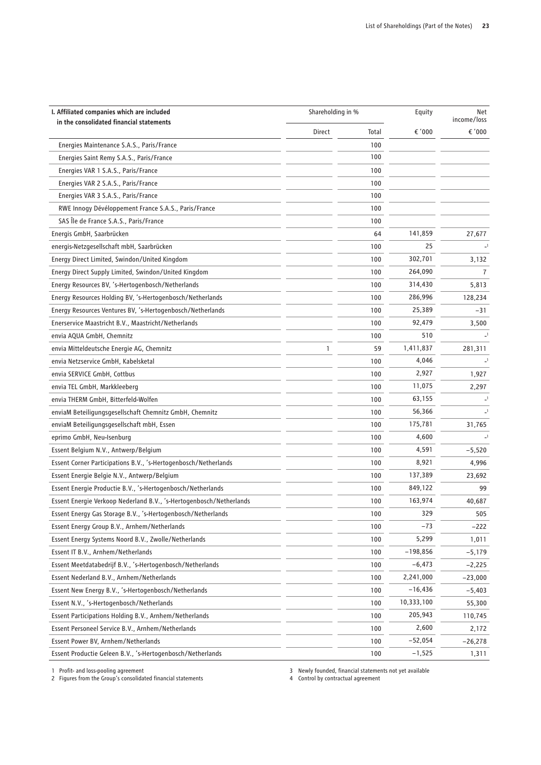| I. Affiliated companies which are included in the consolidated financial statements | Shareholding in % | | Equity | Net income/loss |
|---|---|---|---|---|
| | Direct | Total | € '000 | € '000 |
| Energies Maintenance S.A.S., Paris/France | | 100 | | |
| Energies Saint Remy S.A.S., Paris/France | | 100 | | |
| Energies VAR 1 S.A.S., Paris/France | | 100 | | |
| Energies VAR 2 S.A.S., Paris/France | | 100 | | |
| Energies VAR 3 S.A.S., Paris/France | | 100 | | |
| RWE Innogy Développement France S.A.S., Paris/France | | 100 | | |
| SAS Île de France S.A.S., Paris/France | | 100 | | |
| Energis GmbH, Saarbrücken | | 64 | 141,859 | 27,677 |
| energis-Netzgesellschaft mbH, Saarbrücken | | 100 | 25 | -[1] |
| Energy Direct Limited, Swindon/United Kingdom | | 100 | 302,701 | 3,132 |
| Energy Direct Supply Limited, Swindon/United Kingdom | | 100 | 264,090 | 7 |
| Energy Resources BV, 's-Hertogenbosch/Netherlands | | 100 | 314,430 | 5,813 |
| Energy Resources Holding BV, 's-Hertogenbosch/Netherlands | | 100 | 286,996 | 128,234 |
| Energy Resources Ventures BV, 's-Hertogenbosch/Netherlands | | 100 | 25,389 | −31 |
| Enerservice Maastricht B.V., Maastricht/Netherlands | | 100 | 92,479 | 3,500 |
| envia AQUA GmbH, Chemnitz | | 100 | 510 | -[1] |
| envia Mitteldeutsche Energie AG, Chemnitz | 1 | 59 | 1,411,837 | 281,311 |
| envia Netzservice GmbH, Kabelsketal | | 100 | 4,046 | -[1] |
| envia SERVICE GmbH, Cottbus | | 100 | 2,927 | 1,927 |
| envia TEL GmbH, Markkleeberg | | 100 | 11,075 | 2,297 |
| envia THERM GmbH, Bitterfeld-Wolfen | | 100 | 63,155 | -[1] |
| enviaM Beteiligungsgesellschaft Chemnitz GmbH, Chemnitz | | 100 | 56,366 | -[1] |
| enviaM Beteiligungsgesellschaft mbH, Essen | | 100 | 175,781 | 31,765 |
| eprimo GmbH, Neu-Isenburg | | 100 | 4,600 | -[1] |
| Essent Belgium N.V., Antwerp/Belgium | | 100 | 4,591 | −5,520 |
| Essent Corner Participations B.V., 's-Hertogenbosch/Netherlands | | 100 | 8,921 | 4,996 |
| Essent Energie Belgie N.V., Antwerp/Belgium | | 100 | 137,389 | 23,692 |
| Essent Energie Productie B.V., 's-Hertogenbosch/Netherlands | | 100 | 849,122 | 99 |
| Essent Energie Verkoop Nederland B.V., 's-Hertogenbosch/Netherlands | | 100 | 163,974 | 40,687 |
| Essent Energy Gas Storage B.V., 's-Hertogenbosch/Netherlands | | 100 | 329 | 505 |
| Essent Energy Group B.V., Arnhem/Netherlands | | 100 | −73 | −222 |
| Essent Energy Systems Noord B.V., Zwolle/Netherlands | | 100 | 5,299 | 1,011 |
| Essent IT B.V., Arnhem/Netherlands | | 100 | −198,856 | −5,179 |
| Essent Meetdatabedrijf B.V., 's-Hertogenbosch/Netherlands | | 100 | −6,473 | −2,225 |
| Essent Nederland B.V., Arnhem/Netherlands | | 100 | 2,241,000 | −23,000 |
| Essent New Energy B.V., 's-Hertogenbosch/Netherlands | | 100 | −16,436 | −5,403 |
| Essent N.V., 's-Hertogenbosch/Netherlands | | 100 | 10,333,100 | 55,300 |
| Essent Participations Holding B.V., Arnhem/Netherlands | | 100 | 205,943 | 110,745 |
| Essent Personeel Service B.V., Arnhem/Netherlands | | 100 | 2,600 | 2,172 |
| Essent Power BV, Arnhem/Netherlands | | 100 | −52,054 | −26,278 |
| Essent Productie Geleen B.V., 's-Hertogenbosch/Netherlands | | 100 | −1,525 | 1,311 |

1 Profit- and loss-pooling agreement
2 Figures from the Group's consolidated financial statements
3 Newly founded, financial statements not yet available
4 Control by contractual agreement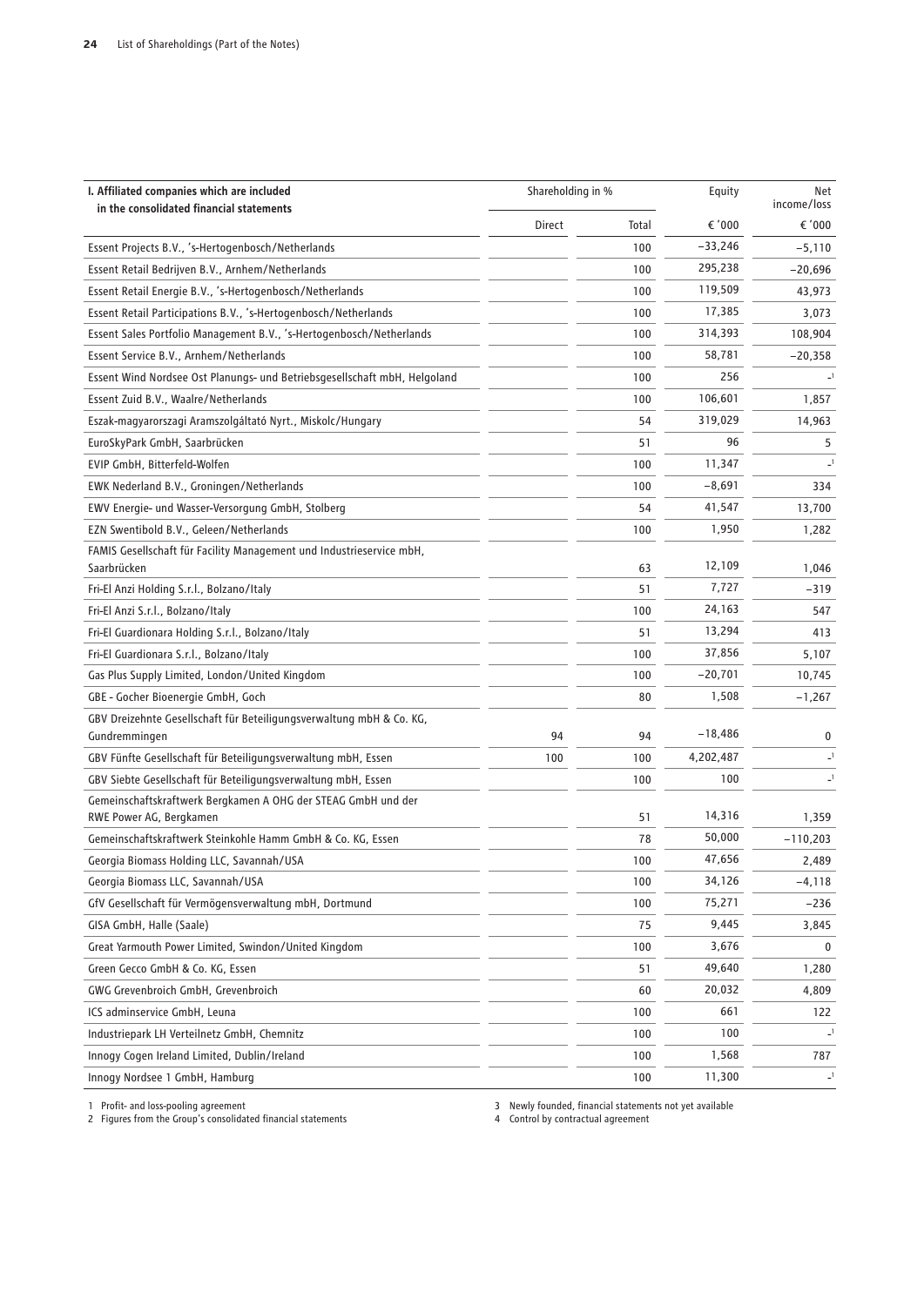| I. Affiliated companies which are included in the consolidated financial statements | Shareholding in % | | Equity | Net income/loss |
|---|---|---|---|---|
| | Direct | Total | € '000 | € '000 |
| Essent Projects B.V., 's-Hertogenbosch/Netherlands | | 100 | −33,246 | −5,110 |
| Essent Retail Bedrijven B.V., Arnhem/Netherlands | | 100 | 295,238 | −20,696 |
| Essent Retail Energie B.V., 's-Hertogenbosch/Netherlands | | 100 | 119,509 | 43,973 |
| Essent Retail Participations B.V., 's-Hertogenbosch/Netherlands | | 100 | 17,385 | 3,073 |
| Essent Sales Portfolio Management B.V., 's-Hertogenbosch/Netherlands | | 100 | 314,393 | 108,904 |
| Essent Service B.V., Arnhem/Netherlands | | 100 | 58,781 | −20,358 |
| Essent Wind Nordsee Ost Planungs- und Betriebsgesellschaft mbH, Helgoland | | 100 | 256 | -[1] |
| Essent Zuid B.V., Waalre/Netherlands | | 100 | 106,601 | 1,857 |
| Eszak-magyarorszagi Aramszolgáltató Nyrt., Miskolc/Hungary | | 54 | 319,029 | 14,963 |
| EuroSkyPark GmbH, Saarbrücken | | 51 | 96 | 5 |
| EVIP GmbH, Bitterfeld-Wolfen | | 100 | 11,347 | -[1] |
| EWK Nederland B.V., Groningen/Netherlands | | 100 | −8,691 | 334 |
| EWV Energie- und Wasser-Versorgung GmbH, Stolberg | | 54 | 41,547 | 13,700 |
| EZN Swentibold B.V., Geleen/Netherlands | | 100 | 1,950 | 1,282 |
| FAMIS Gesellschaft für Facility Management und Industrieservice mbH, Saarbrücken | | 63 | 12,109 | 1,046 |
| Fri-El Anzi Holding S.r.l., Bolzano/Italy | | 51 | 7,727 | −319 |
| Fri-El Anzi S.r.l., Bolzano/Italy | | 100 | 24,163 | 547 |
| Fri-El Guardionara Holding S.r.l., Bolzano/Italy | | 51 | 13,294 | 413 |
| Fri-El Guardionara S.r.l., Bolzano/Italy | | 100 | 37,856 | 5,107 |
| Gas Plus Supply Limited, London/United Kingdom | | 100 | −20,701 | 10,745 |
| GBE - Gocher Bioenergie GmbH, Goch | | 80 | 1,508 | −1,267 |
| GBV Dreizehnte Gesellschaft für Beteiligungsverwaltung mbH & Co. KG, Gundremmingen | 94 | 94 | −18,486 | 0 |
| GBV Fünfte Gesellschaft für Beteiligungsverwaltung mbH, Essen | 100 | 100 | 4,202,487 | -[1] |
| GBV Siebte Gesellschaft für Beteiligungsverwaltung mbH, Essen | | 100 | 100 | -[1] |
| Gemeinschaftskraftwerk Bergkamen A OHG der STEAG GmbH und der RWE Power AG, Bergkamen | | 51 | 14,316 | 1,359 |
| Gemeinschaftskraftwerk Steinkohle Hamm GmbH & Co. KG, Essen | | 78 | 50,000 | −110,203 |
| Georgia Biomass Holding LLC, Savannah/USA | | 100 | 47,656 | 2,489 |
| Georgia Biomass LLC, Savannah/USA | | 100 | 34,126 | −4,118 |
| GfV Gesellschaft für Vermögensverwaltung mbH, Dortmund | | 100 | 75,271 | −236 |
| GISA GmbH, Halle (Saale) | | 75 | 9,445 | 3,845 |
| Great Yarmouth Power Limited, Swindon/United Kingdom | | 100 | 3,676 | 0 |
| Green Gecco GmbH & Co. KG, Essen | | 51 | 49,640 | 1,280 |
| GWG Grevenbroich GmbH, Grevenbroich | | 60 | 20,032 | 4,809 |
| ICS adminservice GmbH, Leuna | | 100 | 661 | 122 |
| Industriepark LH Verteilnetz GmbH, Chemnitz | | 100 | 100 | -[1] |
| Innogy Cogen Ireland Limited, Dublin/Ireland | | 100 | 1,568 | 787 |
| Innogy Nordsee 1 GmbH, Hamburg | | 100 | 11,300 | -[1] |

1 Profit- and loss-pooling agreement
2 Figures from the Group's consolidated financial statements
3 Newly founded, financial statements not yet available
4 Control by contractual agreement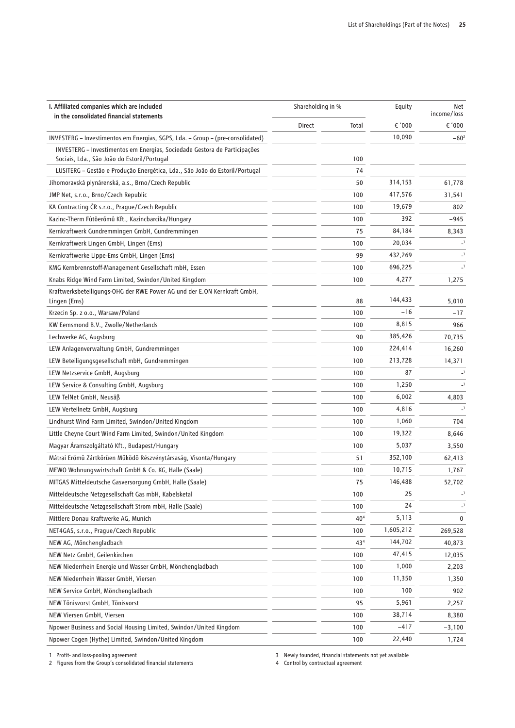| I. Affiliated companies which are included in the consolidated financial statements | Shareholding in % | | Equity | Net income/loss |
|---|---|---|---|---|
| | Direct | Total | € '000 | € '000 |
| INVESTERG – Investimentos em Energias, SGPS, Lda. – Group – (pre-consolidated) | | | 10,090 | –60[2] |
| INVESTERG – Investimentos em Energias, Sociedade Gestora de Participações Sociais, Lda., São João do Estoril/Portugal | | 100 | | |
| LUSITERG – Gestão e Produção Energética, Lda., São João do Estoril/Portugal | | 74 | | |
| Jihomoravská plynárenská, a.s., Brno/Czech Republic | | 50 | 314,153 | 61,778 |
| JMP Net, s.r.o., Brno/Czech Republic | | 100 | 417,576 | 31,541 |
| KA Contracting ČR s.r.o., Prague/Czech Republic | | 100 | 19,679 | 802 |
| Kazinc-Therm Fûtõerõmû Kft., Kazincbarcika/Hungary | | 100 | 392 | –945 |
| Kernkraftwerk Gundremmingen GmbH, Gundremmingen | | 75 | 84,184 | 8,343 |
| Kernkraftwerk Lingen GmbH, Lingen (Ems) | | 100 | 20,034 | –[1] |
| Kernkraftwerke Lippe-Ems GmbH, Lingen (Ems) | | 99 | 432,269 | –[1] |
| KMG Kernbrennstoff-Management Gesellschaft mbH, Essen | | 100 | 696,225 | –[1] |
| Knabs Ridge Wind Farm Limited, Swindon/United Kingdom | | 100 | 4,277 | 1,275 |
| Kraftwerksbeteiligungs-OHG der RWE Power AG und der E.ON Kernkraft GmbH, Lingen (Ems) | | 88 | 144,433 | 5,010 |
| Krzecin Sp. z o.o., Warsaw/Poland | | 100 | –16 | –17 |
| KW Eemsmond B.V., Zwolle/Netherlands | | 100 | 8,815 | 966 |
| Lechwerke AG, Augsburg | | 90 | 385,426 | 70,735 |
| LEW Anlagenverwaltung GmbH, Gundremmingen | | 100 | 224,414 | 16,260 |
| LEW Beteiligungsgesellschaft mbH, Gundremmingen | | 100 | 213,728 | 14,371 |
| LEW Netzservice GmbH, Augsburg | | 100 | 87 | –[1] |
| LEW Service & Consulting GmbH, Augsburg | | 100 | 1,250 | –[1] |
| LEW TelNet GmbH, Neusäß | | 100 | 6,002 | 4,803 |
| LEW Verteilnetz GmbH, Augsburg | | 100 | 4,816 | –[1] |
| Lindhurst Wind Farm Limited, Swindon/United Kingdom | | 100 | 1,060 | 704 |
| Little Cheyne Court Wind Farm Limited, Swindon/United Kingdom | | 100 | 19,322 | 8,646 |
| Magyar Áramszolgáltató Kft., Budapest/Hungary | | 100 | 5,037 | 3,550 |
| Mátrai Erömü Zártkörüen Müködö Részvénytársaság, Visonta/Hungary | | 51 | 352,100 | 62,413 |
| MEWO Wohnungswirtschaft GmbH & Co. KG, Halle (Saale) | | 100 | 10,715 | 1,767 |
| MITGAS Mitteldeutsche Gasversorgung GmbH, Halle (Saale) | | 75 | 146,488 | 52,702 |
| Mitteldeutsche Netzgesellschaft Gas mbH, Kabelsketal | | 100 | 25 | –[1] |
| Mitteldeutsche Netzgesellschaft Strom mbH, Halle (Saale) | | 100 | 24 | –[1] |
| Mittlere Donau Kraftwerke AG, Munich | | 40[4] | 5,113 | 0 |
| NET4GAS, s.r.o., Prague/Czech Republic | | 100 | 1,605,212 | 269,528 |
| NEW AG, Mönchengladbach | | 43[4] | 144,702 | 40,873 |
| NEW Netz GmbH, Geilenkirchen | | 100 | 47,415 | 12,035 |
| NEW Niederrhein Energie und Wasser GmbH, Mönchengladbach | | 100 | 1,000 | 2,203 |
| NEW Niederrhein Wasser GmbH, Viersen | | 100 | 11,350 | 1,350 |
| NEW Service GmbH, Mönchengladbach | | 100 | 100 | 902 |
| NEW Tönisvorst GmbH, Tönisvorst | | 95 | 5,961 | 2,257 |
| NEW Viersen GmbH, Viersen | | 100 | 38,714 | 8,380 |
| Npower Business and Social Housing Limited, Swindon/United Kingdom | | 100 | –417 | –3,100 |
| Npower Cogen (Hythe) Limited, Swindon/United Kingdom | | 100 | 22,440 | 1,724 |

1 Profit- and loss-pooling agreement
2 Figures from the Group's consolidated financial statements
3 Newly founded, financial statements not yet available
4 Control by contractual agreement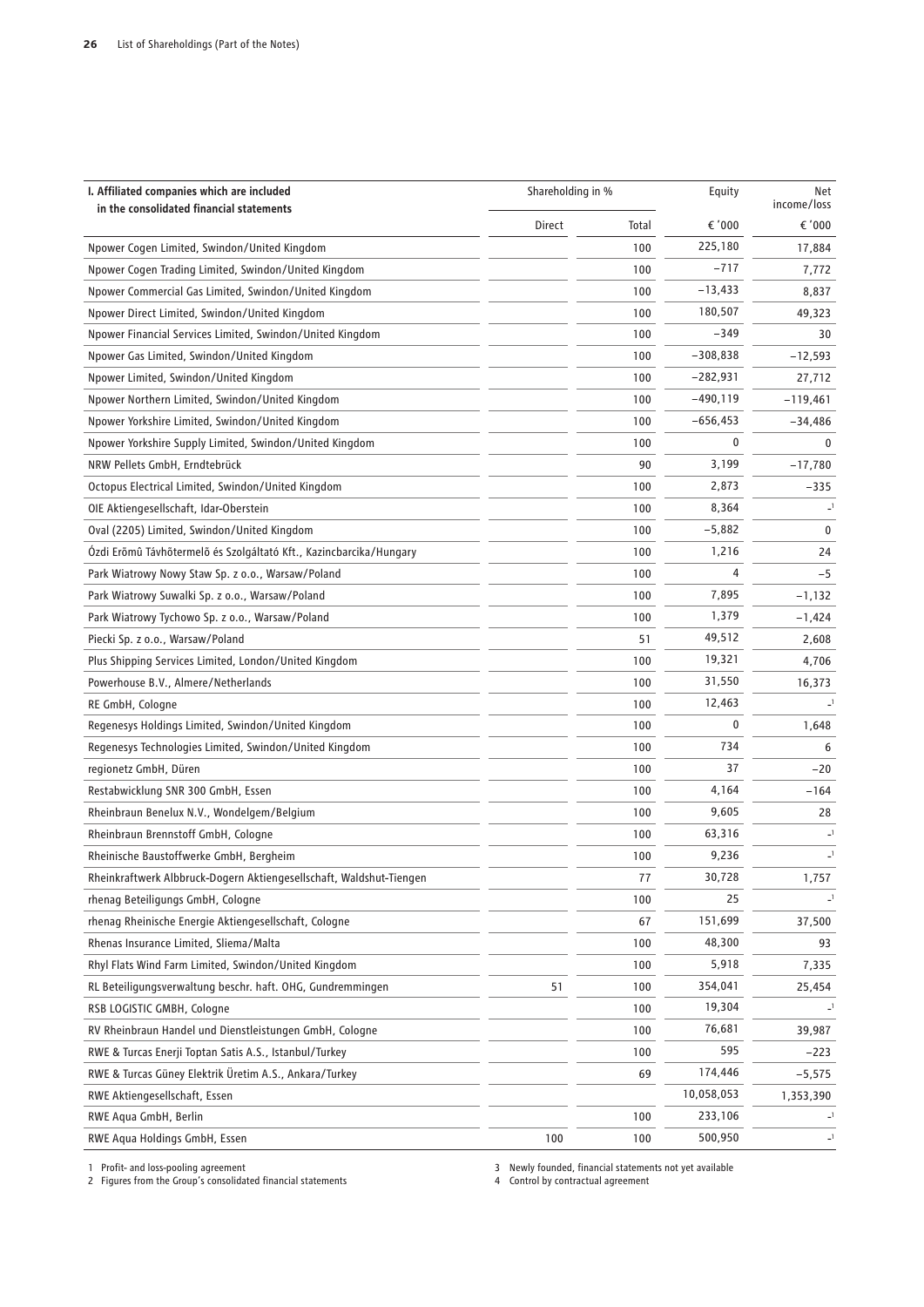| I. Affiliated companies which are included in the consolidated financial statements | Shareholding in % | | Equity | Net income/loss |
|---|---|---|---|---|
| | Direct | Total | € '000 | € '000 |
| Npower Cogen Limited, Swindon/United Kingdom | | 100 | 225,180 | 17,884 |
| Npower Cogen Trading Limited, Swindon/United Kingdom | | 100 | –717 | 7,772 |
| Npower Commercial Gas Limited, Swindon/United Kingdom | | 100 | –13,433 | 8,837 |
| Npower Direct Limited, Swindon/United Kingdom | | 100 | 180,507 | 49,323 |
| Npower Financial Services Limited, Swindon/United Kingdom | | 100 | –349 | 30 |
| Npower Gas Limited, Swindon/United Kingdom | | 100 | –308,838 | –12,593 |
| Npower Limited, Swindon/United Kingdom | | 100 | –282,931 | 27,712 |
| Npower Northern Limited, Swindon/United Kingdom | | 100 | –490,119 | –119,461 |
| Npower Yorkshire Limited, Swindon/United Kingdom | | 100 | –656,453 | –34,486 |
| Npower Yorkshire Supply Limited, Swindon/United Kingdom | | 100 | 0 | 0 |
| NRW Pellets GmbH, Erndtebrück | | 90 | 3,199 | –17,780 |
| Octopus Electrical Limited, Swindon/United Kingdom | | 100 | 2,873 | –335 |
| OIE Aktiengesellschaft, Idar-Oberstein | | 100 | 8,364 | –[1] |
| Oval (2205) Limited, Swindon/United Kingdom | | 100 | –5,882 | 0 |
| Ózdi Erõmû Távhõtermelõ és Szolgáltató Kft., Kazincbarcika/Hungary | | 100 | 1,216 | 24 |
| Park Wiatrowy Nowy Staw Sp. z o.o., Warsaw/Poland | | 100 | 4 | –5 |
| Park Wiatrowy Suwalki Sp. z o.o., Warsaw/Poland | | 100 | 7,895 | –1,132 |
| Park Wiatrowy Tychowo Sp. z o.o., Warsaw/Poland | | 100 | 1,379 | –1,424 |
| Piecki Sp. z o.o., Warsaw/Poland | | 51 | 49,512 | 2,608 |
| Plus Shipping Services Limited, London/United Kingdom | | 100 | 19,321 | 4,706 |
| Powerhouse B.V., Almere/Netherlands | | 100 | 31,550 | 16,373 |
| RE GmbH, Cologne | | 100 | 12,463 | –[1] |
| Regenesys Holdings Limited, Swindon/United Kingdom | | 100 | 0 | 1,648 |
| Regenesys Technologies Limited, Swindon/United Kingdom | | 100 | 734 | 6 |
| regionetz GmbH, Düren | | 100 | 37 | –20 |
| Restabwicklung SNR 300 GmbH, Essen | | 100 | 4,164 | –164 |
| Rheinbraun Benelux N.V., Wondelgem/Belgium | | 100 | 9,605 | 28 |
| Rheinbraun Brennstoff GmbH, Cologne | | 100 | 63,316 | –[1] |
| Rheinische Baustoffwerke GmbH, Bergheim | | 100 | 9,236 | –[1] |
| Rheinkraftwerk Albbruck-Dogern Aktiengesellschaft, Waldshut-Tiengen | | 77 | 30,728 | 1,757 |
| rhenag Beteiligungs GmbH, Cologne | | 100 | 25 | –[1] |
| rhenag Rheinische Energie Aktiengesellschaft, Cologne | | 67 | 151,699 | 37,500 |
| Rhenas Insurance Limited, Sliema/Malta | | 100 | 48,300 | 93 |
| Rhyl Flats Wind Farm Limited, Swindon/United Kingdom | | 100 | 5,918 | 7,335 |
| RL Beteiligungsverwaltung beschr. haft. OHG, Gundremmingen | 51 | 100 | 354,041 | 25,454 |
| RSB LOGISTIC GMBH, Cologne | | 100 | 19,304 | –[1] |
| RV Rheinbraun Handel und Dienstleistungen GmbH, Cologne | | 100 | 76,681 | 39,987 |
| RWE & Turcas Enerji Toptan Satis A.S., Istanbul/Turkey | | 100 | 595 | –223 |
| RWE & Turcas Güney Elektrik Üretim A.S., Ankara/Turkey | | 69 | 174,446 | –5,575 |
| RWE Aktiengesellschaft, Essen | | | 10,058,053 | 1,353,390 |
| RWE Aqua GmbH, Berlin | | 100 | 233,106 | –[1] |
| RWE Aqua Holdings GmbH, Essen | 100 | 100 | 500,950 | –[1] |

1 Profit- and loss-pooling agreement
2 Figures from the Group's consolidated financial statements
3 Newly founded, financial statements not yet available
4 Control by contractual agreement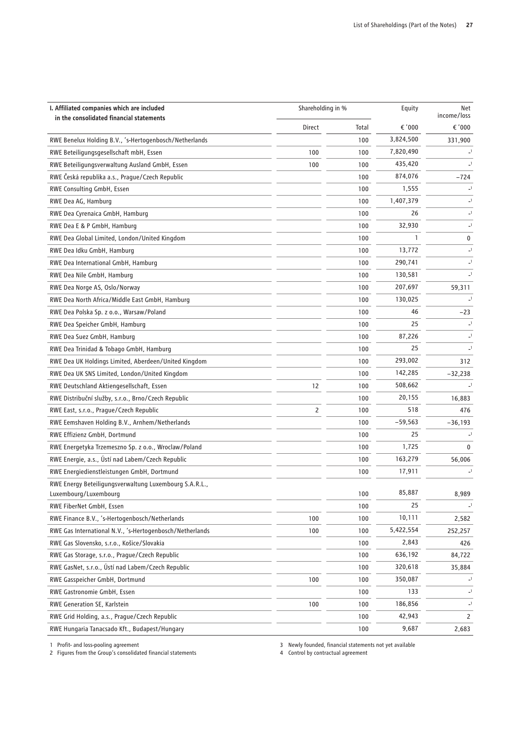| I. Affiliated companies which are included in the consolidated financial statements | Shareholding in % | | Equity | Net income/loss |
|---|---|---|---|---|
| | Direct | Total | € '000 | € '000 |
| RWE Benelux Holding B.V., 's-Hertogenbosch/Netherlands | | 100 | 3,824,500 | 331,900 |
| RWE Beteiligungsgesellschaft mbH, Essen | 100 | 100 | 7,820,490 | –[1] |
| RWE Beteiligungsverwaltung Ausland GmbH, Essen | 100 | 100 | 435,420 | –[1] |
| RWE Česká republika a.s., Prague/Czech Republic | | 100 | 874,076 | –724 |
| RWE Consulting GmbH, Essen | | 100 | 1,555 | –[1] |
| RWE Dea AG, Hamburg | | 100 | 1,407,379 | –[1] |
| RWE Dea Cyrenaica GmbH, Hamburg | | 100 | 26 | –[1] |
| RWE Dea E & P GmbH, Hamburg | | 100 | 32,930 | –[1] |
| RWE Dea Global Limited, London/United Kingdom | | 100 | 1 | 0 |
| RWE Dea Idku GmbH, Hamburg | | 100 | 13,772 | –[1] |
| RWE Dea International GmbH, Hamburg | | 100 | 290,741 | –[1] |
| RWE Dea Nile GmbH, Hamburg | | 100 | 130,581 | –[1] |
| RWE Dea Norge AS, Oslo/Norway | | 100 | 207,697 | 59,311 |
| RWE Dea North Africa/Middle East GmbH, Hamburg | | 100 | 130,025 | –[1] |
| RWE Dea Polska Sp. z o.o., Warsaw/Poland | | 100 | 46 | –23 |
| RWE Dea Speicher GmbH, Hamburg | | 100 | 25 | –[1] |
| RWE Dea Suez GmbH, Hamburg | | 100 | 87,226 | –[1] |
| RWE Dea Trinidad & Tobago GmbH, Hamburg | | 100 | 25 | –[1] |
| RWE Dea UK Holdings Limited, Aberdeen/United Kingdom | | 100 | 293,002 | 312 |
| RWE Dea UK SNS Limited, London/United Kingdom | | 100 | 142,285 | –32,238 |
| RWE Deutschland Aktiengesellschaft, Essen | 12 | 100 | 508,662 | –[1] |
| RWE Distribuční služby, s.r.o., Brno/Czech Republic | | 100 | 20,155 | 16,883 |
| RWE East, s.r.o., Prague/Czech Republic | 2 | 100 | 518 | 476 |
| RWE Eemshaven Holding B.V., Arnhem/Netherlands | | 100 | –59,563 | –36,193 |
| RWE Effizienz GmbH, Dortmund | | 100 | 25 | –[1] |
| RWE Energetyka Trzemeszno Sp. z o.o., Wroclaw/Poland | | 100 | 1,725 | 0 |
| RWE Energie, a.s., Ústí nad Labem/Czech Republic | | 100 | 163,279 | 56,006 |
| RWE Energiedienstleistungen GmbH, Dortmund | | 100 | 17,911 | –[1] |
| RWE Energy Beteiligungsverwaltung Luxembourg S.A.R.L., Luxembourg/Luxembourg | | 100 | 85,887 | 8,989 |
| RWE FiberNet GmbH, Essen | | 100 | 25 | –[1] |
| RWE Finance B.V., 's-Hertogenbosch/Netherlands | 100 | 100 | 10,111 | 2,582 |
| RWE Gas International N.V., 's-Hertogenbosch/Netherlands | 100 | 100 | 5,422,554 | 252,257 |
| RWE Gas Slovensko, s.r.o., Košice/Slovakia | | 100 | 2,843 | 426 |
| RWE Gas Storage, s.r.o., Prague/Czech Republic | | 100 | 636,192 | 84,722 |
| RWE GasNet, s.r.o., Ústí nad Labem/Czech Republic | | 100 | 320,618 | 35,884 |
| RWE Gasspeicher GmbH, Dortmund | 100 | 100 | 350,087 | –[1] |
| RWE Gastronomie GmbH, Essen | | 100 | 133 | –[1] |
| RWE Generation SE, Karlstein | 100 | 100 | 186,856 | –[1] |
| RWE Grid Holding, a.s., Prague/Czech Republic | | 100 | 42,943 | 2 |
| RWE Hungaria Tanacsado Kft., Budapest/Hungary | | 100 | 9,687 | 2,683 |

1 Profit- and loss-pooling agreement
2 Figures from the Group's consolidated financial statements
3 Newly founded, financial statements not yet available
4 Control by contractual agreement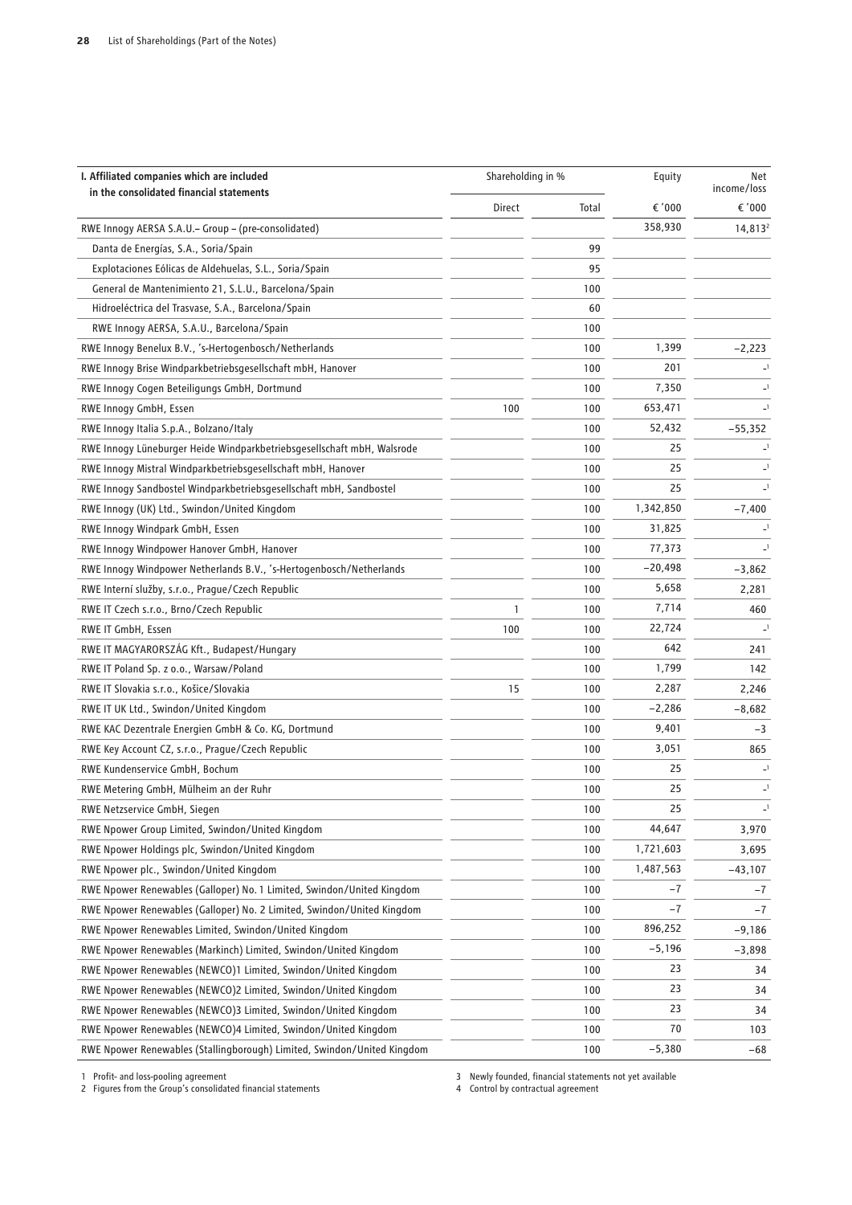| I. Affiliated companies which are included in the consolidated financial statements | Shareholding in % | | Equity | Net income/loss |
|---|---|---|---|---|
| | Direct | Total | € '000 | € '000 |
| RWE Innogy AERSA S.A.U.– Group – (pre-consolidated) | | | 358,930 | 14,813[2] |
| Danta de Energías, S.A., Soria/Spain | | 99 | | |
| Explotaciones Eólicas de Aldehuelas, S.L., Soria/Spain | | 95 | | |
| General de Mantenimiento 21, S.L.U., Barcelona/Spain | | 100 | | |
| Hidroeléctrica del Trasvase, S.A., Barcelona/Spain | | 60 | | |
| RWE Innogy AERSA, S.A.U., Barcelona/Spain | | 100 | | |
| RWE Innogy Benelux B.V., 's-Hertogenbosch/Netherlands | | 100 | 1,399 | –2,223 |
| RWE Innogy Brise Windparkbetriebsgesellschaft mbH, Hanover | | 100 | 201 | –[1] |
| RWE Innogy Cogen Beteiligungs GmbH, Dortmund | | 100 | 7,350 | –[1] |
| RWE Innogy GmbH, Essen | 100 | 100 | 653,471 | –[1] |
| RWE Innogy Italia S.p.A., Bolzano/Italy | | 100 | 52,432 | –55,352 |
| RWE Innogy Lüneburger Heide Windparkbetriebsgesellschaft mbH, Walsrode | | 100 | 25 | –[1] |
| RWE Innogy Mistral Windparkbetriebsgesellschaft mbH, Hanover | | 100 | 25 | –[1] |
| RWE Innogy Sandbostel Windparkbetriebsgesellschaft mbH, Sandbostel | | 100 | 25 | –[1] |
| RWE Innogy (UK) Ltd., Swindon/United Kingdom | | 100 | 1,342,850 | –7,400 |
| RWE Innogy Windpark GmbH, Essen | | 100 | 31,825 | –[1] |
| RWE Innogy Windpower Hanover GmbH, Hanover | | 100 | 77,373 | –[1] |
| RWE Innogy Windpower Netherlands B.V., 's-Hertogenbosch/Netherlands | | 100 | –20,498 | –3,862 |
| RWE Interní služby, s.r.o., Prague/Czech Republic | | 100 | 5,658 | 2,281 |
| RWE IT Czech s.r.o., Brno/Czech Republic | 1 | 100 | 7,714 | 460 |
| RWE IT GmbH, Essen | 100 | 100 | 22,724 | –[1] |
| RWE IT MAGYARORSZÁG Kft., Budapest/Hungary | | 100 | 642 | 241 |
| RWE IT Poland Sp. z o.o., Warsaw/Poland | | 100 | 1,799 | 142 |
| RWE IT Slovakia s.r.o., Košice/Slovakia | 15 | 100 | 2,287 | 2,246 |
| RWE IT UK Ltd., Swindon/United Kingdom | | 100 | –2,286 | –8,682 |
| RWE KAC Dezentrale Energien GmbH & Co. KG, Dortmund | | 100 | 9,401 | –3 |
| RWE Key Account CZ, s.r.o., Prague/Czech Republic | | 100 | 3,051 | 865 |
| RWE Kundenservice GmbH, Bochum | | 100 | 25 | –[1] |
| RWE Metering GmbH, Mülheim an der Ruhr | | 100 | 25 | –[1] |
| RWE Netzservice GmbH, Siegen | | 100 | 25 | –[1] |
| RWE Npower Group Limited, Swindon/United Kingdom | | 100 | 44,647 | 3,970 |
| RWE Npower Holdings plc, Swindon/United Kingdom | | 100 | 1,721,603 | 3,695 |
| RWE Npower plc., Swindon/United Kingdom | | 100 | 1,487,563 | –43,107 |
| RWE Npower Renewables (Galloper) No. 1 Limited, Swindon/United Kingdom | | 100 | –7 | –7 |
| RWE Npower Renewables (Galloper) No. 2 Limited, Swindon/United Kingdom | | 100 | –7 | –7 |
| RWE Npower Renewables Limited, Swindon/United Kingdom | | 100 | 896,252 | –9,186 |
| RWE Npower Renewables (Markinch) Limited, Swindon/United Kingdom | | 100 | –5,196 | –3,898 |
| RWE Npower Renewables (NEWCO)1 Limited, Swindon/United Kingdom | | 100 | 23 | 34 |
| RWE Npower Renewables (NEWCO)2 Limited, Swindon/United Kingdom | | 100 | 23 | 34 |
| RWE Npower Renewables (NEWCO)3 Limited, Swindon/United Kingdom | | 100 | 23 | 34 |
| RWE Npower Renewables (NEWCO)4 Limited, Swindon/United Kingdom | | 100 | 70 | 103 |
| RWE Npower Renewables (Stallingborough) Limited, Swindon/United Kingdom | | 100 | –5,380 | –68 |

1 Profit- and loss-pooling agreement
2 Figures from the Group's consolidated financial statements
3 Newly founded, financial statements not yet available
4 Control by contractual agreement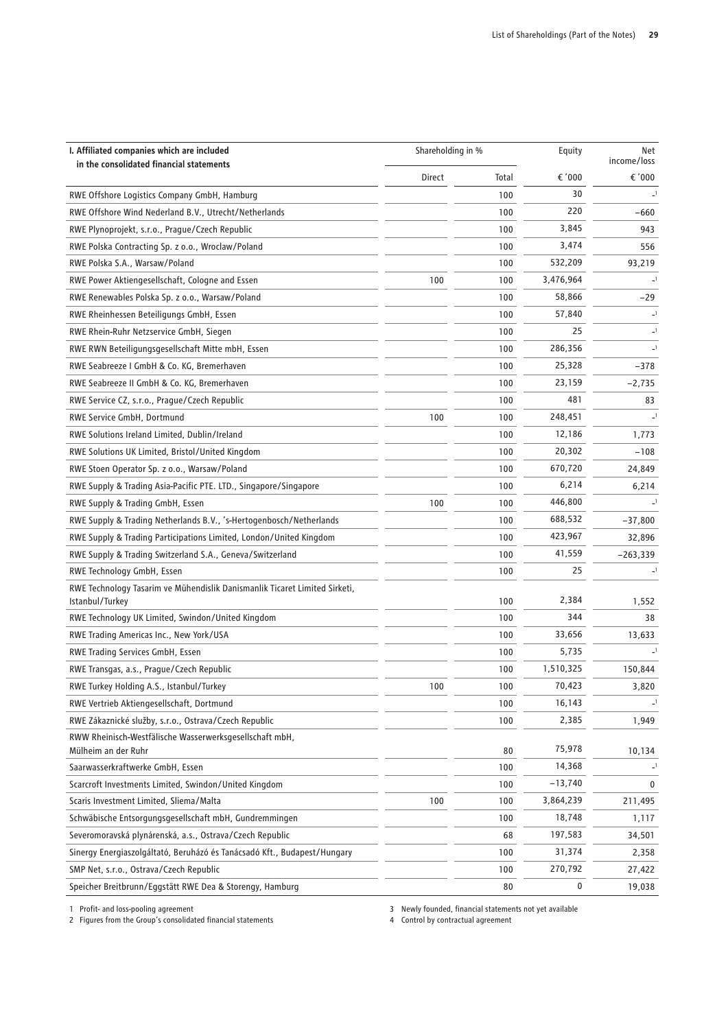| I. Affiliated companies which are included in the consolidated financial statements | Shareholding in % | | Equity | Net income/loss |
|---|---|---|---|---|
| | Direct | Total | € '000 | € '000 |
| RWE Offshore Logistics Company GmbH, Hamburg | | 100 | 30 | -[1] |
| RWE Offshore Wind Nederland B.V., Utrecht/Netherlands | | 100 | 220 | −660 |
| RWE Plynoprojekt, s.r.o., Prague/Czech Republic | | 100 | 3,845 | 943 |
| RWE Polska Contracting Sp. z o.o., Wroclaw/Poland | | 100 | 3,474 | 556 |
| RWE Polska S.A., Warsaw/Poland | | 100 | 532,209 | 93,219 |
| RWE Power Aktiengesellschaft, Cologne and Essen | 100 | 100 | 3,476,964 | -[1] |
| RWE Renewables Polska Sp. z o.o., Warsaw/Poland | | 100 | 58,866 | −29 |
| RWE Rheinhessen Beteiligungs GmbH, Essen | | 100 | 57,840 | -[1] |
| RWE Rhein-Ruhr Netzservice GmbH, Siegen | | 100 | 25 | -[1] |
| RWE RWN Beteiligungsgesellschaft Mitte mbH, Essen | | 100 | 286,356 | -[1] |
| RWE Seabreeze I GmbH & Co. KG, Bremerhaven | | 100 | 25,328 | −378 |
| RWE Seabreeze II GmbH & Co. KG, Bremerhaven | | 100 | 23,159 | −2,735 |
| RWE Service CZ, s.r.o., Prague/Czech Republic | | 100 | 481 | 83 |
| RWE Service GmbH, Dortmund | 100 | 100 | 248,451 | -[1] |
| RWE Solutions Ireland Limited, Dublin/Ireland | | 100 | 12,186 | 1,773 |
| RWE Solutions UK Limited, Bristol/United Kingdom | | 100 | 20,302 | −108 |
| RWE Stoen Operator Sp. z o.o., Warsaw/Poland | | 100 | 670,720 | 24,849 |
| RWE Supply & Trading Asia-Pacific PTE. LTD., Singapore/Singapore | | 100 | 6,214 | 6,214 |
| RWE Supply & Trading GmbH, Essen | 100 | 100 | 446,800 | -[1] |
| RWE Supply & Trading Netherlands B.V., 's-Hertogenbosch/Netherlands | | 100 | 688,532 | −37,800 |
| RWE Supply & Trading Participations Limited, London/United Kingdom | | 100 | 423,967 | 32,896 |
| RWE Supply & Trading Switzerland S.A., Geneva/Switzerland | | 100 | 41,559 | −263,339 |
| RWE Technology GmbH, Essen | | 100 | 25 | -[1] |
| RWE Technology Tasarim ve Mühendislik Danismanlik Ticaret Limited Sirketi, Istanbul/Turkey | | 100 | 2,384 | 1,552 |
| RWE Technology UK Limited, Swindon/United Kingdom | | 100 | 344 | 38 |
| RWE Trading Americas Inc., New York/USA | | 100 | 33,656 | 13,633 |
| RWE Trading Services GmbH, Essen | | 100 | 5,735 | -[1] |
| RWE Transgas, a.s., Prague/Czech Republic | | 100 | 1,510,325 | 150,844 |
| RWE Turkey Holding A.S., Istanbul/Turkey | 100 | 100 | 70,423 | 3,820 |
| RWE Vertrieb Aktiengesellschaft, Dortmund | | 100 | 16,143 | -[1] |
| RWE Zákaznické služby, s.r.o., Ostrava/Czech Republic | | 100 | 2,385 | 1,949 |
| RWW Rheinisch-Westfälische Wasserwerksgesellschaft mbH, Mülheim an der Ruhr | | 80 | 75,978 | 10,134 |
| Saarwasserkraftwerke GmbH, Essen | | 100 | 14,368 | -[1] |
| Scarcroft Investments Limited, Swindon/United Kingdom | | 100 | −13,740 | 0 |
| Scaris Investment Limited, Sliema/Malta | 100 | 100 | 3,864,239 | 211,495 |
| Schwäbische Entsorgungsgesellschaft mbH, Gundremmingen | | 100 | 18,748 | 1,117 |
| Severomoravská plynárenská, a.s., Ostrava/Czech Republic | | 68 | 197,583 | 34,501 |
| Sinergy Energiaszolgáltató, Beruházó és Tanácsadó Kft., Budapest/Hungary | | 100 | 31,374 | 2,358 |
| SMP Net, s.r.o., Ostrava/Czech Republic | | 100 | 270,792 | 27,422 |
| Speicher Breitbrunn/Eggstätt RWE Dea & Storengy, Hamburg | | 80 | 0 | 19,038 |

1 Profit- and loss-pooling agreement
2 Figures from the Group's consolidated financial statements
3 Newly founded, financial statements not yet available
4 Control by contractual agreement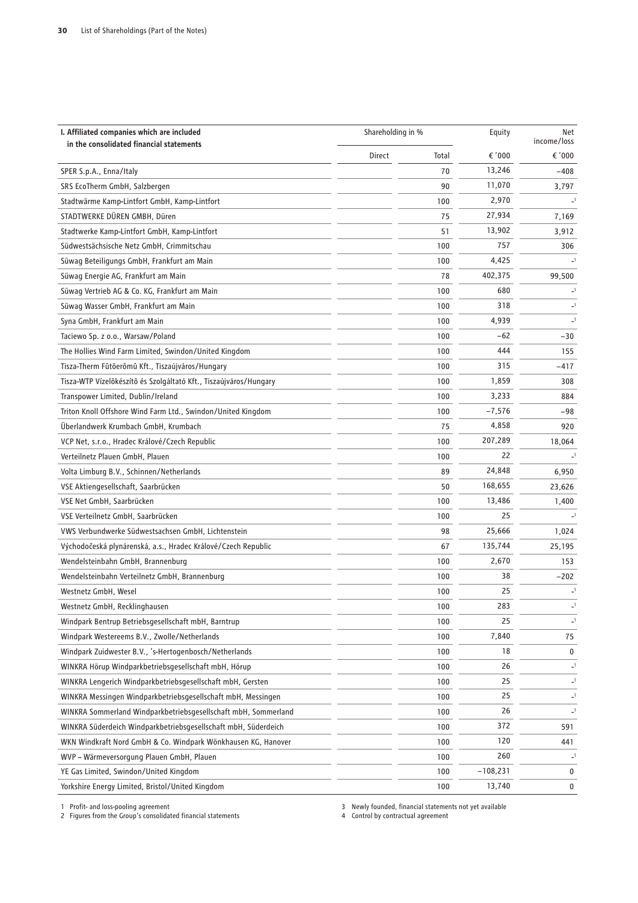| I. Affiliated companies which are included in the consolidated financial statements | Shareholding in % | | Equity | Net income/loss |
|---|---|---|---|---|
| | Direct | Total | € '000 | € '000 |
| SPER S.p.A., Enna/Italy | | 70 | 13,246 | –408 |
| SRS EcoTherm GmbH, Salzbergen | | 90 | 11,070 | 3,797 |
| Stadtwärme Kamp-Lintfort GmbH, Kamp-Lintfort | | 100 | 2,970 | –[1] |
| STADTWERKE DÜREN GMBH, Düren | | 75 | 27,934 | 7,169 |
| Stadtwerke Kamp-Lintfort GmbH, Kamp-Lintfort | | 51 | 13,902 | 3,912 |
| Südwestsächsische Netz GmbH, Crimmitschau | | 100 | 757 | 306 |
| Süwag Beteiligungs GmbH, Frankfurt am Main | | 100 | 4,425 | –[1] |
| Süwag Energie AG, Frankfurt am Main | | 78 | 402,375 | 99,500 |
| Süwag Vertrieb AG & Co. KG, Frankfurt am Main | | 100 | 680 | –[1] |
| Süwag Wasser GmbH, Frankfurt am Main | | 100 | 318 | –[1] |
| Syna GmbH, Frankfurt am Main | | 100 | 4,939 | –[1] |
| Taciewo Sp. z o.o., Warsaw/Poland | | 100 | –62 | –30 |
| The Hollies Wind Farm Limited, Swindon/United Kingdom | | 100 | 444 | 155 |
| Tisza-Therm Fűtőerőmű Kft., Tiszaújváros/Hungary | | 100 | 315 | –417 |
| Tisza-WTP Vízelőkészítő és Szolgáltató Kft., Tiszaújváros/Hungary | | 100 | 1,859 | 308 |
| Transpower Limited, Dublin/Ireland | | 100 | 3,233 | 884 |
| Triton Knoll Offshore Wind Farm Ltd., Swindon/United Kingdom | | 100 | –7,576 | –98 |
| Überlandwerk Krumbach GmbH, Krumbach | | 75 | 4,858 | 920 |
| VCP Net, s.r.o., Hradec Králové/Czech Republic | | 100 | 207,289 | 18,064 |
| Verteilnetz Plauen GmbH, Plauen | | 100 | 22 | –[1] |
| Volta Limburg B.V., Schinnen/Netherlands | | 89 | 24,848 | 6,950 |
| VSE Aktiengesellschaft, Saarbrücken | | 50 | 168,655 | 23,626 |
| VSE Net GmbH, Saarbrücken | | 100 | 13,486 | 1,400 |
| VSE Verteilnetz GmbH, Saarbrücken | | 100 | 25 | –[1] |
| VWS Verbundwerke Südwestsachsen GmbH, Lichtenstein | | 98 | 25,666 | 1,024 |
| Východočeská plynárenská, a.s., Hradec Králové/Czech Republic | | 67 | 135,744 | 25,195 |
| Wendelsteinbahn GmbH, Brannenburg | | 100 | 2,670 | 153 |
| Wendelsteinbahn Verteilnetz GmbH, Brannenburg | | 100 | 38 | –202 |
| Westnetz GmbH, Wesel | | 100 | 25 | –[1] |
| Westnetz GmbH, Recklinghausen | | 100 | 283 | –[1] |
| Windpark Bentrup Betriebsgesellschaft mbH, Barntrup | | 100 | 25 | –[1] |
| Windpark Westereems B.V., Zwolle/Netherlands | | 100 | 7,840 | 75 |
| Windpark Zuidwester B.V., 's-Hertogenbosch/Netherlands | | 100 | 18 | 0 |
| WINKRA Hörup Windparkbetriebsgesellschaft mbH, Hörup | | 100 | 26 | –[1] |
| WINKRA Lengerich Windparkbetriebsgesellschaft mbH, Gersten | | 100 | 25 | –[1] |
| WINKRA Messingen Windparkbetriebsgesellschaft mbH, Messingen | | 100 | 25 | –[1] |
| WINKRA Sommerland Windparkbetriebsgesellschaft mbH, Sommerland | | 100 | 26 | –[1] |
| WINKRA Süderdeich Windparkbetriebsgesellschaft mbH, Süderdeich | | 100 | 372 | 591 |
| WKN Windkraft Nord GmbH & Co. Windpark Wönkhausen KG, Hanover | | 100 | 120 | 441 |
| WVP – Wärmeversorgung Plauen GmbH, Plauen | | 100 | 260 | –[1] |
| YE Gas Limited, Swindon/United Kingdom | | 100 | –108,231 | 0 |
| Yorkshire Energy Limited, Bristol/United Kingdom | | 100 | 13,740 | 0 |

1 Profit- and loss-pooling agreement
2 Figures from the Group's consolidated financial statements
3 Newly founded, financial statements not yet available
4 Control by contractual agreement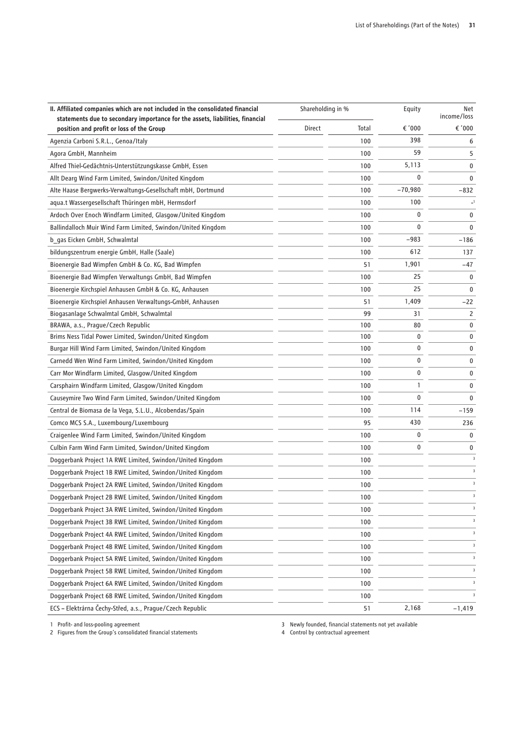| II. Affiliated companies which are not included in the consolidated financial statements due to secondary importance for the assets, liabilities, financial position and profit or loss of the Group | Shareholding in % | | Equity | Net income/loss |
|---|---|---|---|---|
| | Direct | Total | € '000 | € '000 |
| Agenzia Carboni S.R.L., Genoa/Italy | | 100 | 398 | 6 |
| Agora GmbH, Mannheim | | 100 | 59 | 5 |
| Alfred Thiel-Gedächtnis-Unterstützungskasse GmbH, Essen | | 100 | 5,113 | 0 |
| Allt Dearg Wind Farm Limited, Swindon/United Kingdom | | 100 | 0 | 0 |
| Alte Haase Bergwerks-Verwaltungs-Gesellschaft mbH, Dortmund | | 100 | –70,980 | –832 |
| aqua.t Wassergesellschaft Thüringen mbH, Hermsdorf | | 100 | 100 | –[1] |
| Ardoch Over Enoch Windfarm Limited, Glasgow/United Kingdom | | 100 | 0 | 0 |
| Ballindalloch Muir Wind Farm Limited, Swindon/United Kingdom | | 100 | 0 | 0 |
| b_gas Eicken GmbH, Schwalmtal | | 100 | –983 | –186 |
| bildungszentrum energie GmbH, Halle (Saale) | | 100 | 612 | 137 |
| Bioenergie Bad Wimpfen GmbH & Co. KG, Bad Wimpfen | | 51 | 1,901 | –47 |
| Bioenergie Bad Wimpfen Verwaltungs GmbH, Bad Wimpfen | | 100 | 25 | 0 |
| Bioenergie Kirchspiel Anhausen GmbH & Co. KG, Anhausen | | 100 | 25 | 0 |
| Bioenergie Kirchspiel Anhausen Verwaltungs-GmbH, Anhausen | | 51 | 1,409 | –22 |
| Biogasanlage Schwalmtal GmbH, Schwalmtal | | 99 | 31 | 2 |
| BRAWA, a.s., Prague/Czech Republic | | 100 | 80 | 0 |
| Brims Ness Tidal Power Limited, Swindon/United Kingdom | | 100 | 0 | 0 |
| Burgar Hill Wind Farm Limited, Swindon/United Kingdom | | 100 | 0 | 0 |
| Carnedd Wen Wind Farm Limited, Swindon/United Kingdom | | 100 | 0 | 0 |
| Carr Mor Windfarm Limited, Glasgow/United Kingdom | | 100 | 0 | 0 |
| Carsphairn Windfarm Limited, Glasgow/United Kingdom | | 100 | 1 | 0 |
| Causeymire Two Wind Farm Limited, Swindon/United Kingdom | | 100 | 0 | 0 |
| Central de Biomasa de la Vega, S.L.U., Alcobendas/Spain | | 100 | 114 | –159 |
| Comco MCS S.A., Luxembourg/Luxembourg | | 95 | 430 | 236 |
| Craigenlee Wind Farm Limited, Swindon/United Kingdom | | 100 | 0 | 0 |
| Culbin Farm Wind Farm Limited, Swindon/United Kingdom | | 100 | 0 | 0 |
| Doggerbank Project 1A RWE Limited, Swindon/United Kingdom | | 100 | | [3] |
| Doggerbank Project 1B RWE Limited, Swindon/United Kingdom | | 100 | | [3] |
| Doggerbank Project 2A RWE Limited, Swindon/United Kingdom | | 100 | | [3] |
| Doggerbank Project 2B RWE Limited, Swindon/United Kingdom | | 100 | | [3] |
| Doggerbank Project 3A RWE Limited, Swindon/United Kingdom | | 100 | | [3] |
| Doggerbank Project 3B RWE Limited, Swindon/United Kingdom | | 100 | | [3] |
| Doggerbank Project 4A RWE Limited, Swindon/United Kingdom | | 100 | | [3] |
| Doggerbank Project 4B RWE Limited, Swindon/United Kingdom | | 100 | | [3] |
| Doggerbank Project 5A RWE Limited, Swindon/United Kingdom | | 100 | | [3] |
| Doggerbank Project 5B RWE Limited, Swindon/United Kingdom | | 100 | | [3] |
| Doggerbank Project 6A RWE Limited, Swindon/United Kingdom | | 100 | | [3] |
| Doggerbank Project 6B RWE Limited, Swindon/United Kingdom | | 100 | | [3] |
| ECS – Elektrárna Čechy-Střed, a.s., Prague/Czech Republic | | 51 | 2,168 | –1,419 |

1 Profit- and loss-pooling agreement
2 Figures from the Group's consolidated financial statements
3 Newly founded, financial statements not yet available
4 Control by contractual agreement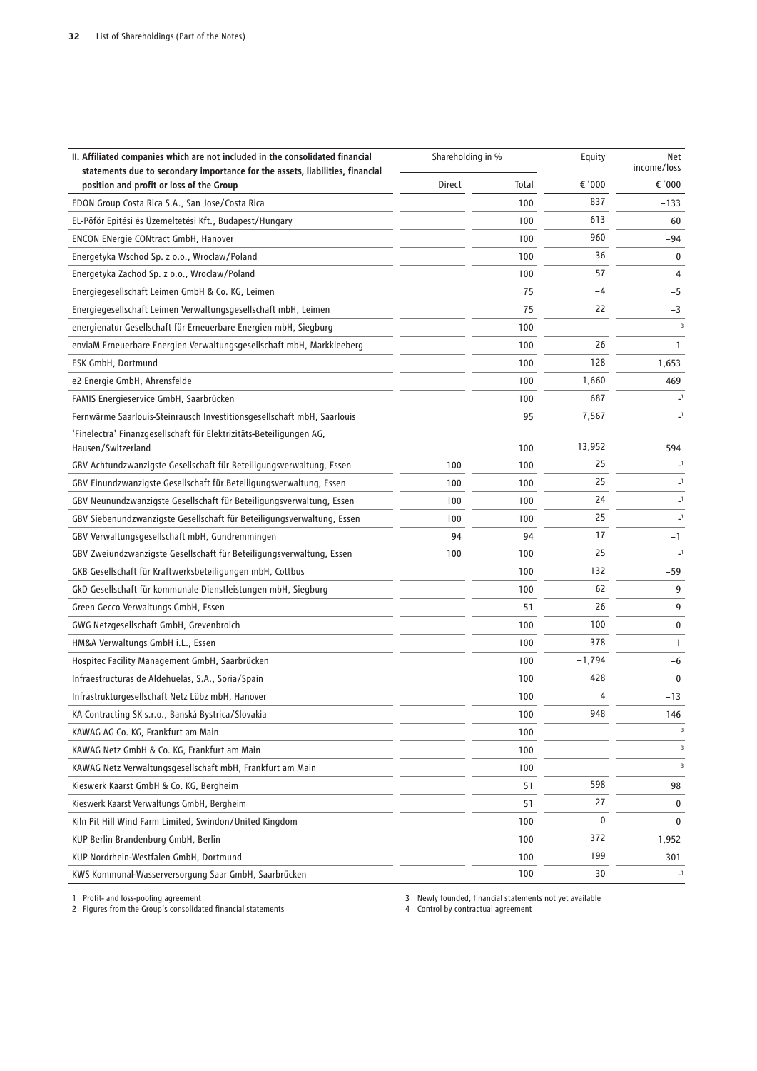| II. Affiliated companies which are not included in the consolidated financial statements due to secondary importance for the assets, liabilities, financial position and profit or loss of the Group | Shareholding in % | | Equity | Net income/loss |
|---|---|---|---|---|
| | Direct | Total | € '000 | € '000 |
| EDON Group Costa Rica S.A., San Jose/Costa Rica | | 100 | 837 | −133 |
| EL-Pöför Epitési és Üzemeltetési Kft., Budapest/Hungary | | 100 | 613 | 60 |
| ENCON ENergie CONtract GmbH, Hanover | | 100 | 960 | −94 |
| Energetyka Wschod Sp. z o.o., Wroclaw/Poland | | 100 | 36 | 0 |
| Energetyka Zachod Sp. z o.o., Wroclaw/Poland | | 100 | 57 | 4 |
| Energiegesellschaft Leimen GmbH & Co. KG, Leimen | | 75 | −4 | −5 |
| Energiegesellschaft Leimen Verwaltungsgesellschaft mbH, Leimen | | 75 | 22 | −3 |
| energienatur Gesellschaft für Erneuerbare Energien mbH, Siegburg | | 100 | | [3] |
| enviaM Erneuerbare Energien Verwaltungsgesellschaft mbH, Markkleeberg | | 100 | 26 | 1 |
| ESK GmbH, Dortmund | | 100 | 128 | 1,653 |
| e2 Energie GmbH, Ahrensfelde | | 100 | 1,660 | 469 |
| FAMIS Energieservice GmbH, Saarbrücken | | 100 | 687 | -[1] |
| Fernwärme Saarlouis-Steinrausch Investitionsgesellschaft mbH, Saarlouis | | 95 | 7,567 | -[1] |
| 'Finelectra' Finanzgesellschaft für Elektrizitäts-Beteiligungen AG, Hausen/Switzerland | | 100 | 13,952 | 594 |
| GBV Achtundzwanzigste Gesellschaft für Beteiligungsverwaltung, Essen | 100 | 100 | 25 | -[1] |
| GBV Einundzwanzigste Gesellschaft für Beteiligungsverwaltung, Essen | 100 | 100 | 25 | -[1] |
| GBV Neunundzwanzigste Gesellschaft für Beteiligungsverwaltung, Essen | 100 | 100 | 24 | -[1] |
| GBV Siebenundzwanzigste Gesellschaft für Beteiligungsverwaltung, Essen | 100 | 100 | 25 | -[1] |
| GBV Verwaltungsgesellschaft mbH, Gundremmingen | 94 | 94 | 17 | −1 |
| GBV Zweiundzwanzigste Gesellschaft für Beteiligungsverwaltung, Essen | 100 | 100 | 25 | -[1] |
| GKB Gesellschaft für Kraftwerksbeteiligungen mbH, Cottbus | | 100 | 132 | −59 |
| GkD Gesellschaft für kommunale Dienstleistungen mbH, Siegburg | | 100 | 62 | 9 |
| Green Gecco Verwaltungs GmbH, Essen | | 51 | 26 | 9 |
| GWG Netzgesellschaft GmbH, Grevenbroich | | 100 | 100 | 0 |
| HM&A Verwaltungs GmbH i.L., Essen | | 100 | 378 | 1 |
| Hospitec Facility Management GmbH, Saarbrücken | | 100 | −1,794 | −6 |
| Infraestructuras de Aldehuelas, S.A., Soria/Spain | | 100 | 428 | 0 |
| Infrastrukturgesellschaft Netz Lübz mbH, Hanover | | 100 | 4 | −13 |
| KA Contracting SK s.r.o., Banská Bystrica/Slovakia | | 100 | 948 | −146 |
| KAWAG AG Co. KG, Frankfurt am Main | | 100 | | [3] |
| KAWAG Netz GmbH & Co. KG, Frankfurt am Main | | 100 | | [3] |
| KAWAG Netz Verwaltungsgesellschaft mbH, Frankfurt am Main | | 100 | | [3] |
| Kieswerk Kaarst GmbH & Co. KG, Bergheim | | 51 | 598 | 98 |
| Kieswerk Kaarst Verwaltungs GmbH, Bergheim | | 51 | 27 | 0 |
| Kiln Pit Hill Wind Farm Limited, Swindon/United Kingdom | | 100 | 0 | 0 |
| KUP Berlin Brandenburg GmbH, Berlin | | 100 | 372 | −1,952 |
| KUP Nordrhein-Westfalen GmbH, Dortmund | | 100 | 199 | −301 |
| KWS Kommunal-Wasserversorgung Saar GmbH, Saarbrücken | | 100 | 30 | -[1] |

1 Profit- and loss-pooling agreement
2 Figures from the Group's consolidated financial statements
3 Newly founded, financial statements not yet available
4 Control by contractual agreement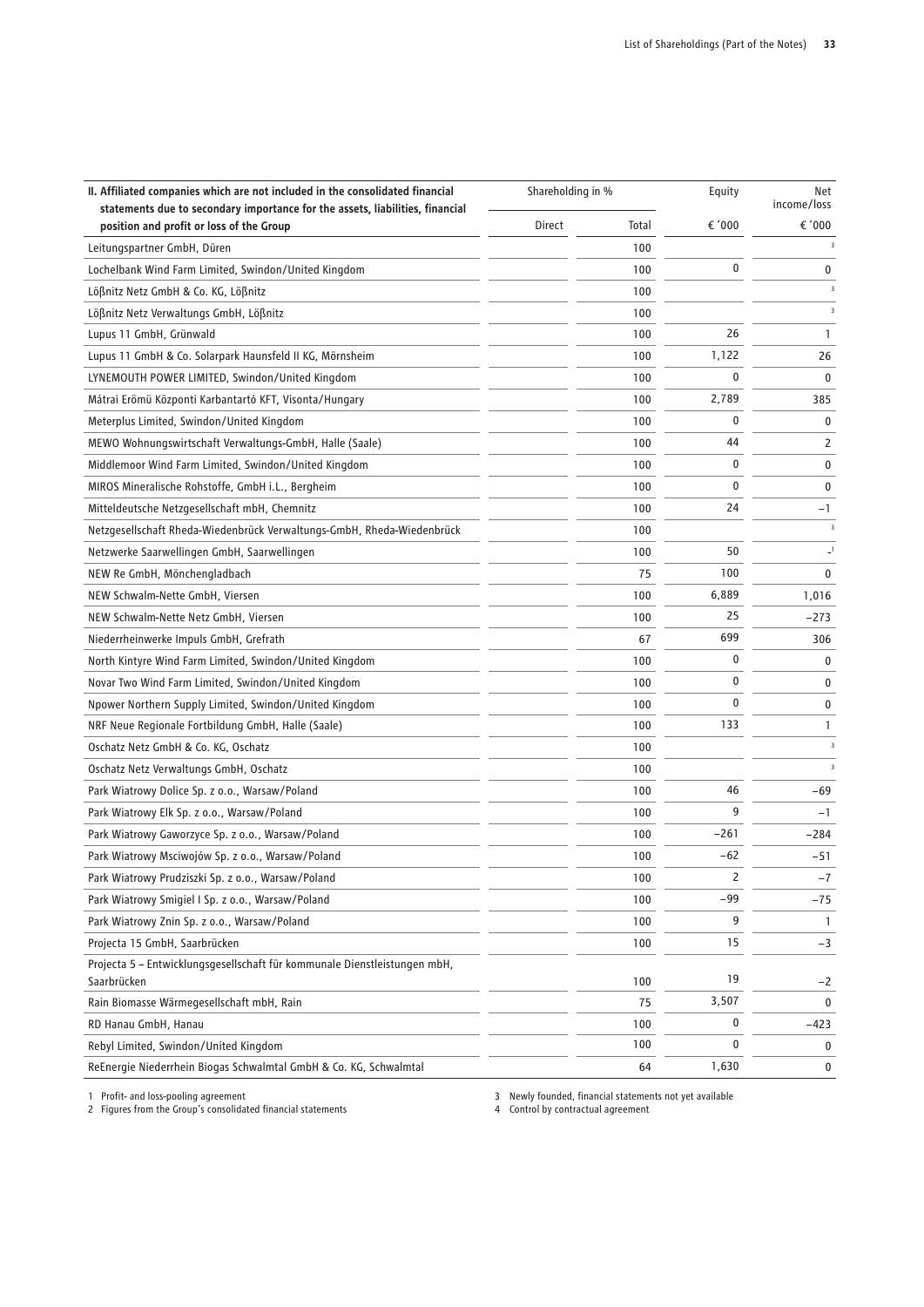| II. Affiliated companies which are not included in the consolidated financial statements due to secondary importance for the assets, liabilities, financial position and profit or loss of the Group | Shareholding in % | | Equity | Net income/loss |
|---|---|---|---|---|
| | Direct | Total | € '000 | € '000 |
| Leitungspartner GmbH, Düren | | 100 | | [3] |
| Lochelbank Wind Farm Limited, Swindon/United Kingdom | | 100 | 0 | 0 |
| Lößnitz Netz GmbH & Co. KG, Lößnitz | | 100 | | [3] |
| Lößnitz Netz Verwaltungs GmbH, Lößnitz | | 100 | | [3] |
| Lupus 11 GmbH, Grünwald | | 100 | 26 | 1 |
| Lupus 11 GmbH & Co. Solarpark Haunsfeld II KG, Mörnsheim | | 100 | 1,122 | 26 |
| LYNEMOUTH POWER LIMITED, Swindon/United Kingdom | | 100 | 0 | 0 |
| Mátrai Erömü Központi Karbantartó KFT, Visonta/Hungary | | 100 | 2,789 | 385 |
| Meterplus Limited, Swindon/United Kingdom | | 100 | 0 | 0 |
| MEWO Wohnungswirtschaft Verwaltungs-GmbH, Halle (Saale) | | 100 | 44 | 2 |
| Middlemoor Wind Farm Limited, Swindon/United Kingdom | | 100 | 0 | 0 |
| MIROS Mineralische Rohstoffe, GmbH i.L., Bergheim | | 100 | 0 | 0 |
| Mitteldeutsche Netzgesellschaft mbH, Chemnitz | | 100 | 24 | –1 |
| Netzgesellschaft Rheda-Wiedenbrück Verwaltungs-GmbH, Rheda-Wiedenbrück | | 100 | | [3] |
| Netzwerke Saarwellingen GmbH, Saarwellingen | | 100 | 50 | –[1] |
| NEW Re GmbH, Mönchengladbach | | 75 | 100 | 0 |
| NEW Schwalm-Nette GmbH, Viersen | | 100 | 6,889 | 1,016 |
| NEW Schwalm-Nette Netz GmbH, Viersen | | 100 | 25 | –273 |
| Niederrheinwerke Impuls GmbH, Grefrath | | 67 | 699 | 306 |
| North Kintyre Wind Farm Limited, Swindon/United Kingdom | | 100 | 0 | 0 |
| Novar Two Wind Farm Limited, Swindon/United Kingdom | | 100 | 0 | 0 |
| Npower Northern Supply Limited, Swindon/United Kingdom | | 100 | 0 | 0 |
| NRF Neue Regionale Fortbildung GmbH, Halle (Saale) | | 100 | 133 | 1 |
| Oschatz Netz GmbH & Co. KG, Oschatz | | 100 | | [3] |
| Oschatz Netz Verwaltungs GmbH, Oschatz | | 100 | | [3] |
| Park Wiatrowy Dolice Sp. z o.o., Warsaw/Poland | | 100 | 46 | –69 |
| Park Wiatrowy Elk Sp. z o.o., Warsaw/Poland | | 100 | 9 | –1 |
| Park Wiatrowy Gaworzyce Sp. z o.o., Warsaw/Poland | | 100 | –261 | –284 |
| Park Wiatrowy Msciwojów Sp. z o.o., Warsaw/Poland | | 100 | –62 | –51 |
| Park Wiatrowy Prudziszki Sp. z o.o., Warsaw/Poland | | 100 | 2 | –7 |
| Park Wiatrowy Smigiel I Sp. z o.o., Warsaw/Poland | | 100 | –99 | –75 |
| Park Wiatrowy Znin Sp. z o.o., Warsaw/Poland | | 100 | 9 | 1 |
| Projecta 15 GmbH, Saarbrücken | | 100 | 15 | –3 |
| Projecta 5 – Entwicklungsgesellschaft für kommunale Dienstleistungen mbH, Saarbrücken | | 100 | 19 | –2 |
| Rain Biomasse Wärmegesellschaft mbH, Rain | | 75 | 3,507 | 0 |
| RD Hanau GmbH, Hanau | | 100 | 0 | –423 |
| Rebyl Limited, Swindon/United Kingdom | | 100 | 0 | 0 |
| ReEnergie Niederrhein Biogas Schwalmtal GmbH & Co. KG, Schwalmtal | | 64 | 1,630 | 0 |

1 Profit- and loss-pooling agreement
2 Figures from the Group's consolidated financial statements
3 Newly founded, financial statements not yet available
4 Control by contractual agreement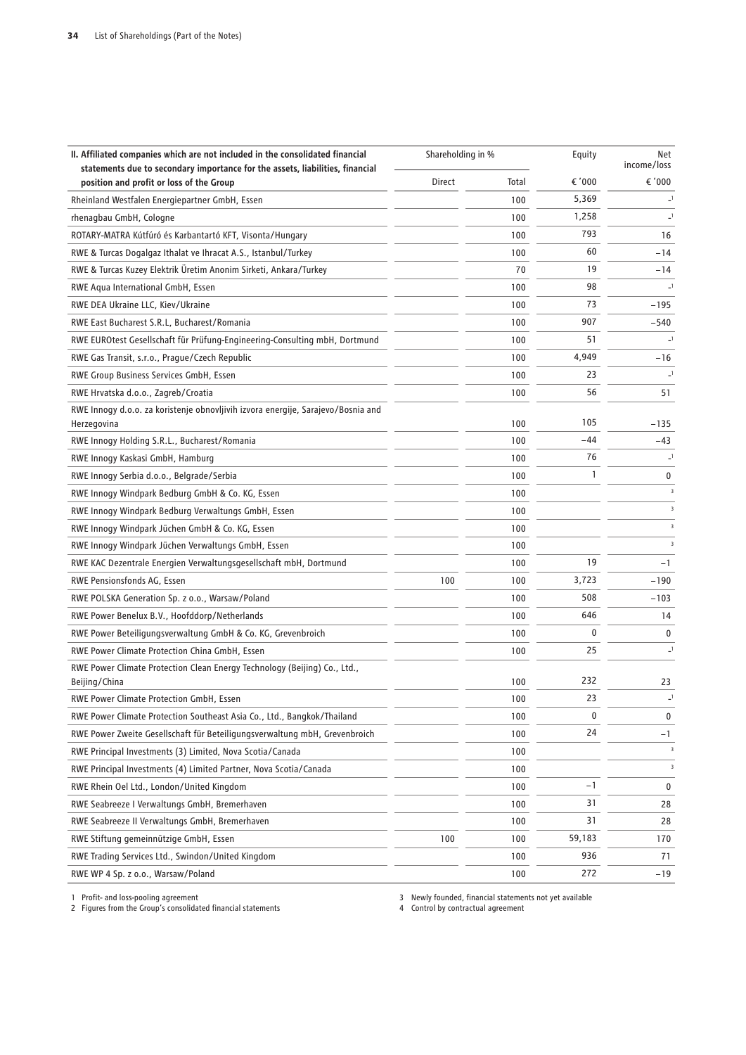| II. Affiliated companies which are not included in the consolidated financial statements due to secondary importance for the assets, liabilities, financial position and profit or loss of the Group | Shareholding in % | | Equity | Net income/loss |
|---|---|---|---|---|
| | Direct | Total | € '000 | € '000 |
| Rheinland Westfalen Energiepartner GmbH, Essen | | 100 | 5,369 | -[1] |
| rhenagbau GmbH, Cologne | | 100 | 1,258 | -[1] |
| ROTARY-MATRA Kútfúró és Karbantartó KFT, Visonta/Hungary | | 100 | 793 | 16 |
| RWE & Turcas Dogalgaz Ithalat ve Ihracat A.S., Istanbul/Turkey | | 100 | 60 | −14 |
| RWE & Turcas Kuzey Elektrik Üretim Anonim Sirketi, Ankara/Turkey | | 70 | 19 | −14 |
| RWE Aqua International GmbH, Essen | | 100 | 98 | -[1] |
| RWE DEA Ukraine LLC, Kiev/Ukraine | | 100 | 73 | −195 |
| RWE East Bucharest S.R.L, Bucharest/Romania | | 100 | 907 | −540 |
| RWE EUROtest Gesellschaft für Prüfung-Engineering-Consulting mbH, Dortmund | | 100 | 51 | -[1] |
| RWE Gas Transit, s.r.o., Prague/Czech Republic | | 100 | 4,949 | −16 |
| RWE Group Business Services GmbH, Essen | | 100 | 23 | -[1] |
| RWE Hrvatska d.o.o., Zagreb/Croatia | | 100 | 56 | 51 |
| RWE Innogy d.o.o. za koristenje obnovljivih izvora energije, Sarajevo/Bosnia and Herzegovina | | 100 | 105 | −135 |
| RWE Innogy Holding S.R.L., Bucharest/Romania | | 100 | −44 | −43 |
| RWE Innogy Kaskasi GmbH, Hamburg | | 100 | 76 | -[1] |
| RWE Innogy Serbia d.o.o., Belgrade/Serbia | | 100 | 1 | 0 |
| RWE Innogy Windpark Bedburg GmbH & Co. KG, Essen | | 100 | | [3] |
| RWE Innogy Windpark Bedburg Verwaltungs GmbH, Essen | | 100 | | [3] |
| RWE Innogy Windpark Jüchen GmbH & Co. KG, Essen | | 100 | | [3] |
| RWE Innogy Windpark Jüchen Verwaltungs GmbH, Essen | | 100 | | [3] |
| RWE KAC Dezentrale Energien Verwaltungsgesellschaft mbH, Dortmund | | 100 | 19 | −1 |
| RWE Pensionsfonds AG, Essen | 100 | 100 | 3,723 | −190 |
| RWE POLSKA Generation Sp. z o.o., Warsaw/Poland | | 100 | 508 | −103 |
| RWE Power Benelux B.V., Hoofddorp/Netherlands | | 100 | 646 | 14 |
| RWE Power Beteiligungsverwaltung GmbH & Co. KG, Grevenbroich | | 100 | 0 | 0 |
| RWE Power Climate Protection China GmbH, Essen | | 100 | 25 | -[1] |
| RWE Power Climate Protection Clean Energy Technology (Beijing) Co., Ltd., Beijing/China | | 100 | 232 | 23 |
| RWE Power Climate Protection GmbH, Essen | | 100 | 23 | -[1] |
| RWE Power Climate Protection Southeast Asia Co., Ltd., Bangkok/Thailand | | 100 | 0 | 0 |
| RWE Power Zweite Gesellschaft für Beteiligungsverwaltung mbH, Grevenbroich | | 100 | 24 | −1 |
| RWE Principal Investments (3) Limited, Nova Scotia/Canada | | 100 | | [3] |
| RWE Principal Investments (4) Limited Partner, Nova Scotia/Canada | | 100 | | [3] |
| RWE Rhein Oel Ltd., London/United Kingdom | | 100 | −1 | 0 |
| RWE Seabreeze I Verwaltungs GmbH, Bremerhaven | | 100 | 31 | 28 |
| RWE Seabreeze II Verwaltungs GmbH, Bremerhaven | | 100 | 31 | 28 |
| RWE Stiftung gemeinnützige GmbH, Essen | 100 | 100 | 59,183 | 170 |
| RWE Trading Services Ltd., Swindon/United Kingdom | | 100 | 936 | 71 |
| RWE WP 4 Sp. z o.o., Warsaw/Poland | | 100 | 272 | −19 |

1 Profit- and loss-pooling agreement
2 Figures from the Group's consolidated financial statements
3 Newly founded, financial statements not yet available
4 Control by contractual agreement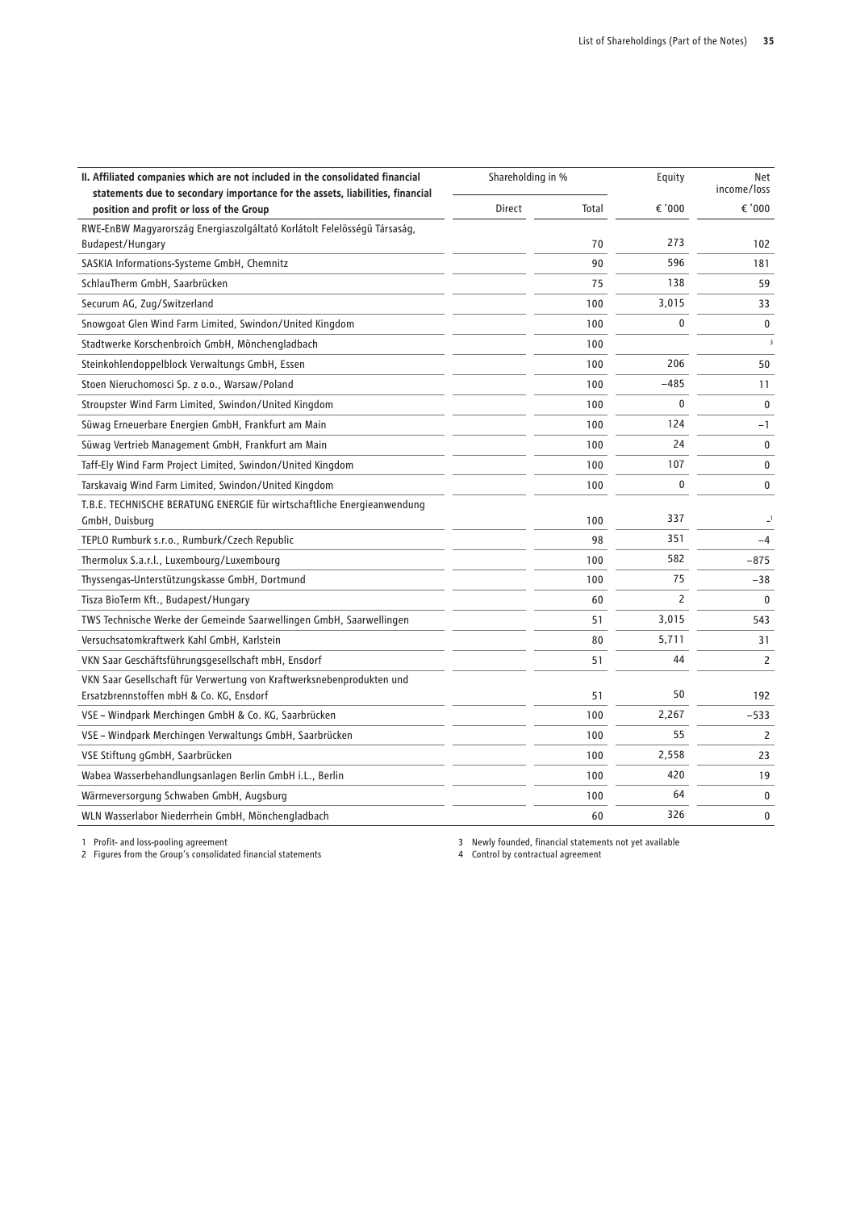| II. Affiliated companies which are not included in the consolidated financial statements due to secondary importance for the assets, liabilities, financial position and profit or loss of the Group | Shareholding in % | | Equity | Net income/loss |
|---|---|---|---|---|
| | Direct | Total | € '000 | € '000 |
| RWE-EnBW Magyarország Energiaszolgáltató Korlátolt Felelösségü Társaság, Budapest/Hungary | | 70 | 273 | 102 |
| SASKIA Informations-Systeme GmbH, Chemnitz | | 90 | 596 | 181 |
| SchlauTherm GmbH, Saarbrücken | | 75 | 138 | 59 |
| Securum AG, Zug/Switzerland | | 100 | 3,015 | 33 |
| Snowgoat Glen Wind Farm Limited, Swindon/United Kingdom | | 100 | 0 | 0 |
| Stadtwerke Korschenbroich GmbH, Mönchengladbach | | 100 | | [3] |
| Steinkohlendoppelblock Verwaltungs GmbH, Essen | | 100 | 206 | 50 |
| Stoen Nieruchomosci Sp. z o.o., Warsaw/Poland | | 100 | −485 | 11 |
| Stroupster Wind Farm Limited, Swindon/United Kingdom | | 100 | 0 | 0 |
| Süwag Erneuerbare Energien GmbH, Frankfurt am Main | | 100 | 124 | −1 |
| Süwag Vertrieb Management GmbH, Frankfurt am Main | | 100 | 24 | 0 |
| Taff-Ely Wind Farm Project Limited, Swindon/United Kingdom | | 100 | 107 | 0 |
| Tarskavaig Wind Farm Limited, Swindon/United Kingdom | | 100 | 0 | 0 |
| T.B.E. TECHNISCHE BERATUNG ENERGIE für wirtschaftliche Energieanwendung GmbH, Duisburg | | 100 | 337 | –[1] |
| TEPLO Rumburk s.r.o., Rumburk/Czech Republic | | 98 | 351 | −4 |
| Thermolux S.a.r.l., Luxembourg/Luxembourg | | 100 | 582 | −875 |
| Thyssengas-Unterstützungskasse GmbH, Dortmund | | 100 | 75 | −38 |
| Tisza BioTerm Kft., Budapest/Hungary | | 60 | 2 | 0 |
| TWS Technische Werke der Gemeinde Saarwellingen GmbH, Saarwellingen | | 51 | 3,015 | 543 |
| Versuchsatomkraftwerk Kahl GmbH, Karlstein | | 80 | 5,711 | 31 |
| VKN Saar Geschäftsführungsgesellschaft mbH, Ensdorf | | 51 | 44 | 2 |
| VKN Saar Gesellschaft für Verwertung von Kraftwerksnebenprodukten und Ersatzbrennstoffen mbH & Co. KG, Ensdorf | | 51 | 50 | 192 |
| VSE – Windpark Merchingen GmbH & Co. KG, Saarbrücken | | 100 | 2,267 | −533 |
| VSE – Windpark Merchingen Verwaltungs GmbH, Saarbrücken | | 100 | 55 | 2 |
| VSE Stiftung gGmbH, Saarbrücken | | 100 | 2,558 | 23 |
| Wabea Wasserbehandlungsanlagen Berlin GmbH i.L., Berlin | | 100 | 420 | 19 |
| Wärmeversorgung Schwaben GmbH, Augsburg | | 100 | 64 | 0 |
| WLN Wasserlabor Niederrhein GmbH, Mönchengladbach | | 60 | 326 | 0 |

1 Profit- and loss-pooling agreement
2 Figures from the Group's consolidated financial statements
3 Newly founded, financial statements not yet available
4 Control by contractual agreement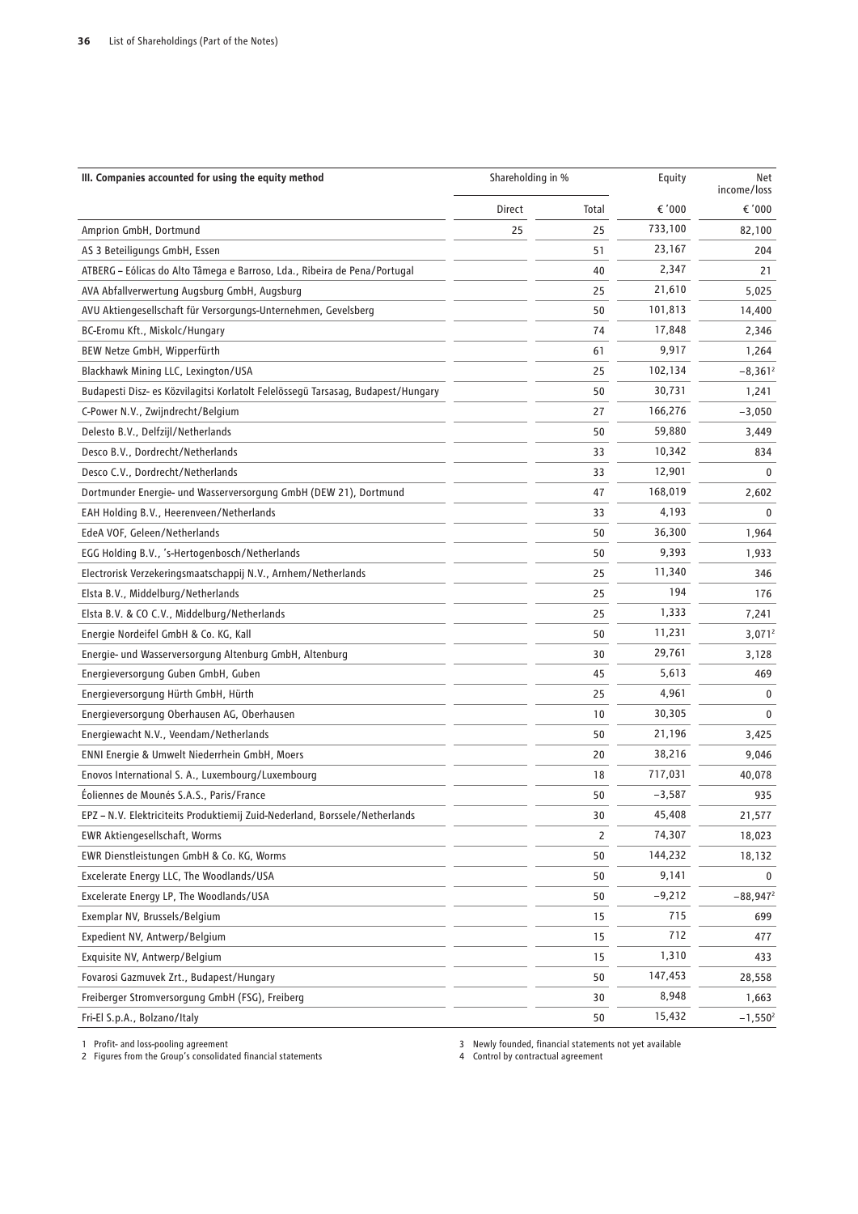| III. Companies accounted for using the equity method | Shareholding in % | | Equity | Net income/loss |
|---|---|---|---|---|
| | Direct | Total | € '000 | € '000 |
| Amprion GmbH, Dortmund | 25 | 25 | 733,100 | 82,100 |
| AS 3 Beteiligungs GmbH, Essen | | 51 | 23,167 | 204 |
| ATBERG – Eólicas do Alto Tâmega e Barroso, Lda., Ribeira de Pena/Portugal | | 40 | 2,347 | 21 |
| AVA Abfallverwertung Augsburg GmbH, Augsburg | | 25 | 21,610 | 5,025 |
| AVU Aktiengesellschaft für Versorgungs-Unternehmen, Gevelsberg | | 50 | 101,813 | 14,400 |
| BC-Eromu Kft., Miskolc/Hungary | | 74 | 17,848 | 2,346 |
| BEW Netze GmbH, Wipperfürth | | 61 | 9,917 | 1,264 |
| Blackhawk Mining LLC, Lexington/USA | | 25 | 102,134 | −8,361[2] |
| Budapesti Disz- es Közvilagitsi Korlatolt Felelősségü Tarsasag, Budapest/Hungary | | 50 | 30,731 | 1,241 |
| C-Power N.V., Zwijndrecht/Belgium | | 27 | 166,276 | −3,050 |
| Delesto B.V., Delfzijl/Netherlands | | 50 | 59,880 | 3,449 |
| Desco B.V., Dordrecht/Netherlands | | 33 | 10,342 | 834 |
| Desco C.V., Dordrecht/Netherlands | | 33 | 12,901 | 0 |
| Dortmunder Energie- und Wasserversorgung GmbH (DEW 21), Dortmund | | 47 | 168,019 | 2,602 |
| EAH Holding B.V., Heerenveen/Netherlands | | 33 | 4,193 | 0 |
| EdeA VOF, Geleen/Netherlands | | 50 | 36,300 | 1,964 |
| EGG Holding B.V., 's-Hertogenbosch/Netherlands | | 50 | 9,393 | 1,933 |
| Electrorisk Verzekeringsmaatschappij N.V., Arnhem/Netherlands | | 25 | 11,340 | 346 |
| Elsta B.V., Middelburg/Netherlands | | 25 | 194 | 176 |
| Elsta B.V. & CO C.V., Middelburg/Netherlands | | 25 | 1,333 | 7,241 |
| Energie Nordeifel GmbH & Co. KG, Kall | | 50 | 11,231 | 3,071[2] |
| Energie- und Wasserversorgung Altenburg GmbH, Altenburg | | 30 | 29,761 | 3,128 |
| Energieversorgung Guben GmbH, Guben | | 45 | 5,613 | 469 |
| Energieversorgung Hürth GmbH, Hürth | | 25 | 4,961 | 0 |
| Energieversorgung Oberhausen AG, Oberhausen | | 10 | 30,305 | 0 |
| Energiewacht N.V., Veendam/Netherlands | | 50 | 21,196 | 3,425 |
| ENNI Energie & Umwelt Niederrhein GmbH, Moers | | 20 | 38,216 | 9,046 |
| Enovos International S. A., Luxembourg/Luxembourg | | 18 | 717,031 | 40,078 |
| Éoliennes de Mounés S.A.S., Paris/France | | 50 | −3,587 | 935 |
| EPZ – N.V. Elektriciteits Produktiemij Zuid-Nederland, Borssele/Netherlands | | 30 | 45,408 | 21,577 |
| EWR Aktiengesellschaft, Worms | | 2 | 74,307 | 18,023 |
| EWR Dienstleistungen GmbH & Co. KG, Worms | | 50 | 144,232 | 18,132 |
| Excelerate Energy LLC, The Woodlands/USA | | 50 | 9,141 | 0 |
| Excelerate Energy LP, The Woodlands/USA | | 50 | −9,212 | −88,947[2] |
| Exemplar NV, Brussels/Belgium | | 15 | 715 | 699 |
| Expedient NV, Antwerp/Belgium | | 15 | 712 | 477 |
| Exquisite NV, Antwerp/Belgium | | 15 | 1,310 | 433 |
| Fovarosi Gazmuvek Zrt., Budapest/Hungary | | 50 | 147,453 | 28,558 |
| Freiberger Stromversorgung GmbH (FSG), Freiberg | | 30 | 8,948 | 1,663 |
| Fri-El S.p.A., Bolzano/Italy | | 50 | 15,432 | −1,550[2] |

1 Profit- and loss-pooling agreement
2 Figures from the Group's consolidated financial statements
3 Newly founded, financial statements not yet available
4 Control by contractual agreement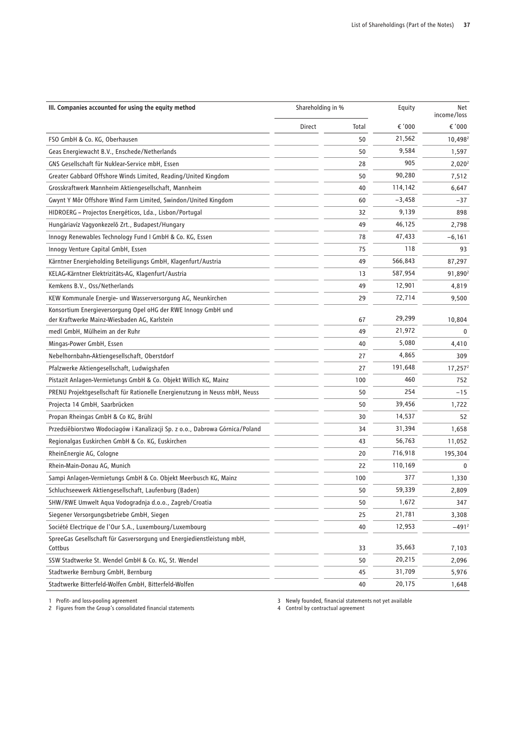| III. Companies accounted for using the equity method | Shareholding in % | | Equity | Net income/loss |
|---|---|---|---|---|
| | Direct | Total | € '000 | € '000 |
| FSO GmbH & Co. KG, Oberhausen | | 50 | 21,562 | 10,498[2] |
| Geas Energiewacht B.V., Enschede/Netherlands | | 50 | 9,584 | 1,597 |
| GNS Gesellschaft für Nuklear-Service mbH, Essen | | 28 | 905 | 2,020[2] |
| Greater Gabbard Offshore Winds Limited, Reading/United Kingdom | | 50 | 90,280 | 7,512 |
| Grosskraftwerk Mannheim Aktiengesellschaft, Mannheim | | 40 | 114,142 | 6,647 |
| Gwynt Y Môr Offshore Wind Farm Limited, Swindon/United Kingdom | | 60 | −3,458 | −37 |
| HIDROERG – Projectos Energéticos, Lda., Lisbon/Portugal | | 32 | 9,139 | 898 |
| Hungáriavíz Vagyonkezelő Zrt., Budapest/Hungary | | 49 | 46,125 | 2,798 |
| Innogy Renewables Technology Fund I GmbH & Co. KG, Essen | | 78 | 47,433 | −6,161 |
| Innogy Venture Capital GmbH, Essen | | 75 | 118 | 93 |
| Kärntner Energieholding Beteiligungs GmbH, Klagenfurt/Austria | | 49 | 566,843 | 87,297 |
| KELAG-Kärntner Elektrizitäts-AG, Klagenfurt/Austria | | 13 | 587,954 | 91,890[2] |
| Kemkens B.V., Oss/Netherlands | | 49 | 12,901 | 4,819 |
| KEW Kommunale Energie- und Wasserversorgung AG, Neunkirchen | | 29 | 72,714 | 9,500 |
| Konsortium Energieversorgung Opel oHG der RWE Innogy GmbH und der Kraftwerke Mainz-Wiesbaden AG, Karlstein | | 67 | 29,299 | 10,804 |
| medl GmbH, Mülheim an der Ruhr | | 49 | 21,972 | 0 |
| Mingas-Power GmbH, Essen | | 40 | 5,080 | 4,410 |
| Nebelhornbahn-Aktiengesellschaft, Oberstdorf | | 27 | 4,865 | 309 |
| Pfalzwerke Aktiengesellschaft, Ludwigshafen | | 27 | 191,648 | 17,257[2] |
| Pistazit Anlagen-Vermietungs GmbH & Co. Objekt Willich KG, Mainz | | 100 | 460 | 752 |
| PRENU Projektgesellschaft für Rationelle Energienutzung in Neuss mbH, Neuss | | 50 | 254 | −15 |
| Projecta 14 GmbH, Saarbrücken | | 50 | 39,456 | 1,722 |
| Propan Rheingas GmbH & Co KG, Brühl | | 30 | 14,537 | 52 |
| Przedsiêbiorstwo Wodociagów i Kanalizacji Sp. z o.o., Dabrowa Górnica/Poland | | 34 | 31,394 | 1,658 |
| Regionalgas Euskirchen GmbH & Co. KG, Euskirchen | | 43 | 56,763 | 11,052 |
| RheinEnergie AG, Cologne | | 20 | 716,918 | 195,304 |
| Rhein-Main-Donau AG, Munich | | 22 | 110,169 | 0 |
| Sampi Anlagen-Vermietungs GmbH & Co. Objekt Meerbusch KG, Mainz | | 100 | 377 | 1,330 |
| Schluchseewerk Aktiengesellschaft, Laufenburg (Baden) | | 50 | 59,339 | 2,809 |
| SHW/RWE Umwelt Aqua Vodogradnja d.o.o., Zagreb/Croatia | | 50 | 1,672 | 347 |
| Siegener Versorgungsbetriebe GmbH, Siegen | | 25 | 21,781 | 3,308 |
| Société Electrique de l'Our S.A., Luxembourg/Luxembourg | | 40 | 12,953 | −491[2] |
| SpreeGas Gesellschaft für Gasversorgung und Energiedienstleistung mbH, Cottbus | | 33 | 35,663 | 7,103 |
| SSW Stadtwerke St. Wendel GmbH & Co. KG, St. Wendel | | 50 | 20,215 | 2,096 |
| Stadtwerke Bernburg GmbH, Bernburg | | 45 | 31,709 | 5,976 |
| Stadtwerke Bitterfeld-Wolfen GmbH, Bitterfeld-Wolfen | | 40 | 20,175 | 1,648 |

1 Profit- and loss-pooling agreement
2 Figures from the Group's consolidated financial statements
3 Newly founded, financial statements not yet available
4 Control by contractual agreement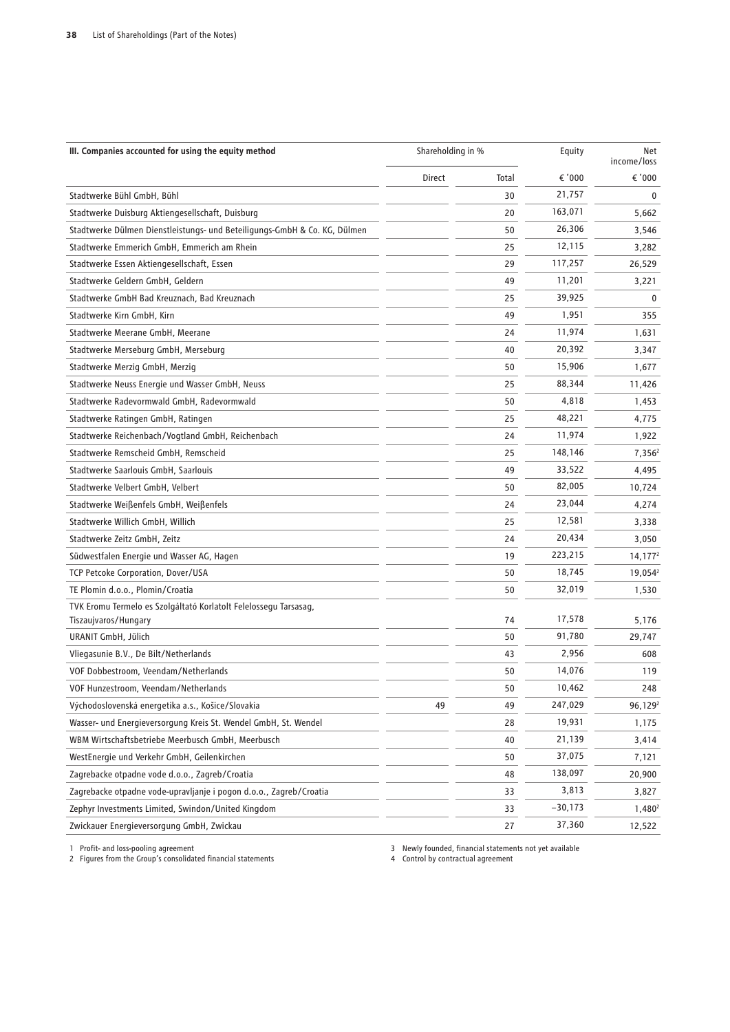| III. Companies accounted for using the equity method | Shareholding in % | | Equity | Net income/loss |
|---|---|---|---|---|
| | Direct | Total | € '000 | € '000 |
| Stadtwerke Bühl GmbH, Bühl | | 30 | 21,757 | 0 |
| Stadtwerke Duisburg Aktiengesellschaft, Duisburg | | 20 | 163,071 | 5,662 |
| Stadtwerke Dülmen Dienstleistungs- und Beteiligungs-GmbH & Co. KG, Dülmen | | 50 | 26,306 | 3,546 |
| Stadtwerke Emmerich GmbH, Emmerich am Rhein | | 25 | 12,115 | 3,282 |
| Stadtwerke Essen Aktiengesellschaft, Essen | | 29 | 117,257 | 26,529 |
| Stadtwerke Geldern GmbH, Geldern | | 49 | 11,201 | 3,221 |
| Stadtwerke GmbH Bad Kreuznach, Bad Kreuznach | | 25 | 39,925 | 0 |
| Stadtwerke Kirn GmbH, Kirn | | 49 | 1,951 | 355 |
| Stadtwerke Meerane GmbH, Meerane | | 24 | 11,974 | 1,631 |
| Stadtwerke Merseburg GmbH, Merseburg | | 40 | 20,392 | 3,347 |
| Stadtwerke Merzig GmbH, Merzig | | 50 | 15,906 | 1,677 |
| Stadtwerke Neuss Energie und Wasser GmbH, Neuss | | 25 | 88,344 | 11,426 |
| Stadtwerke Radevormwald GmbH, Radevormwald | | 50 | 4,818 | 1,453 |
| Stadtwerke Ratingen GmbH, Ratingen | | 25 | 48,221 | 4,775 |
| Stadtwerke Reichenbach/Vogtland GmbH, Reichenbach | | 24 | 11,974 | 1,922 |
| Stadtwerke Remscheid GmbH, Remscheid | | 25 | 148,146 | 7,356[2] |
| Stadtwerke Saarlouis GmbH, Saarlouis | | 49 | 33,522 | 4,495 |
| Stadtwerke Velbert GmbH, Velbert | | 50 | 82,005 | 10,724 |
| Stadtwerke Weißenfels GmbH, Weißenfels | | 24 | 23,044 | 4,274 |
| Stadtwerke Willich GmbH, Willich | | 25 | 12,581 | 3,338 |
| Stadtwerke Zeitz GmbH, Zeitz | | 24 | 20,434 | 3,050 |
| Südwestfalen Energie und Wasser AG, Hagen | | 19 | 223,215 | 14,177[2] |
| TCP Petcoke Corporation, Dover/USA | | 50 | 18,745 | 19,054[2] |
| TE Plomin d.o.o., Plomin/Croatia | | 50 | 32,019 | 1,530 |
| TVK Eromu Termelo es Szolgáltató Korlatolt Felelossegu Tarsasag, Tiszaujvaros/Hungary | | 74 | 17,578 | 5,176 |
| URANIT GmbH, Jülich | | 50 | 91,780 | 29,747 |
| Vliegasunie B.V., De Bilt/Netherlands | | 43 | 2,956 | 608 |
| VOF Dobbestroom, Veendam/Netherlands | | 50 | 14,076 | 119 |
| VOF Hunzestroom, Veendam/Netherlands | | 50 | 10,462 | 248 |
| Východoslovenská energetika a.s., Košice/Slovakia | 49 | 49 | 247,029 | 96,129[2] |
| Wasser- und Energieversorgung Kreis St. Wendel GmbH, St. Wendel | | 28 | 19,931 | 1,175 |
| WBM Wirtschaftsbetriebe Meerbusch GmbH, Meerbusch | | 40 | 21,139 | 3,414 |
| WestEnergie und Verkehr GmbH, Geilenkirchen | | 50 | 37,075 | 7,121 |
| Zagrebacke otpadne vode d.o.o., Zagreb/Croatia | | 48 | 138,097 | 20,900 |
| Zagrebacke otpadne vode-upravljanje i pogon d.o.o., Zagreb/Croatia | | 33 | 3,813 | 3,827 |
| Zephyr Investments Limited, Swindon/United Kingdom | | 33 | –30,173 | 1,480[2] |
| Zwickauer Energieversorgung GmbH, Zwickau | | 27 | 37,360 | 12,522 |

1 Profit- and loss-pooling agreement
2 Figures from the Group's consolidated financial statements
3 Newly founded, financial statements not yet available
4 Control by contractual agreement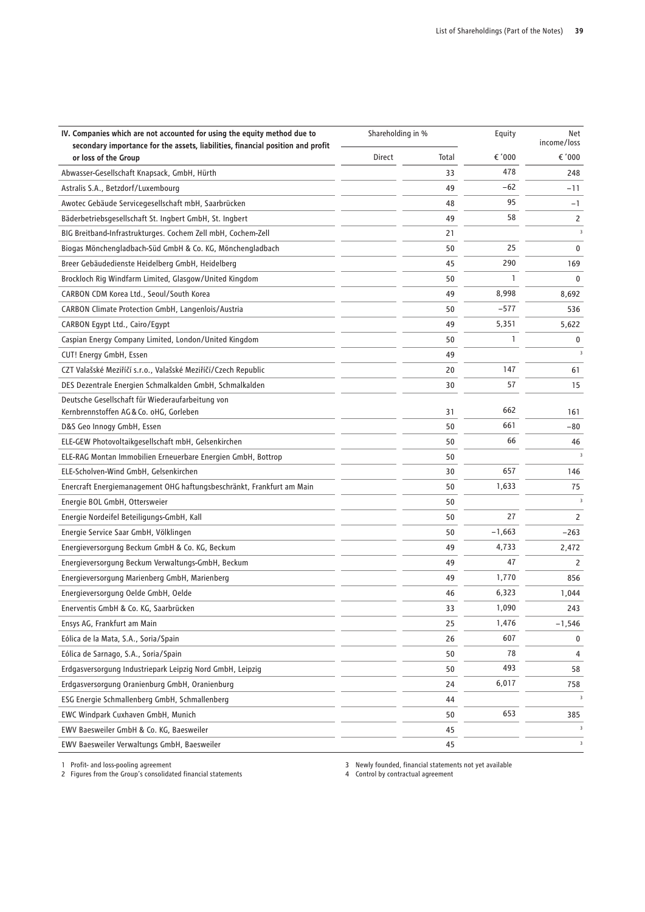| IV. Companies which are not accounted for using the equity method due to secondary importance for the assets, liabilities, financial position and profit or loss of the Group | Shareholding in % | | Equity | Net income/loss |
|---|---|---|---|---|
| | Direct | Total | € '000 | € '000 |
| Abwasser-Gesellschaft Knapsack, GmbH, Hürth | | 33 | 478 | 248 |
| Astralis S.A., Betzdorf/Luxembourg | | 49 | −62 | −11 |
| Awotec Gebäude Servicegesellschaft mbH, Saarbrücken | | 48 | 95 | −1 |
| Bäderbetriebsgesellschaft St. Ingbert GmbH, St. Ingbert | | 49 | 58 | 2 |
| BIG Breitband-Infrastrukturges. Cochem Zell mbH, Cochem-Zell | | 21 | | 3 |
| Biogas Mönchengladbach-Süd GmbH & Co. KG, Mönchengladbach | | 50 | 25 | 0 |
| Breer Gebäudedienste Heidelberg GmbH, Heidelberg | | 45 | 290 | 169 |
| Brockloch Rig Windfarm Limited, Glasgow/United Kingdom | | 50 | 1 | 0 |
| CARBON CDM Korea Ltd., Seoul/South Korea | | 49 | 8,998 | 8,692 |
| CARBON Climate Protection GmbH, Langenlois/Austria | | 50 | −577 | 536 |
| CARBON Egypt Ltd., Cairo/Egypt | | 49 | 5,351 | 5,622 |
| Caspian Energy Company Limited, London/United Kingdom | | 50 | 1 | 0 |
| CUT! Energy GmbH, Essen | | 49 | | 3 |
| CZT Valašské Meziříčí s.r.o., Valašské Meziříčí/Czech Republic | | 20 | 147 | 61 |
| DES Dezentrale Energien Schmalkalden GmbH, Schmalkalden | | 30 | 57 | 15 |
| Deutsche Gesellschaft für Wiederaufarbeitung von Kernbrennstoffen AG & Co. oHG, Gorleben | | 31 | 662 | 161 |
| D&S Geo Innogy GmbH, Essen | | 50 | 661 | −80 |
| ELE-GEW Photovoltaikgesellschaft mbH, Gelsenkirchen | | 50 | 66 | 46 |
| ELE-RAG Montan Immobilien Erneuerbare Energien GmbH, Bottrop | | 50 | | 3 |
| ELE-Scholven-Wind GmbH, Gelsenkirchen | | 30 | 657 | 146 |
| Enercraft Energiemanagement OHG haftungsbeschränkt, Frankfurt am Main | | 50 | 1,633 | 75 |
| Energie BOL GmbH, Ottersweier | | 50 | | 3 |
| Energie Nordeifel Beteiligungs-GmbH, Kall | | 50 | 27 | 2 |
| Energie Service Saar GmbH, Völklingen | | 50 | −1,663 | −263 |
| Energieversorgung Beckum GmbH & Co. KG, Beckum | | 49 | 4,733 | 2,472 |
| Energieversorgung Beckum Verwaltungs-GmbH, Beckum | | 49 | 47 | 2 |
| Energieversorgung Marienberg GmbH, Marienberg | | 49 | 1,770 | 856 |
| Energieversorgung Oelde GmbH, Oelde | | 46 | 6,323 | 1,044 |
| Enerventis GmbH & Co. KG, Saarbrücken | | 33 | 1,090 | 243 |
| Ensys AG, Frankfurt am Main | | 25 | 1,476 | −1,546 |
| Eólica de la Mata, S.A., Soria/Spain | | 26 | 607 | 0 |
| Eólica de Sarnago, S.A., Soria/Spain | | 50 | 78 | 4 |
| Erdgasversorgung Industriepark Leipzig Nord GmbH, Leipzig | | 50 | 493 | 58 |
| Erdgasversorgung Oranienburg GmbH, Oranienburg | | 24 | 6,017 | 758 |
| ESG Energie Schmallenberg GmbH, Schmallenberg | | 44 | | 3 |
| EWC Windpark Cuxhaven GmbH, Munich | | 50 | 653 | 385 |
| EWV Baesweiler GmbH & Co. KG, Baesweiler | | 45 | | 3 |
| EWV Baesweiler Verwaltungs GmbH, Baesweiler | | 45 | | 3 |

1 Profit- and loss-pooling agreement
2 Figures from the Group's consolidated financial statements
3 Newly founded, financial statements not yet available
4 Control by contractual agreement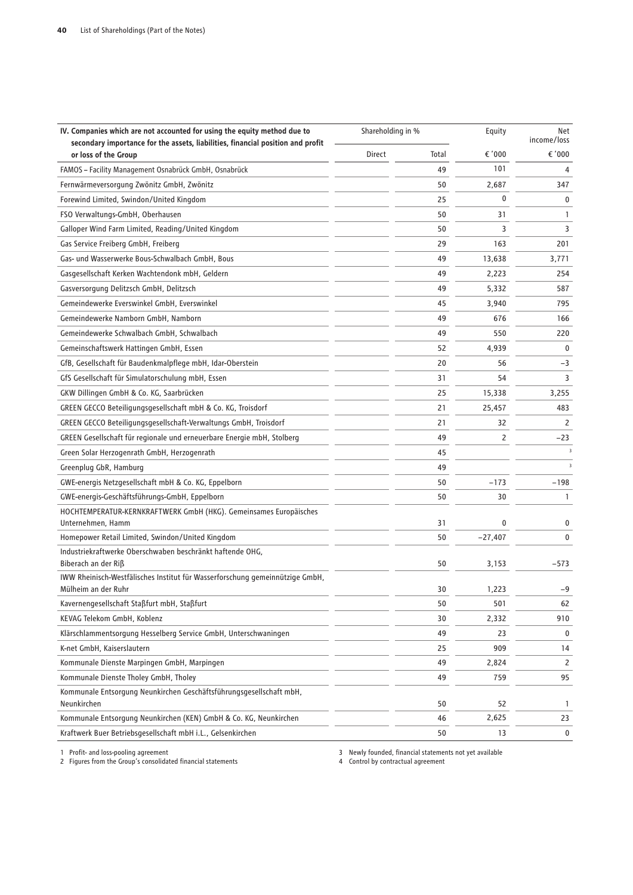| IV. Companies which are not accounted for using the equity method due to secondary importance for the assets, liabilities, financial position and profit or loss of the Group | Shareholding in % | | Equity | Net income/loss |
|---|---|---|---|---|
| | Direct | Total | € '000 | € '000 |
| FAMOS – Facility Management Osnabrück GmbH, Osnabrück | | 49 | 101 | 4 |
| Fernwärmeversorgung Zwönitz GmbH, Zwönitz | | 50 | 2,687 | 347 |
| Forewind Limited, Swindon/United Kingdom | | 25 | 0 | 0 |
| FSO Verwaltungs-GmbH, Oberhausen | | 50 | 31 | 1 |
| Galloper Wind Farm Limited, Reading/United Kingdom | | 50 | 3 | 3 |
| Gas Service Freiberg GmbH, Freiberg | | 29 | 163 | 201 |
| Gas- und Wasserwerke Bous-Schwalbach GmbH, Bous | | 49 | 13,638 | 3,771 |
| Gasgesellschaft Kerken Wachtendonk mbH, Geldern | | 49 | 2,223 | 254 |
| Gasversorgung Delitzsch GmbH, Delitzsch | | 49 | 5,332 | 587 |
| Gemeindewerke Everswinkel GmbH, Everswinkel | | 45 | 3,940 | 795 |
| Gemeindewerke Namborn GmbH, Namborn | | 49 | 676 | 166 |
| Gemeindewerke Schwalbach GmbH, Schwalbach | | 49 | 550 | 220 |
| Gemeinschaftswerk Hattingen GmbH, Essen | | 52 | 4,939 | 0 |
| GfB, Gesellschaft für Baudenkmalpflege mbH, Idar-Oberstein | | 20 | 56 | −3 |
| GfS Gesellschaft für Simulatorschulung mbH, Essen | | 31 | 54 | 3 |
| GKW Dillingen GmbH & Co. KG, Saarbrücken | | 25 | 15,338 | 3,255 |
| GREEN GECCO Beteiligungsgesellschaft mbH & Co. KG, Troisdorf | | 21 | 25,457 | 483 |
| GREEN GECCO Beteiligungsgesellschaft-Verwaltungs GmbH, Troisdorf | | 21 | 32 | 2 |
| GREEN Gesellschaft für regionale und erneuerbare Energie mbH, Stolberg | | 49 | 2 | −23 |
| Green Solar Herzogenrath GmbH, Herzogenrath | | 45 | | [3] |
| Greenplug GbR, Hamburg | | 49 | | [3] |
| GWE-energis Netzgesellschaft mbH & Co. KG, Eppelborn | | 50 | −173 | −198 |
| GWE-energis-Geschäftsführungs-GmbH, Eppelborn | | 50 | 30 | 1 |
| HOCHTEMPERATUR-KERNKRAFTWERK GmbH (HKG). Gemeinsames Europäisches Unternehmen, Hamm | | 31 | 0 | 0 |
| Homepower Retail Limited, Swindon/United Kingdom | | 50 | −27,407 | 0 |
| Industriekraftwerke Oberschwaben beschränkt haftende OHG, Biberach an der Riß | | 50 | 3,153 | −573 |
| IWW Rheinisch-Westfälisches Institut für Wasserforschung gemeinnützige GmbH, Mülheim an der Ruhr | | 30 | 1,223 | −9 |
| Kavernengesellschaft Staßfurt mbH, Staßfurt | | 50 | 501 | 62 |
| KEVAG Telekom GmbH, Koblenz | | 30 | 2,332 | 910 |
| Klärschlammentsorgung Hesselberg Service GmbH, Unterschwaningen | | 49 | 23 | 0 |
| K-net GmbH, Kaiserslautern | | 25 | 909 | 14 |
| Kommunale Dienste Marpingen GmbH, Marpingen | | 49 | 2,824 | 2 |
| Kommunale Dienste Tholey GmbH, Tholey | | 49 | 759 | 95 |
| Kommunale Entsorgung Neunkirchen Geschäftsführungsgesellschaft mbH, Neunkirchen | | 50 | 52 | 1 |
| Kommunale Entsorgung Neunkirchen (KEN) GmbH & Co. KG, Neunkirchen | | 46 | 2,625 | 23 |
| Kraftwerk Buer Betriebsgesellschaft mbH i.L., Gelsenkirchen | | 50 | 13 | 0 |

1 Profit- and loss-pooling agreement
2 Figures from the Group's consolidated financial statements
3 Newly founded, financial statements not yet available
4 Control by contractual agreement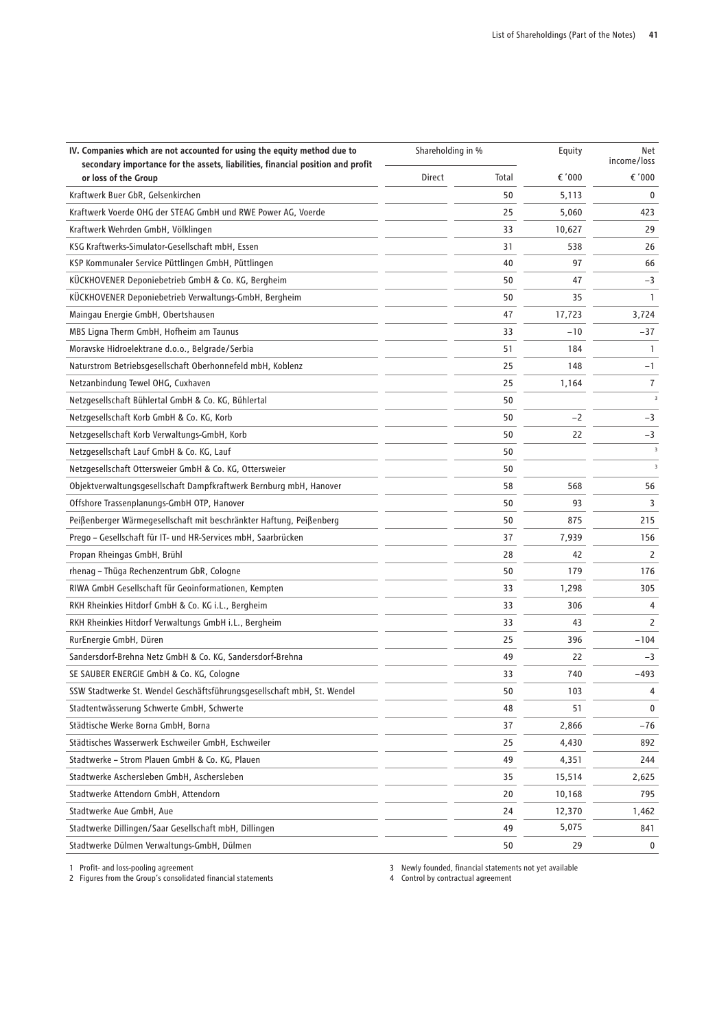| IV. Companies which are not accounted for using the equity method due to secondary importance for the assets, liabilities, financial position and profit or loss of the Group | Shareholding in % | | Equity | Net income/loss |
|---|---|---|---|---|
| | Direct | Total | € '000 | € '000 |
| Kraftwerk Buer GbR, Gelsenkirchen | | 50 | 5,113 | 0 |
| Kraftwerk Voerde OHG der STEAG GmbH und RWE Power AG, Voerde | | 25 | 5,060 | 423 |
| Kraftwerk Wehrden GmbH, Völklingen | | 33 | 10,627 | 29 |
| KSG Kraftwerks-Simulator-Gesellschaft mbH, Essen | | 31 | 538 | 26 |
| KSP Kommunaler Service Püttlingen GmbH, Püttlingen | | 40 | 97 | 66 |
| KÜCKHOVENER Deponiebetrieb GmbH & Co. KG, Bergheim | | 50 | 47 | −3 |
| KÜCKHOVENER Deponiebetrieb Verwaltungs-GmbH, Bergheim | | 50 | 35 | 1 |
| Maingau Energie GmbH, Obertshausen | | 47 | 17,723 | 3,724 |
| MBS Ligna Therm GmbH, Hofheim am Taunus | | 33 | −10 | −37 |
| Moravske Hidroelektrane d.o.o., Belgrade/Serbia | | 51 | 184 | 1 |
| Naturstrom Betriebsgesellschaft Oberhonnefeld mbH, Koblenz | | 25 | 148 | −1 |
| Netzanbindung Tewel OHG, Cuxhaven | | 25 | 1,164 | 7 |
| Netzgesellschaft Bühlertal GmbH & Co. KG, Bühlertal | | 50 | | 3 |
| Netzgesellschaft Korb GmbH & Co. KG, Korb | | 50 | −2 | −3 |
| Netzgesellschaft Korb Verwaltungs-GmbH, Korb | | 50 | 22 | −3 |
| Netzgesellschaft Lauf GmbH & Co. KG, Lauf | | 50 | | 3 |
| Netzgesellschaft Ottersweier GmbH & Co. KG, Ottersweier | | 50 | | 3 |
| Objektverwaltungsgesellschaft Dampfkraftwerk Bernburg mbH, Hanover | | 58 | 568 | 56 |
| Offshore Trassenplanungs-GmbH OTP, Hanover | | 50 | 93 | 3 |
| Peißenberger Wärmegesellschaft mit beschränkter Haftung, Peißenberg | | 50 | 875 | 215 |
| Prego – Gesellschaft für IT- und HR-Services mbH, Saarbrücken | | 37 | 7,939 | 156 |
| Propan Rheingas GmbH, Brühl | | 28 | 42 | 2 |
| rhenag – Thüga Rechenzentrum GbR, Cologne | | 50 | 179 | 176 |
| RIWA GmbH Gesellschaft für Geoinformationen, Kempten | | 33 | 1,298 | 305 |
| RKH Rheinkies Hitdorf GmbH & Co. KG i.L., Bergheim | | 33 | 306 | 4 |
| RKH Rheinkies Hitdorf Verwaltungs GmbH i.L., Bergheim | | 33 | 43 | 2 |
| RurEnergie GmbH, Düren | | 25 | 396 | −104 |
| Sandersdorf-Brehna Netz GmbH & Co. KG, Sandersdorf-Brehna | | 49 | 22 | −3 |
| SE SAUBER ENERGIE GmbH & Co. KG, Cologne | | 33 | 740 | −493 |
| SSW Stadtwerke St. Wendel Geschäftsführungsgesellschaft mbH, St. Wendel | | 50 | 103 | 4 |
| Stadtentwässerung Schwerte GmbH, Schwerte | | 48 | 51 | 0 |
| Städtische Werke Borna GmbH, Borna | | 37 | 2,866 | −76 |
| Städtisches Wasserwerk Eschweiler GmbH, Eschweiler | | 25 | 4,430 | 892 |
| Stadtwerke – Strom Plauen GmbH & Co. KG, Plauen | | 49 | 4,351 | 244 |
| Stadtwerke Aschersleben GmbH, Aschersleben | | 35 | 15,514 | 2,625 |
| Stadtwerke Attendorn GmbH, Attendorn | | 20 | 10,168 | 795 |
| Stadtwerke Aue GmbH, Aue | | 24 | 12,370 | 1,462 |
| Stadtwerke Dillingen/Saar Gesellschaft mbH, Dillingen | | 49 | 5,075 | 841 |
| Stadtwerke Dülmen Verwaltungs-GmbH, Dülmen | | 50 | 29 | 0 |

1 Profit- and loss-pooling agreement
2 Figures from the Group's consolidated financial statements
3 Newly founded, financial statements not yet available
4 Control by contractual agreement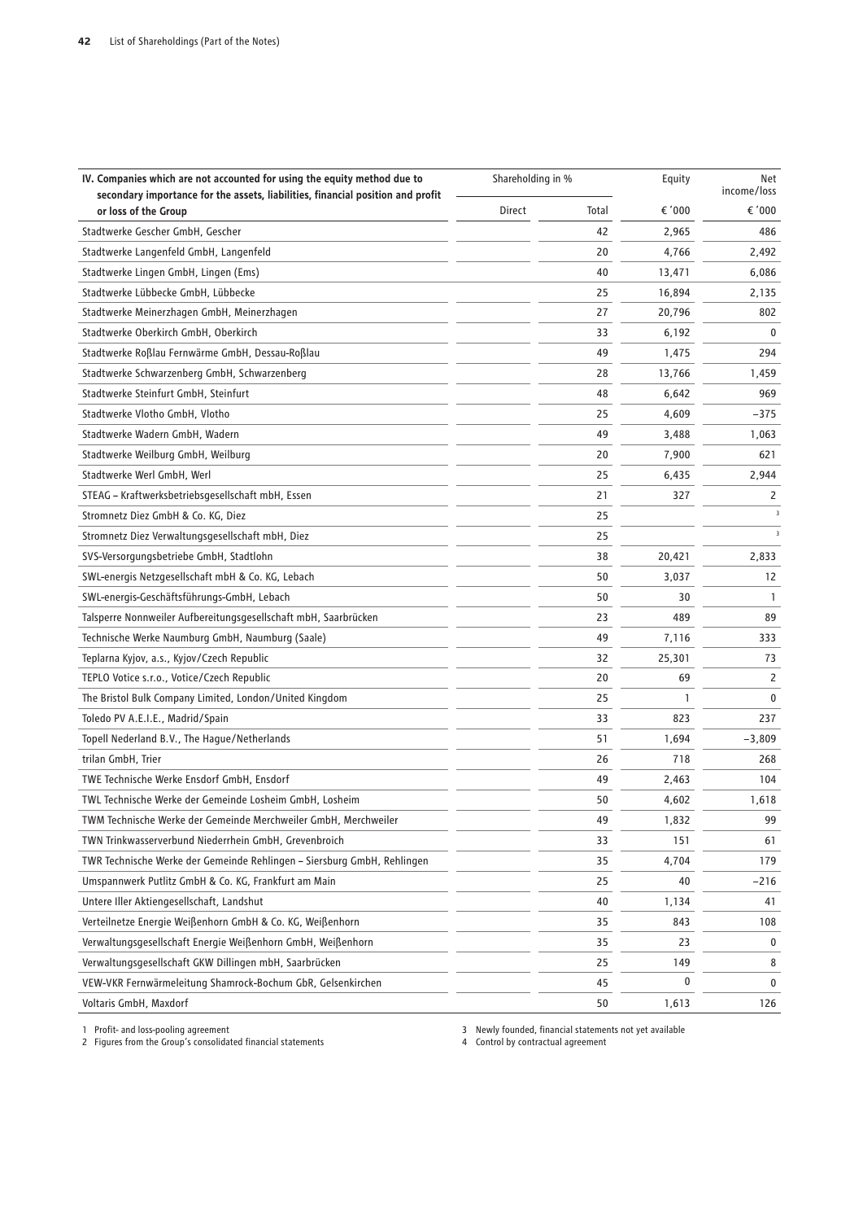| IV. Companies which are not accounted for using the equity method due to secondary importance for the assets, liabilities, financial position and profit or loss of the Group | Shareholding in % | | Equity | Net income/loss |
|---|---|---|---|---|
| | Direct | Total | € '000 | € '000 |
| Stadtwerke Gescher GmbH, Gescher | | 42 | 2,965 | 486 |
| Stadtwerke Langenfeld GmbH, Langenfeld | | 20 | 4,766 | 2,492 |
| Stadtwerke Lingen GmbH, Lingen (Ems) | | 40 | 13,471 | 6,086 |
| Stadtwerke Lübbecke GmbH, Lübbecke | | 25 | 16,894 | 2,135 |
| Stadtwerke Meinerzhagen GmbH, Meinerzhagen | | 27 | 20,796 | 802 |
| Stadtwerke Oberkirch GmbH, Oberkirch | | 33 | 6,192 | 0 |
| Stadtwerke Roßlau Fernwärme GmbH, Dessau-Roßlau | | 49 | 1,475 | 294 |
| Stadtwerke Schwarzenberg GmbH, Schwarzenberg | | 28 | 13,766 | 1,459 |
| Stadtwerke Steinfurt GmbH, Steinfurt | | 48 | 6,642 | 969 |
| Stadtwerke Vlotho GmbH, Vlotho | | 25 | 4,609 | −375 |
| Stadtwerke Wadern GmbH, Wadern | | 49 | 3,488 | 1,063 |
| Stadtwerke Weilburg GmbH, Weilburg | | 20 | 7,900 | 621 |
| Stadtwerke Werl GmbH, Werl | | 25 | 6,435 | 2,944 |
| STEAG – Kraftwerksbetriebsgesellschaft mbH, Essen | | 21 | 327 | 2 |
| Stromnetz Diez GmbH & Co. KG, Diez | | 25 | | [3] |
| Stromnetz Diez Verwaltungsgesellschaft mbH, Diez | | 25 | | [3] |
| SVS-Versorgungsbetriebe GmbH, Stadtlohn | | 38 | 20,421 | 2,833 |
| SWL-energis Netzgesellschaft mbH & Co. KG, Lebach | | 50 | 3,037 | 12 |
| SWL-energis-Geschäftsführungs-GmbH, Lebach | | 50 | 30 | 1 |
| Talsperre Nonnweiler Aufbereitungsgesellschaft mbH, Saarbrücken | | 23 | 489 | 89 |
| Technische Werke Naumburg GmbH, Naumburg (Saale) | | 49 | 7,116 | 333 |
| Teplarna Kyjov, a.s., Kyjov/Czech Republic | | 32 | 25,301 | 73 |
| TEPLO Votice s.r.o., Votice/Czech Republic | | 20 | 69 | 2 |
| The Bristol Bulk Company Limited, London/United Kingdom | | 25 | 1 | 0 |
| Toledo PV A.E.I.E., Madrid/Spain | | 33 | 823 | 237 |
| Topell Nederland B.V., The Hague/Netherlands | | 51 | 1,694 | −3,809 |
| trilan GmbH, Trier | | 26 | 718 | 268 |
| TWE Technische Werke Ensdorf GmbH, Ensdorf | | 49 | 2,463 | 104 |
| TWL Technische Werke der Gemeinde Losheim GmbH, Losheim | | 50 | 4,602 | 1,618 |
| TWM Technische Werke der Gemeinde Merchweiler GmbH, Merchweiler | | 49 | 1,832 | 99 |
| TWN Trinkwasserverbund Niederrhein GmbH, Grevenbroich | | 33 | 151 | 61 |
| TWR Technische Werke der Gemeinde Rehlingen – Siersburg GmbH, Rehlingen | | 35 | 4,704 | 179 |
| Umspannwerk Putlitz GmbH & Co. KG, Frankfurt am Main | | 25 | 40 | −216 |
| Untere Iller Aktiengesellschaft, Landshut | | 40 | 1,134 | 41 |
| Verteilnetze Energie Weißenhorn GmbH & Co. KG, Weißenhorn | | 35 | 843 | 108 |
| Verwaltungsgesellschaft Energie Weißenhorn GmbH, Weißenhorn | | 35 | 23 | 0 |
| Verwaltungsgesellschaft GKW Dillingen mbH, Saarbrücken | | 25 | 149 | 8 |
| VEW-VKR Fernwärmeleitung Shamrock-Bochum GbR, Gelsenkirchen | | 45 | 0 | 0 |
| Voltaris GmbH, Maxdorf | | 50 | 1,613 | 126 |

1 Profit- and loss-pooling agreement
2 Figures from the Group's consolidated financial statements
3 Newly founded, financial statements not yet available
4 Control by contractual agreement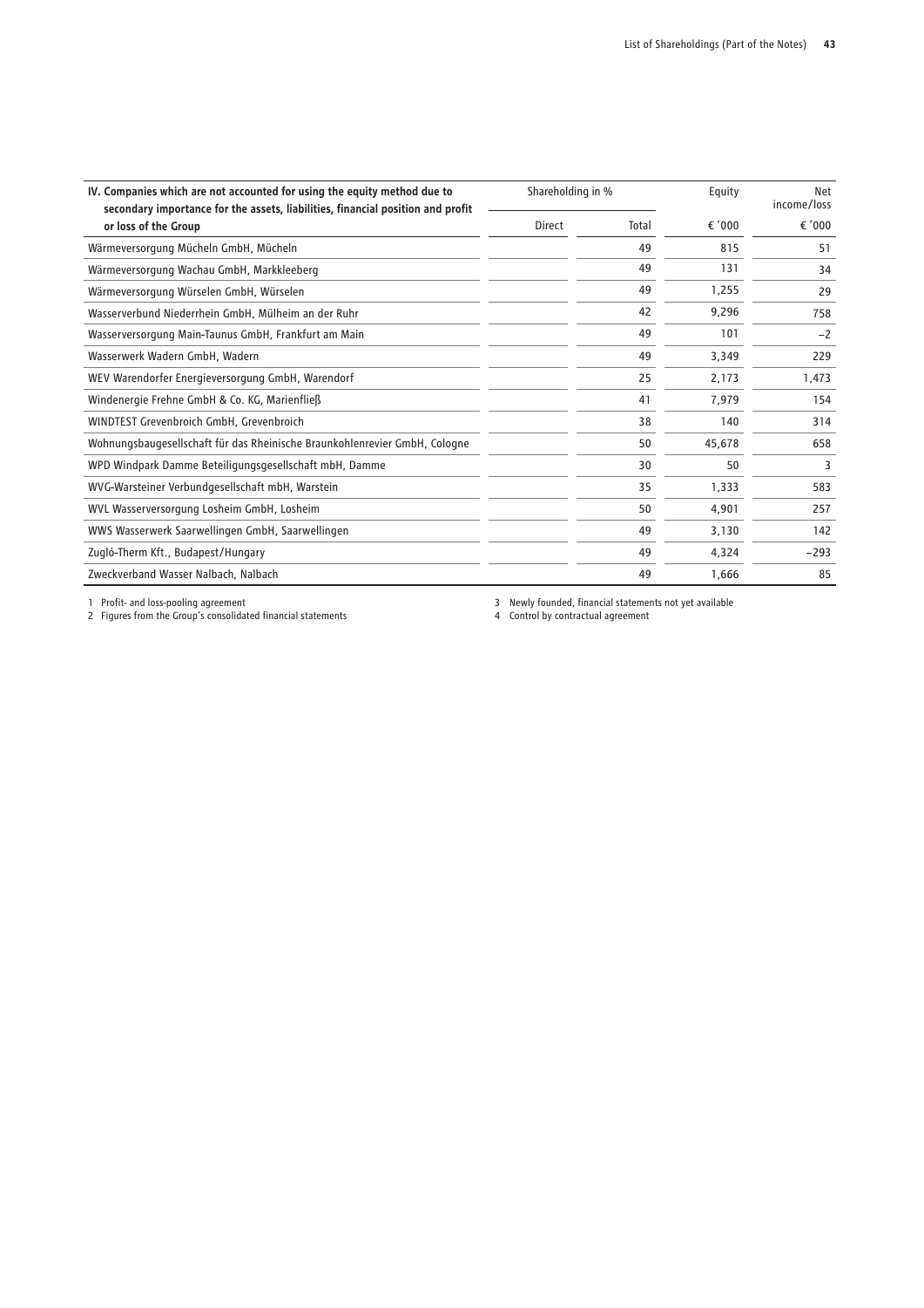| IV. Companies which are not accounted for using the equity method due to secondary importance for the assets, liabilities, financial position and profit or loss of the Group | Shareholding in % | | Equity | Net income/loss |
|---|---|---|---|---|
| | Direct | Total | € '000 | € '000 |
| Wärmeversorgung Mücheln GmbH, Mücheln | | 49 | 815 | 51 |
| Wärmeversorgung Wachau GmbH, Markkleeberg | | 49 | 131 | 34 |
| Wärmeversorgung Würselen GmbH, Würselen | | 49 | 1,255 | 29 |
| Wasserverbund Niederrhein GmbH, Mülheim an der Ruhr | | 42 | 9,296 | 758 |
| Wasserversorgung Main-Taunus GmbH, Frankfurt am Main | | 49 | 101 | −2 |
| Wasserwerk Wadern GmbH, Wadern | | 49 | 3,349 | 229 |
| WEV Warendorfer Energieversorgung GmbH, Warendorf | | 25 | 2,173 | 1,473 |
| Windenergie Frehne GmbH & Co. KG, Marienfließ | | 41 | 7,979 | 154 |
| WINDTEST Grevenbroich GmbH, Grevenbroich | | 38 | 140 | 314 |
| Wohnungsbaugesellschaft für das Rheinische Braunkohlenrevier GmbH, Cologne | | 50 | 45,678 | 658 |
| WPD Windpark Damme Beteiligungsgesellschaft mbH, Damme | | 30 | 50 | 3 |
| WVG-Warsteiner Verbundgesellschaft mbH, Warstein | | 35 | 1,333 | 583 |
| WVL Wasserversorgung Losheim GmbH, Losheim | | 50 | 4,901 | 257 |
| WWS Wasserwerk Saarwellingen GmbH, Saarwellingen | | 49 | 3,130 | 142 |
| Zugló-Therm Kft., Budapest/Hungary | | 49 | 4,324 | −293 |
| Zweckverband Wasser Nalbach, Nalbach | | 49 | 1,666 | 85 |

1 Profit- and loss-pooling agreement
2 Figures from the Group's consolidated financial statements
3 Newly founded, financial statements not yet available
4 Control by contractual agreement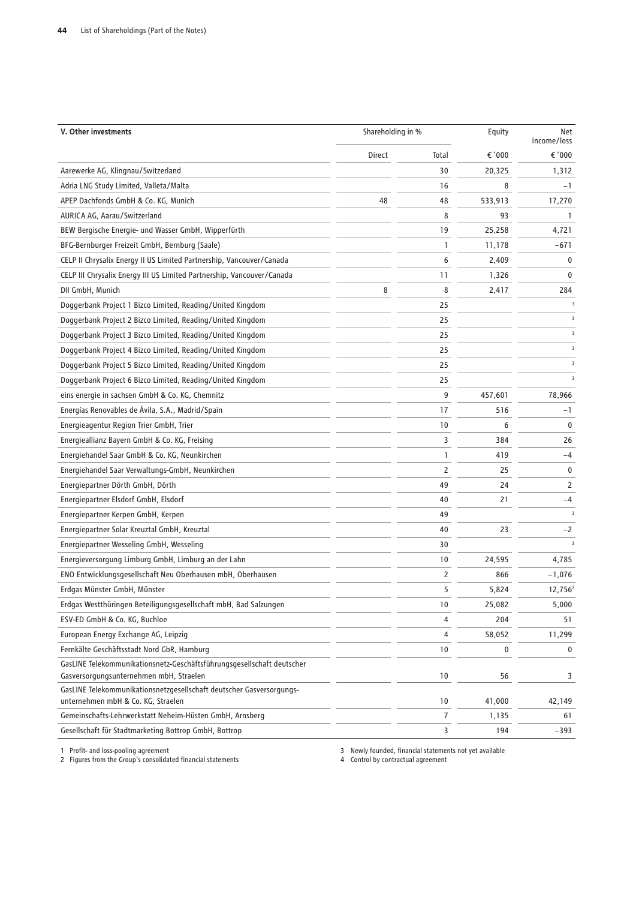| V. Other investments | Shareholding in % | | Equity | Net income/loss |
|---|---|---|---|---|
| | Direct | Total | € '000 | € '000 |
| Aarewerke AG, Klingnau/Switzerland | | 30 | 20,325 | 1,312 |
| Adria LNG Study Limited, Valleta/Malta | | 16 | 8 | –1 |
| APEP Dachfonds GmbH & Co. KG, Munich | 48 | 48 | 533,913 | 17,270 |
| AURICA AG, Aarau/Switzerland | | 8 | 93 | 1 |
| BEW Bergische Energie- und Wasser GmbH, Wipperfürth | | 19 | 25,258 | 4,721 |
| BFG-Bernburger Freizeit GmbH, Bernburg (Saale) | | 1 | 11,178 | –671 |
| CELP II Chrysalix Energy II US Limited Partnership, Vancouver/Canada | | 6 | 2,409 | 0 |
| CELP III Chrysalix Energy III US Limited Partnership, Vancouver/Canada | | 11 | 1,326 | 0 |
| DII GmbH, Munich | 8 | 8 | 2,417 | 284 |
| Doggerbank Project 1 Bizco Limited, Reading/United Kingdom | | 25 | | [3] |
| Doggerbank Project 2 Bizco Limited, Reading/United Kingdom | | 25 | | [3] |
| Doggerbank Project 3 Bizco Limited, Reading/United Kingdom | | 25 | | [3] |
| Doggerbank Project 4 Bizco Limited, Reading/United Kingdom | | 25 | | [3] |
| Doggerbank Project 5 Bizco Limited, Reading/United Kingdom | | 25 | | [3] |
| Doggerbank Project 6 Bizco Limited, Reading/United Kingdom | | 25 | | [3] |
| eins energie in sachsen GmbH & Co. KG, Chemnitz | | 9 | 457,601 | 78,966 |
| Energías Renovables de Ávila, S.A., Madrid/Spain | | 17 | 516 | –1 |
| Energieagentur Region Trier GmbH, Trier | | 10 | 6 | 0 |
| Energieallianz Bayern GmbH & Co. KG, Freising | | 3 | 384 | 26 |
| Energiehandel Saar GmbH & Co. KG, Neunkirchen | | 1 | 419 | –4 |
| Energiehandel Saar Verwaltungs-GmbH, Neunkirchen | | 2 | 25 | 0 |
| Energiepartner Dörth GmbH, Dörth | | 49 | 24 | 2 |
| Energiepartner Elsdorf GmbH, Elsdorf | | 40 | 21 | –4 |
| Energiepartner Kerpen GmbH, Kerpen | | 49 | | [3] |
| Energiepartner Solar Kreuztal GmbH, Kreuztal | | 40 | 23 | –2 |
| Energiepartner Wesseling GmbH, Wesseling | | 30 | | [3] |
| Energieversorgung Limburg GmbH, Limburg an der Lahn | | 10 | 24,595 | 4,785 |
| ENO Entwicklungsgesellschaft Neu Oberhausen mbH, Oberhausen | | 2 | 866 | –1,076 |
| Erdgas Münster GmbH, Münster | | 5 | 5,824 | 12,756[2] |
| Erdgas Westthüringen Beteiligungsgesellschaft mbH, Bad Salzungen | | 10 | 25,082 | 5,000 |
| ESV-ED GmbH & Co. KG, Buchloe | | 4 | 204 | 51 |
| European Energy Exchange AG, Leipzig | | 4 | 58,052 | 11,299 |
| Fernkälte Geschäftsstadt Nord GbR, Hamburg | | 10 | 0 | 0 |
| GasLINE Telekommunikationsnetz-Geschäftsführungsgesellschaft deutscher Gasversorgungsunternehmen mbH, Straelen | | 10 | 56 | 3 |
| GasLINE Telekommunikationsnetzgesellschaft deutscher Gasversorgungs-unternehmen mbH & Co. KG, Straelen | | 10 | 41,000 | 42,149 |
| Gemeinschafts-Lehrwerkstatt Neheim-Hüsten GmbH, Arnsberg | | 7 | 1,135 | 61 |
| Gesellschaft für Stadtmarketing Bottrop GmbH, Bottrop | | 3 | 194 | –393 |

1 Profit- and loss-pooling agreement
2 Figures from the Group's consolidated financial statements
3 Newly founded, financial statements not yet available
4 Control by contractual agreement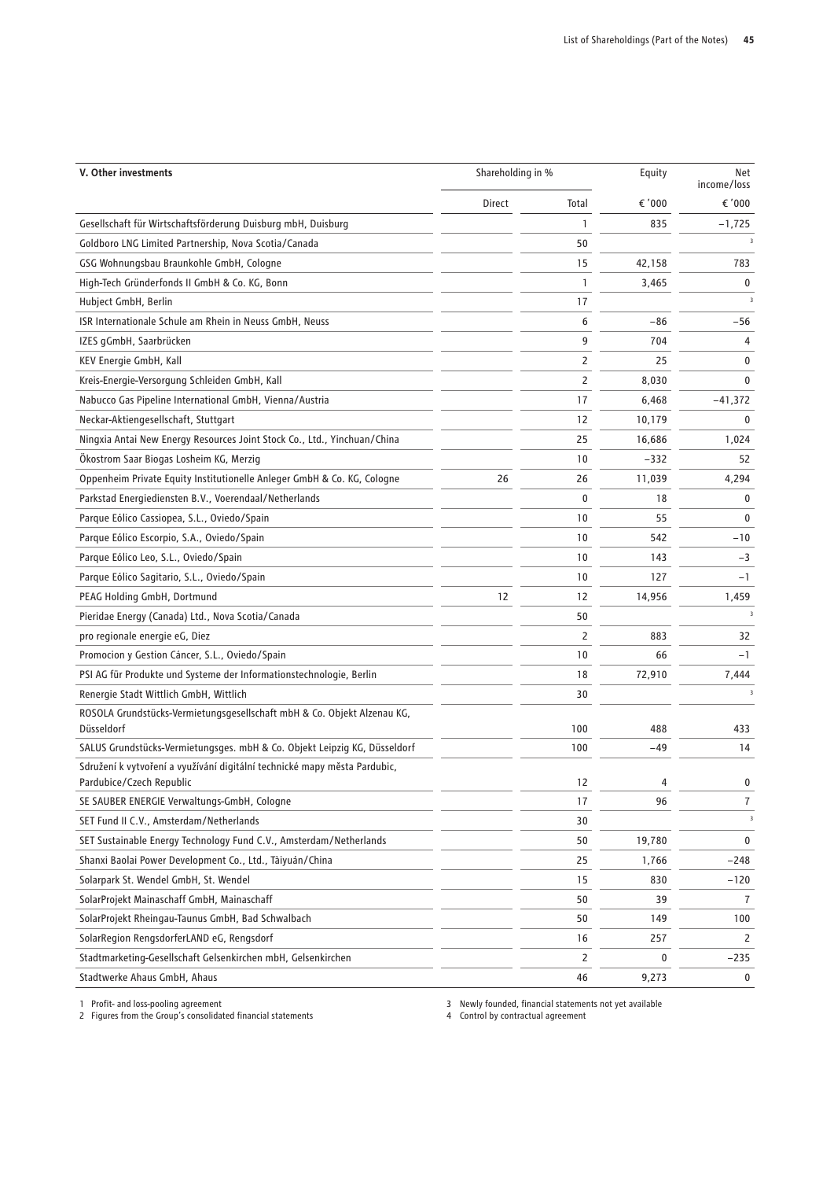| V. Other investments | Shareholding in % | | Equity | Net income/loss |
|---|---|---|---|---|
| | Direct | Total | € '000 | € '000 |
| Gesellschaft für Wirtschaftsförderung Duisburg mbH, Duisburg | | 1 | 835 | –1,725 |
| Goldboro LNG Limited Partnership, Nova Scotia/Canada | | 50 | | [3] |
| GSG Wohnungsbau Braunkohle GmbH, Cologne | | 15 | 42,158 | 783 |
| High-Tech Gründerfonds II GmbH & Co. KG, Bonn | | 1 | 3,465 | 0 |
| Hubject GmbH, Berlin | | 17 | | [3] |
| ISR Internationale Schule am Rhein in Neuss GmbH, Neuss | | 6 | –86 | –56 |
| IZES gGmbH, Saarbrücken | | 9 | 704 | 4 |
| KEV Energie GmbH, Kall | | 2 | 25 | 0 |
| Kreis-Energie-Versorgung Schleiden GmbH, Kall | | 2 | 8,030 | 0 |
| Nabucco Gas Pipeline International GmbH, Vienna/Austria | | 17 | 6,468 | –41,372 |
| Neckar-Aktiengesellschaft, Stuttgart | | 12 | 10,179 | 0 |
| Ningxia Antai New Energy Resources Joint Stock Co., Ltd., Yinchuan/China | | 25 | 16,686 | 1,024 |
| Ökostrom Saar Biogas Losheim KG, Merzig | | 10 | –332 | 52 |
| Oppenheim Private Equity Institutionelle Anleger GmbH & Co. KG, Cologne | 26 | 26 | 11,039 | 4,294 |
| Parkstad Energiediensten B.V., Voerendaal/Netherlands | | 0 | 18 | 0 |
| Parque Eólico Cassiopea, S.L., Oviedo/Spain | | 10 | 55 | 0 |
| Parque Eólico Escorpio, S.A., Oviedo/Spain | | 10 | 542 | –10 |
| Parque Eólico Leo, S.L., Oviedo/Spain | | 10 | 143 | –3 |
| Parque Eólico Sagitario, S.L., Oviedo/Spain | | 10 | 127 | –1 |
| PEAG Holding GmbH, Dortmund | 12 | 12 | 14,956 | 1,459 |
| Pieridae Energy (Canada) Ltd., Nova Scotia/Canada | | 50 | | [3] |
| pro regionale energie eG, Diez | | 2 | 883 | 32 |
| Promocion y Gestion Cáncer, S.L., Oviedo/Spain | | 10 | 66 | –1 |
| PSI AG für Produkte und Systeme der Informationstechnologie, Berlin | | 18 | 72,910 | 7,444 |
| Renergie Stadt Wittlich GmbH, Wittlich | | 30 | | [3] |
| ROSOLA Grundstücks-Vermietungsgesellschaft mbH & Co. Objekt Alzenau KG, Düsseldorf | | 100 | 488 | 433 |
| SALUS Grundstücks-Vermietungsges. mbH & Co. Objekt Leipzig KG, Düsseldorf | | 100 | –49 | 14 |
| Sdružení k vytvoření a využívání digitální technické mapy města Pardubic, Pardubice/Czech Republic | | 12 | 4 | 0 |
| SE SAUBER ENERGIE Verwaltungs-GmbH, Cologne | | 17 | 96 | 7 |
| SET Fund II C.V., Amsterdam/Netherlands | | 30 | | [3] |
| SET Sustainable Energy Technology Fund C.V., Amsterdam/Netherlands | | 50 | 19,780 | 0 |
| Shanxi Baolai Power Development Co., Ltd., Tàiyuán/China | | 25 | 1,766 | –248 |
| Solarpark St. Wendel GmbH, St. Wendel | | 15 | 830 | –120 |
| SolarProjekt Mainaschaff GmbH, Mainaschaff | | 50 | 39 | 7 |
| SolarProjekt Rheingau-Taunus GmbH, Bad Schwalbach | | 50 | 149 | 100 |
| SolarRegion RengsdorferLAND eG, Rengsdorf | | 16 | 257 | 2 |
| Stadtmarketing-Gesellschaft Gelsenkirchen mbH, Gelsenkirchen | | 2 | 0 | –235 |
| Stadtwerke Ahaus GmbH, Ahaus | | 46 | 9,273 | 0 |

1 Profit- and loss-pooling agreement
2 Figures from the Group's consolidated financial statements
3 Newly founded, financial statements not yet available
4 Control by contractual agreement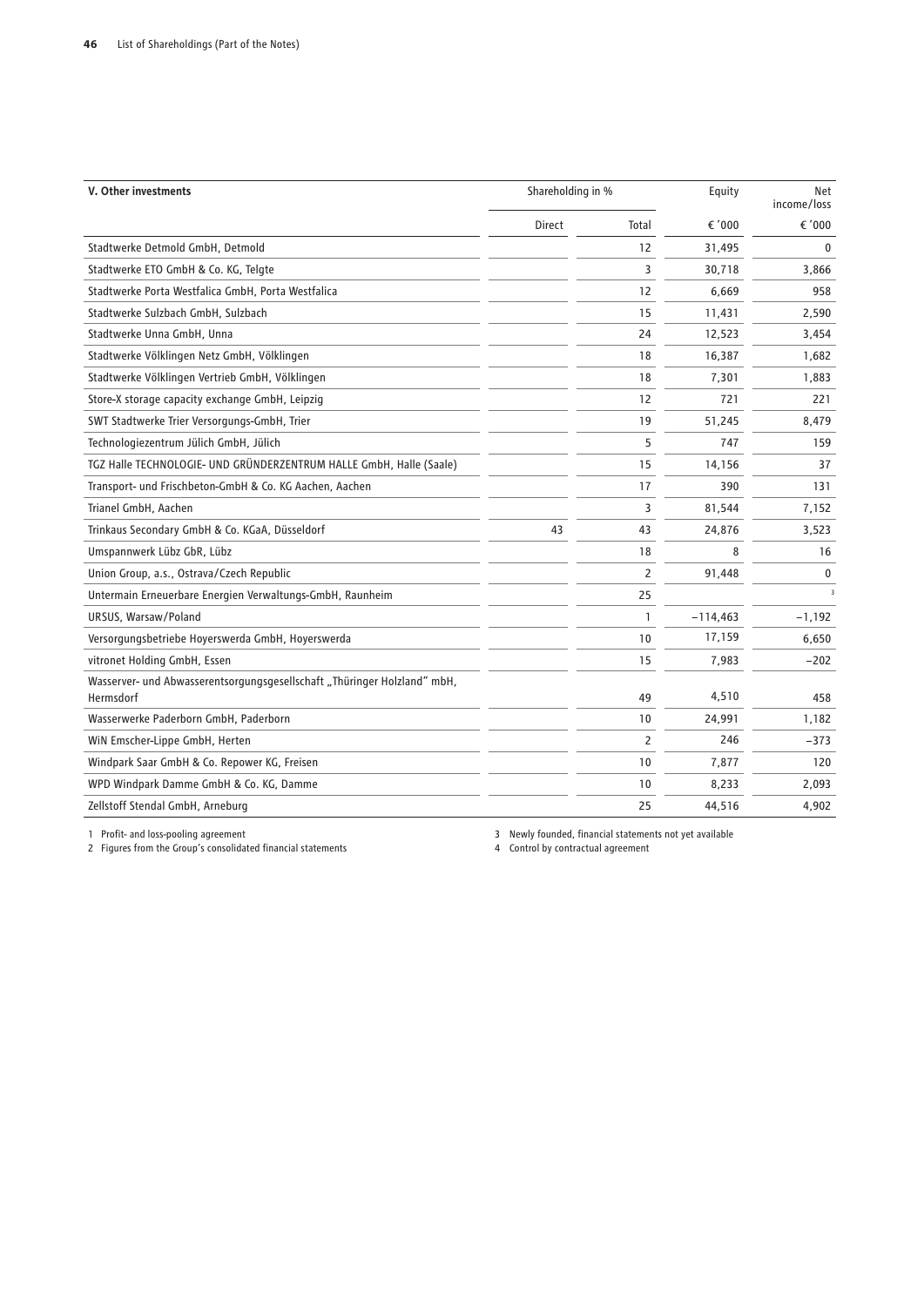| V. Other investments | Shareholding in % | | Equity | Net income/loss |
|---|---|---|---|---|
| | Direct | Total | € '000 | € '000 |
| Stadtwerke Detmold GmbH, Detmold | | 12 | 31,495 | 0 |
| Stadtwerke ETO GmbH & Co. KG, Telgte | | 3 | 30,718 | 3,866 |
| Stadtwerke Porta Westfalica GmbH, Porta Westfalica | | 12 | 6,669 | 958 |
| Stadtwerke Sulzbach GmbH, Sulzbach | | 15 | 11,431 | 2,590 |
| Stadtwerke Unna GmbH, Unna | | 24 | 12,523 | 3,454 |
| Stadtwerke Völklingen Netz GmbH, Völklingen | | 18 | 16,387 | 1,682 |
| Stadtwerke Völklingen Vertrieb GmbH, Völklingen | | 18 | 7,301 | 1,883 |
| Store-X storage capacity exchange GmbH, Leipzig | | 12 | 721 | 221 |
| SWT Stadtwerke Trier Versorgungs-GmbH, Trier | | 19 | 51,245 | 8,479 |
| Technologiezentrum Jülich GmbH, Jülich | | 5 | 747 | 159 |
| TGZ Halle TECHNOLOGIE- UND GRÜNDERZENTRUM HALLE GmbH, Halle (Saale) | | 15 | 14,156 | 37 |
| Transport- und Frischbeton-GmbH & Co. KG Aachen, Aachen | | 17 | 390 | 131 |
| Trianel GmbH, Aachen | | 3 | 81,544 | 7,152 |
| Trinkaus Secondary GmbH & Co. KGaA, Düsseldorf | 43 | 43 | 24,876 | 3,523 |
| Umspannwerk Lübz GbR, Lübz | | 18 | 8 | 16 |
| Union Group, a.s., Ostrava/Czech Republic | | 2 | 91,448 | 0 |
| Untermain Erneuerbare Energien Verwaltungs-GmbH, Raunheim | | 25 | | [3] |
| URSUS, Warsaw/Poland | | 1 | –114,463 | –1,192 |
| Versorgungsbetriebe Hoyerswerda GmbH, Hoyerswerda | | 10 | 17,159 | 6,650 |
| vitronet Holding GmbH, Essen | | 15 | 7,983 | –202 |
| Wasserver- und Abwasserentsorgungsgesellschaft „Thüringer Holzland" mbH, Hermsdorf | | 49 | 4,510 | 458 |
| Wasserwerke Paderborn GmbH, Paderborn | | 10 | 24,991 | 1,182 |
| WiN Emscher-Lippe GmbH, Herten | | 2 | 246 | –373 |
| Windpark Saar GmbH & Co. Repower KG, Freisen | | 10 | 7,877 | 120 |
| WPD Windpark Damme GmbH & Co. KG, Damme | | 10 | 8,233 | 2,093 |
| Zellstoff Stendal GmbH, Arneburg | | 25 | 44,516 | 4,902 |

1 Profit- and loss-pooling agreement
2 Figures from the Group's consolidated financial statements
3 Newly founded, financial statements not yet available
4 Control by contractual agreement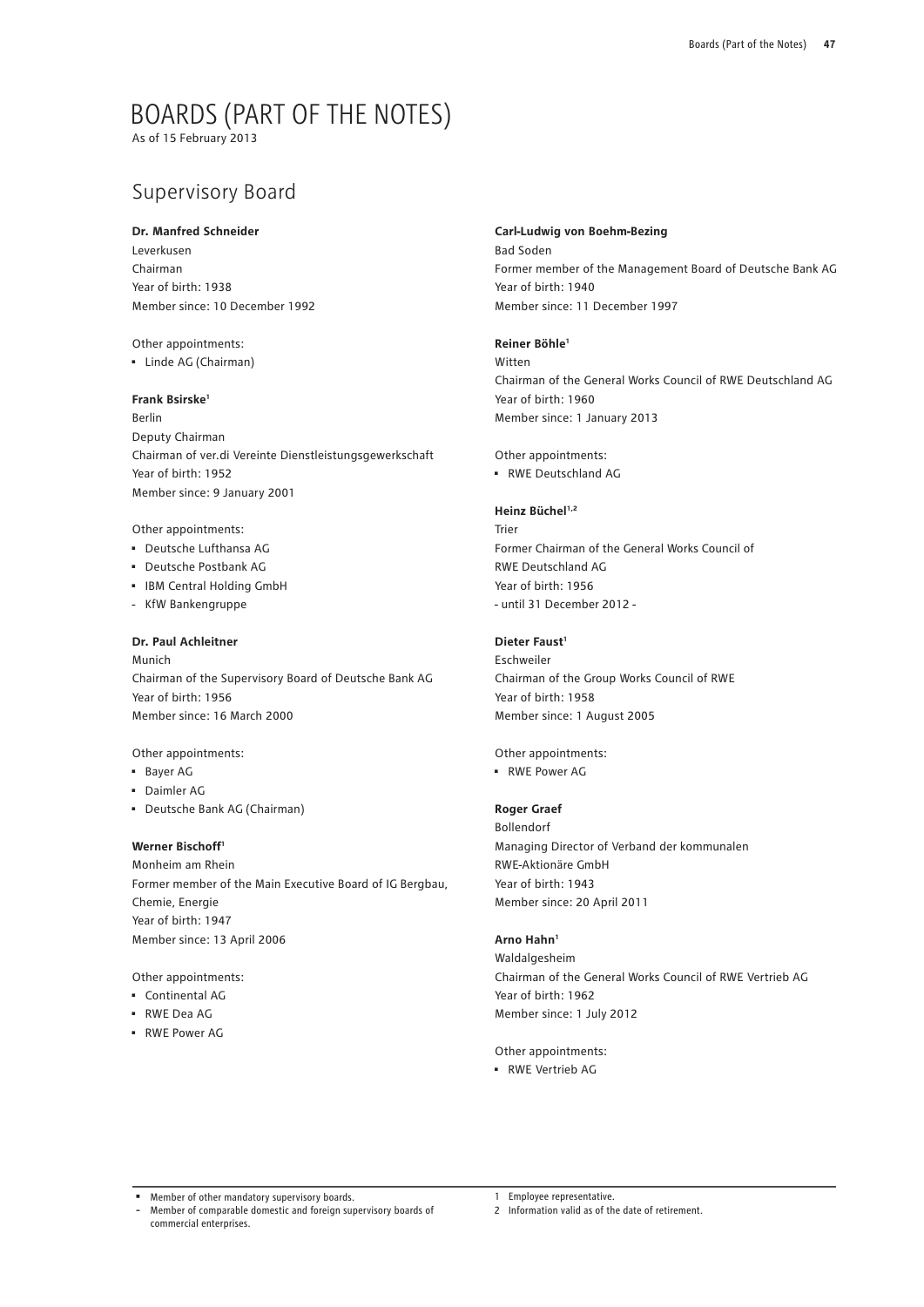# BOARDS (PART OF THE NOTES)

As of 15 February 2013

## Supervisory Board

**Dr. Manfred Schneider**
Leverkusen
Chairman
Year of birth: 1938
Member since: 10 December 1992

Other appointments:
- ▪ Linde AG (Chairman)

**Frank Bsirske**[1]
Berlin
Deputy Chairman
Chairman of ver.di Vereinte Dienstleistungsgewerkschaft
Year of birth: 1952
Member since: 9 January 2001

Other appointments:
- ▪ Deutsche Lufthansa AG
- ▪ Deutsche Postbank AG
- ▪ IBM Central Holding GmbH
- - KfW Bankengruppe

**Dr. Paul Achleitner**
Munich
Chairman of the Supervisory Board of Deutsche Bank AG
Year of birth: 1956
Member since: 16 March 2000

Other appointments:
- ▪ Bayer AG
- ▪ Daimler AG
- ▪ Deutsche Bank AG (Chairman)

**Werner Bischoff**[1]
Monheim am Rhein
Former member of the Main Executive Board of IG Bergbau, Chemie, Energie
Year of birth: 1947
Member since: 13 April 2006

Other appointments:
- ▪ Continental AG
- ▪ RWE Dea AG
- ▪ RWE Power AG

**Carl-Ludwig von Boehm-Bezing**
Bad Soden
Former member of the Management Board of Deutsche Bank AG
Year of birth: 1940
Member since: 11 December 1997

**Reiner Böhle**[1]
Witten
Chairman of the General Works Council of RWE Deutschland AG
Year of birth: 1960
Member since: 1 January 2013

Other appointments:
- ▪ RWE Deutschland AG

**Heinz Büchel**[1,2]
Trier
Former Chairman of the General Works Council of RWE Deutschland AG
Year of birth: 1956
- until 31 December 2012 -

**Dieter Faust**[1]
Eschweiler
Chairman of the Group Works Council of RWE
Year of birth: 1958
Member since: 1 August 2005

Other appointments:
- ▪ RWE Power AG

**Roger Graef**
Bollendorf
Managing Director of Verband der kommunalen RWE-Aktionäre GmbH
Year of birth: 1943
Member since: 20 April 2011

**Arno Hahn**[1]
Waldalgesheim
Chairman of the General Works Council of RWE Vertrieb AG
Year of birth: 1962
Member since: 1 July 2012

Other appointments:
- ▪ RWE Vertrieb AG

---

▪ Member of other mandatory supervisory boards.
- Member of comparable domestic and foreign supervisory boards of commercial enterprises.

1 Employee representative.
2 Information valid as of the date of retirement.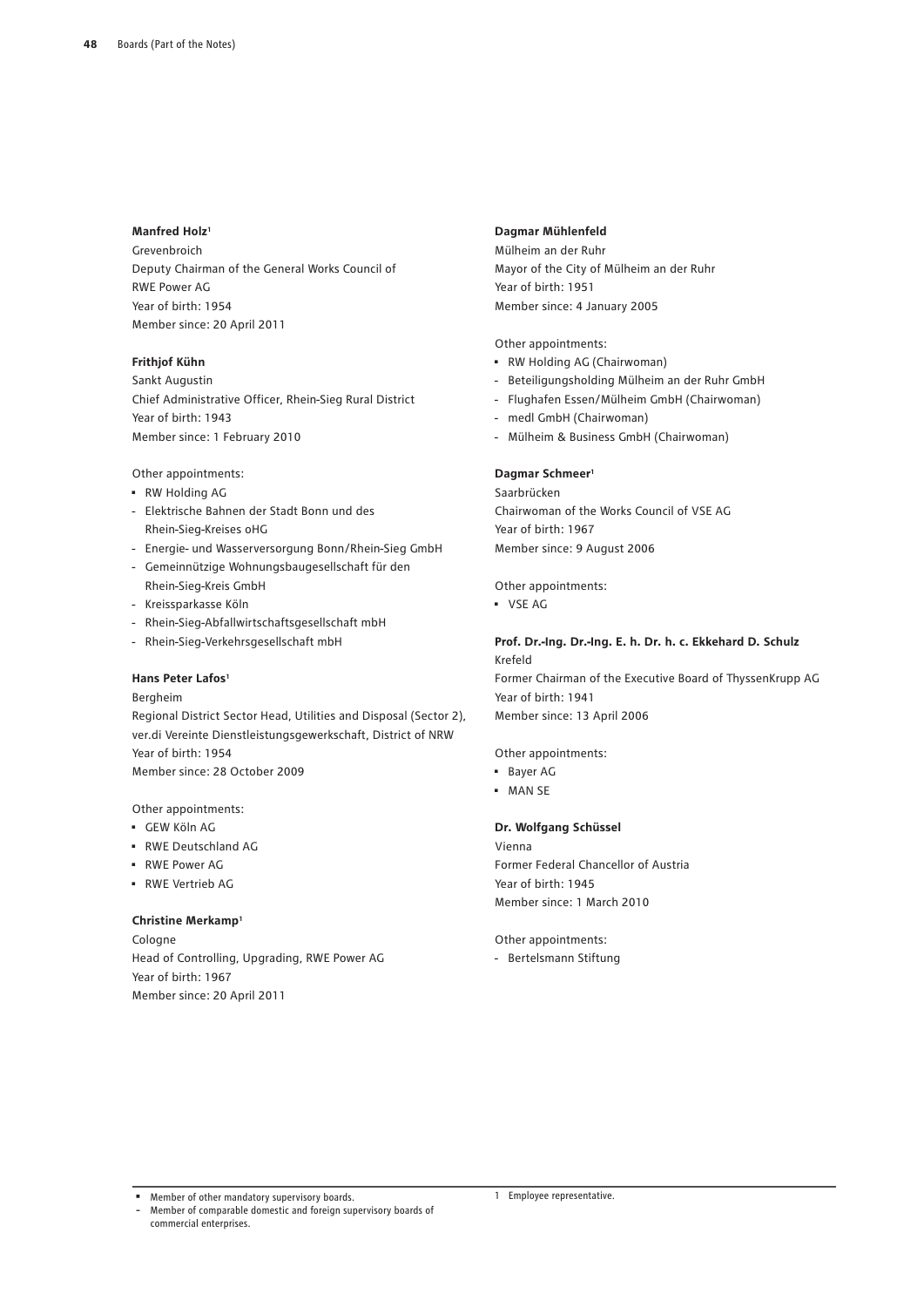**Manfred Holz**[1]
Grevenbroich
Deputy Chairman of the General Works Council of RWE Power AG
Year of birth: 1954
Member since: 20 April 2011

**Frithjof Kühn**
Sankt Augustin
Chief Administrative Officer, Rhein-Sieg Rural District
Year of birth: 1943
Member since: 1 February 2010

Other appointments:
- ▪ RW Holding AG
- - Elektrische Bahnen der Stadt Bonn und des Rhein-Sieg-Kreises oHG
- - Energie- und Wasserversorgung Bonn/Rhein-Sieg GmbH
- - Gemeinnützige Wohnungsbaugesellschaft für den Rhein-Sieg-Kreis GmbH
- - Kreissparkasse Köln
- - Rhein-Sieg-Abfallwirtschaftsgesellschaft mbH
- - Rhein-Sieg-Verkehrsgesellschaft mbH

**Hans Peter Lafos**[1]
Bergheim
Regional District Sector Head, Utilities and Disposal (Sector 2), ver.di Vereinte Dienstleistungsgewerkschaft, District of NRW
Year of birth: 1954
Member since: 28 October 2009

Other appointments:
- ▪ GEW Köln AG
- ▪ RWE Deutschland AG
- ▪ RWE Power AG
- ▪ RWE Vertrieb AG

**Christine Merkamp**[1]
Cologne
Head of Controlling, Upgrading, RWE Power AG
Year of birth: 1967
Member since: 20 April 2011

**Dagmar Mühlenfeld**
Mülheim an der Ruhr
Mayor of the City of Mülheim an der Ruhr
Year of birth: 1951
Member since: 4 January 2005

Other appointments:
- ▪ RW Holding AG (Chairwoman)
- - Beteiligungsholding Mülheim an der Ruhr GmbH
- - Flughafen Essen/Mülheim GmbH (Chairwoman)
- - medl GmbH (Chairwoman)
- - Mülheim & Business GmbH (Chairwoman)

**Dagmar Schmeer**[1]
Saarbrücken
Chairwoman of the Works Council of VSE AG
Year of birth: 1967
Member since: 9 August 2006

Other appointments:
- ▪ VSE AG

**Prof. Dr.-Ing. Dr.-Ing. E. h. Dr. h. c. Ekkehard D. Schulz**
Krefeld
Former Chairman of the Executive Board of ThyssenKrupp AG
Year of birth: 1941
Member since: 13 April 2006

Other appointments:
- ▪ Bayer AG
- ▪ MAN SE

**Dr. Wolfgang Schüssel**
Vienna
Former Federal Chancellor of Austria
Year of birth: 1945
Member since: 1 March 2010

Other appointments:
- - Bertelsmann Stiftung

▪ Member of other mandatory supervisory boards.
- Member of comparable domestic and foreign supervisory boards of commercial enterprises.

1 Employee representative.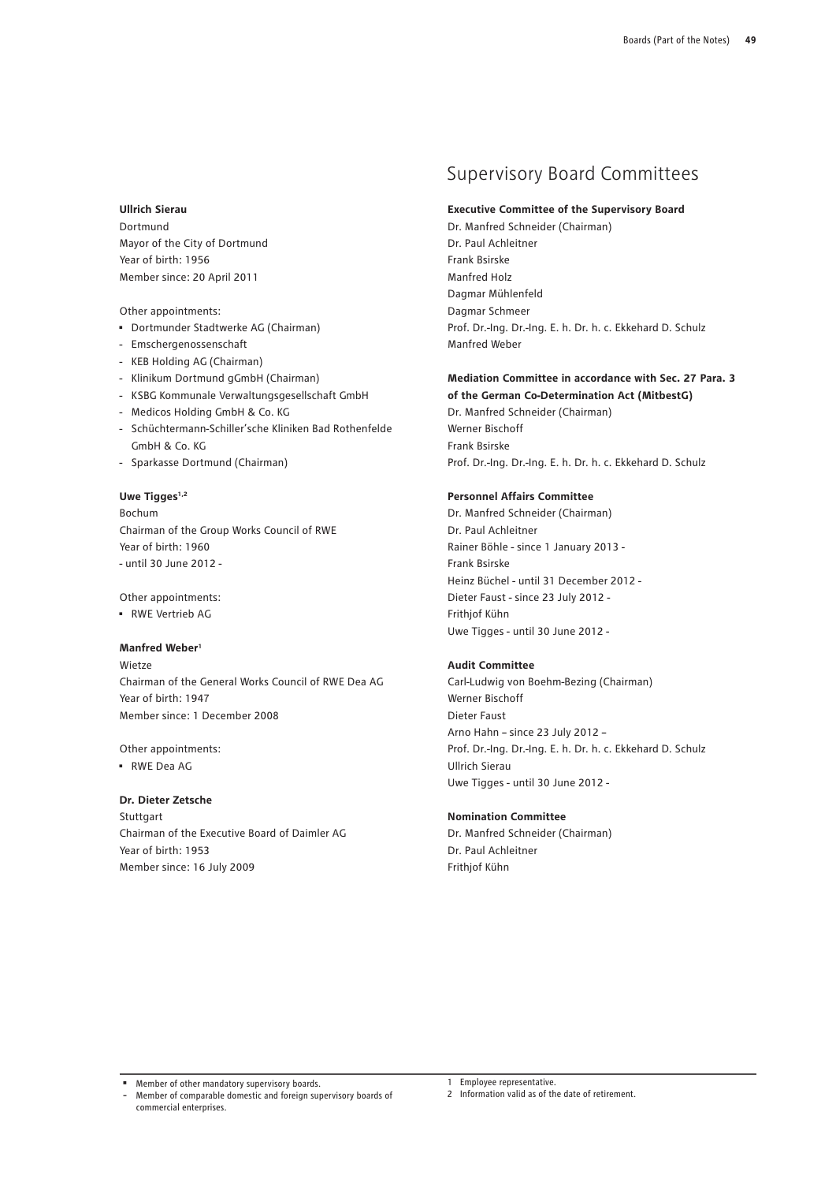**Ullrich Sierau**

Dortmund
Mayor of the City of Dortmund
Year of birth: 1956
Member since: 20 April 2011

Other appointments:

- ▪ Dortmunder Stadtwerke AG (Chairman)
- Emschergenossenschaft
- KEB Holding AG (Chairman)
- Klinikum Dortmund gGmbH (Chairman)
- KSBG Kommunale Verwaltungsgesellschaft GmbH
- Medicos Holding GmbH & Co. KG
- Schüchtermann-Schiller'sche Kliniken Bad Rothenfelde GmbH & Co. KG
- Sparkasse Dortmund (Chairman)

**Uwe Tigges[1,2]**

Bochum
Chairman of the Group Works Council of RWE
Year of birth: 1960
- until 30 June 2012 -

Other appointments:

- ▪ RWE Vertrieb AG

**Manfred Weber[1]**

Wietze
Chairman of the General Works Council of RWE Dea AG
Year of birth: 1947
Member since: 1 December 2008

Other appointments:

- ▪ RWE Dea AG

**Dr. Dieter Zetsche**

Stuttgart
Chairman of the Executive Board of Daimler AG
Year of birth: 1953
Member since: 16 July 2009

# Supervisory Board Committees

**Executive Committee of the Supervisory Board**

Dr. Manfred Schneider (Chairman)
Dr. Paul Achleitner
Frank Bsirske
Manfred Holz
Dagmar Mühlenfeld
Dagmar Schmeer
Prof. Dr.-Ing. Dr.-Ing. E. h. Dr. h. c. Ekkehard D. Schulz
Manfred Weber

**Mediation Committee in accordance with Sec. 27 Para. 3 of the German Co-Determination Act (MitbestG)**

Dr. Manfred Schneider (Chairman)
Werner Bischoff
Frank Bsirske
Prof. Dr.-Ing. Dr.-Ing. E. h. Dr. h. c. Ekkehard D. Schulz

**Personnel Affairs Committee**

Dr. Manfred Schneider (Chairman)
Dr. Paul Achleitner
Rainer Böhle - since 1 January 2013 -
Frank Bsirske
Heinz Büchel - until 31 December 2012 -
Dieter Faust - since 23 July 2012 -
Frithjof Kühn
Uwe Tigges - until 30 June 2012 -

**Audit Committee**

Carl-Ludwig von Boehm-Bezing (Chairman)
Werner Bischoff
Dieter Faust
Arno Hahn – since 23 July 2012 –
Prof. Dr.-Ing. Dr.-Ing. E. h. Dr. h. c. Ekkehard D. Schulz
Ullrich Sierau
Uwe Tigges - until 30 June 2012 -

**Nomination Committee**

Dr. Manfred Schneider (Chairman)
Dr. Paul Achleitner
Frithjof Kühn

---

▪ Member of other mandatory supervisory boards.
- Member of comparable domestic and foreign supervisory boards of commercial enterprises.

1 Employee representative.
2 Information valid as of the date of retirement.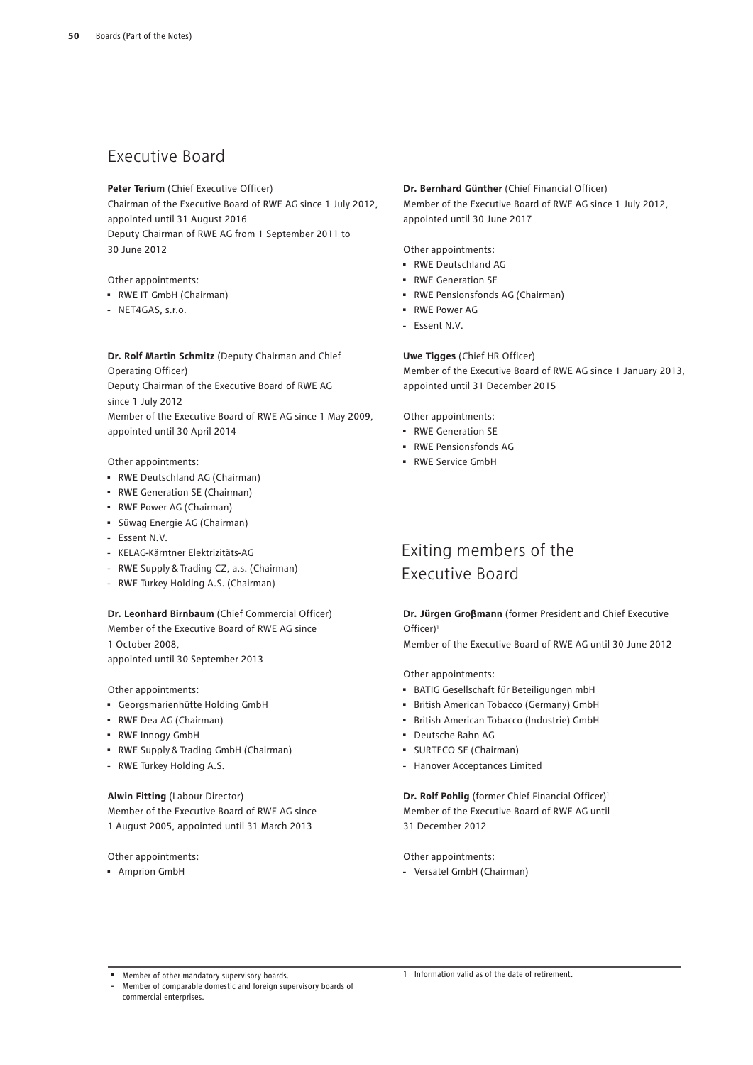## Executive Board

**Peter Terium** (Chief Executive Officer)
Chairman of the Executive Board of RWE AG since 1 July 2012, appointed until 31 August 2016
Deputy Chairman of RWE AG from 1 September 2011 to 30 June 2012

Other appointments:

- ▪ RWE IT GmbH (Chairman)
- \- NET4GAS, s.r.o.

**Dr. Rolf Martin Schmitz** (Deputy Chairman and Chief Operating Officer)
Deputy Chairman of the Executive Board of RWE AG since 1 July 2012
Member of the Executive Board of RWE AG since 1 May 2009, appointed until 30 April 2014

Other appointments:

- ▪ RWE Deutschland AG (Chairman)
- ▪ RWE Generation SE (Chairman)
- ▪ RWE Power AG (Chairman)
- ▪ Süwag Energie AG (Chairman)
- \- Essent N.V.
- \- KELAG-Kärntner Elektrizitäts-AG
- \- RWE Supply & Trading CZ, a.s. (Chairman)
- \- RWE Turkey Holding A.S. (Chairman)

**Dr. Leonhard Birnbaum** (Chief Commercial Officer)
Member of the Executive Board of RWE AG since 1 October 2008,
appointed until 30 September 2013

Other appointments:

- ▪ Georgsmarienhütte Holding GmbH
- ▪ RWE Dea AG (Chairman)
- ▪ RWE Innogy GmbH
- ▪ RWE Supply & Trading GmbH (Chairman)
- \- RWE Turkey Holding A.S.

**Alwin Fitting** (Labour Director)
Member of the Executive Board of RWE AG since 1 August 2005, appointed until 31 March 2013

Other appointments:

- ▪ Amprion GmbH

**Dr. Bernhard Günther** (Chief Financial Officer)
Member of the Executive Board of RWE AG since 1 July 2012, appointed until 30 June 2017

Other appointments:

- ▪ RWE Deutschland AG
- ▪ RWE Generation SE
- ▪ RWE Pensionsfonds AG (Chairman)
- ▪ RWE Power AG
- \- Essent N.V.

**Uwe Tigges** (Chief HR Officer)
Member of the Executive Board of RWE AG since 1 January 2013, appointed until 31 December 2015

Other appointments:

- ▪ RWE Generation SE
- ▪ RWE Pensionsfonds AG
- ▪ RWE Service GmbH

## Exiting members of the Executive Board

**Dr. Jürgen Großmann** (former President and Chief Executive Officer)[1]
Member of the Executive Board of RWE AG until 30 June 2012

Other appointments:

- ▪ BATIG Gesellschaft für Beteiligungen mbH
- ▪ British American Tobacco (Germany) GmbH
- ▪ British American Tobacco (Industrie) GmbH
- ▪ Deutsche Bahn AG
- ▪ SURTECO SE (Chairman)
- \- Hanover Acceptances Limited

**Dr. Rolf Pohlig** (former Chief Financial Officer)[1]
Member of the Executive Board of RWE AG until 31 December 2012

Other appointments:

- \- Versatel GmbH (Chairman)

▪ Member of other mandatory supervisory boards.
\- Member of comparable domestic and foreign supervisory boards of commercial enterprises.

1 Information valid as of the date of retirement.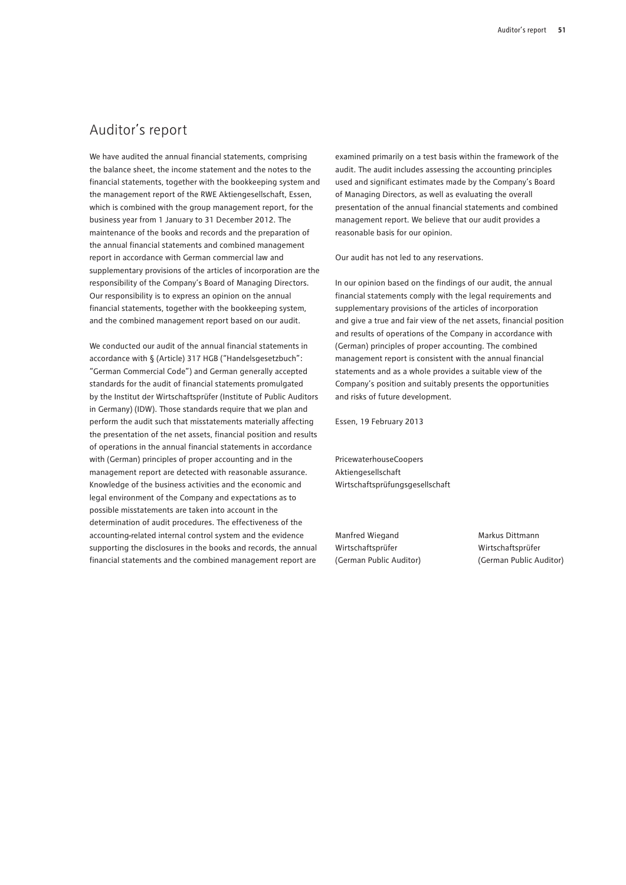# Auditor's report

We have audited the annual financial statements, comprising the balance sheet, the income statement and the notes to the financial statements, together with the bookkeeping system and the management report of the RWE Aktiengesellschaft, Essen, which is combined with the group management report, for the business year from 1 January to 31 December 2012. The maintenance of the books and records and the preparation of the annual financial statements and combined management report in accordance with German commercial law and supplementary provisions of the articles of incorporation are the responsibility of the Company's Board of Managing Directors. Our responsibility is to express an opinion on the annual financial statements, together with the bookkeeping system, and the combined management report based on our audit.

We conducted our audit of the annual financial statements in accordance with § (Article) 317 HGB ("Handelsgesetzbuch": "German Commercial Code") and German generally accepted standards for the audit of financial statements promulgated by the Institut der Wirtschaftsprüfer (Institute of Public Auditors in Germany) (IDW). Those standards require that we plan and perform the audit such that misstatements materially affecting the presentation of the net assets, financial position and results of operations in the annual financial statements in accordance with (German) principles of proper accounting and in the management report are detected with reasonable assurance. Knowledge of the business activities and the economic and legal environment of the Company and expectations as to possible misstatements are taken into account in the determination of audit procedures. The effectiveness of the accounting-related internal control system and the evidence supporting the disclosures in the books and records, the annual financial statements and the combined management report are examined primarily on a test basis within the framework of the audit. The audit includes assessing the accounting principles used and significant estimates made by the Company's Board of Managing Directors, as well as evaluating the overall presentation of the annual financial statements and combined management report. We believe that our audit provides a reasonable basis for our opinion.

Our audit has not led to any reservations.

In our opinion based on the findings of our audit, the annual financial statements comply with the legal requirements and supplementary provisions of the articles of incorporation and give a true and fair view of the net assets, financial position and results of operations of the Company in accordance with (German) principles of proper accounting. The combined management report is consistent with the annual financial statements and as a whole provides a suitable view of the Company's position and suitably presents the opportunities and risks of future development.

Essen, 19 February 2013

PricewaterhouseCoopers
Aktiengesellschaft
Wirtschaftsprüfungsgesellschaft

Manfred Wiegand
Wirtschaftsprüfer
(German Public Auditor)

Markus Dittmann
Wirtschaftsprüfer
(German Public Auditor)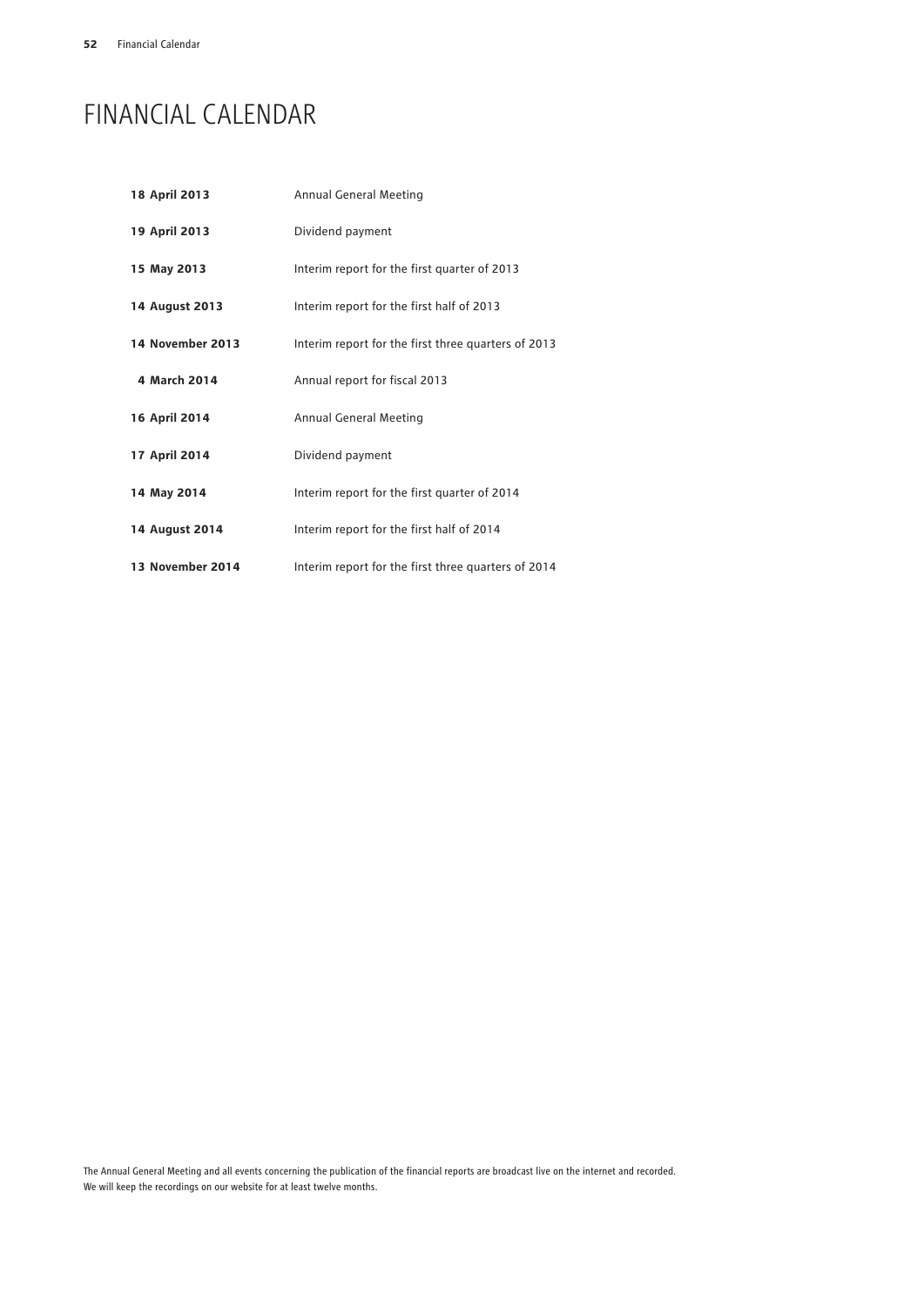# FINANCIAL CALENDAR

| | |
|---|---|
| **18 April 2013** | Annual General Meeting |
| **19 April 2013** | Dividend payment |
| **15 May 2013** | Interim report for the first quarter of 2013 |
| **14 August 2013** | Interim report for the first half of 2013 |
| **14 November 2013** | Interim report for the first three quarters of 2013 |
| **4 March 2014** | Annual report for fiscal 2013 |
| **16 April 2014** | Annual General Meeting |
| **17 April 2014** | Dividend payment |
| **14 May 2014** | Interim report for the first quarter of 2014 |
| **14 August 2014** | Interim report for the first half of 2014 |
| **13 November 2014** | Interim report for the first three quarters of 2014 |

The Annual General Meeting and all events concerning the publication of the financial reports are broadcast live on the internet and recorded. We will keep the recordings on our website for at least twelve months.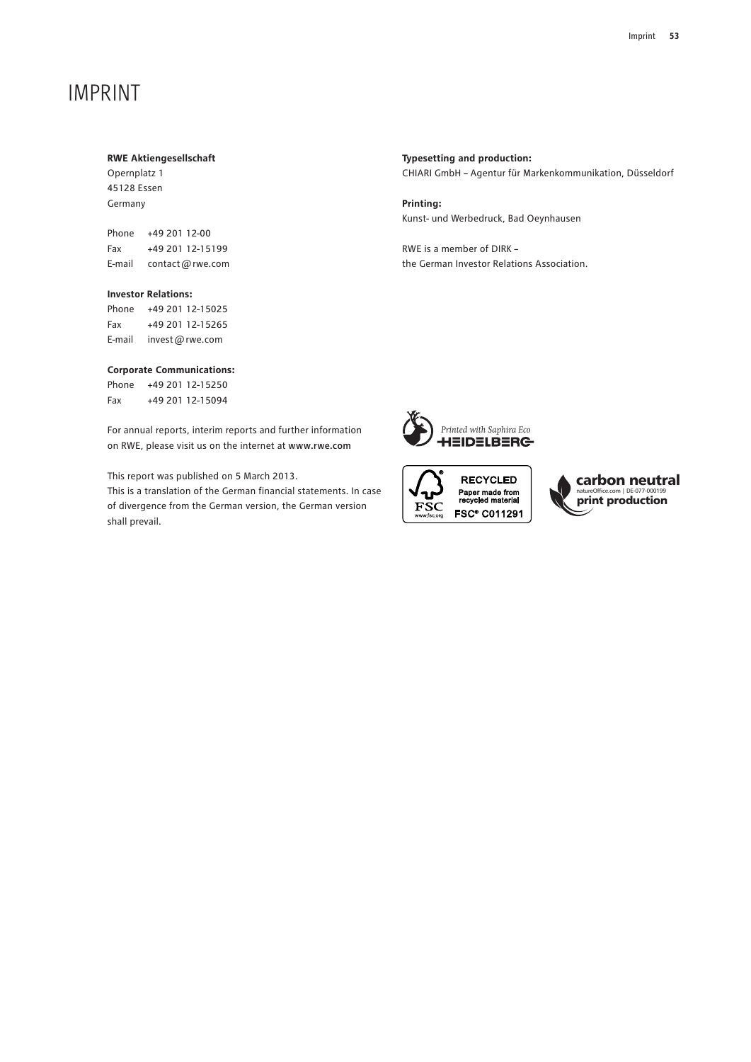# IMPRINT

**RWE Aktiengesellschaft**
Opernplatz 1
45128 Essen
Germany

Phone +49 201 12-00
Fax +49 201 12-15199
E-mail contact@rwe.com

**Investor Relations:**
Phone +49 201 12-15025
Fax +49 201 12-15265
E-mail invest@rwe.com

**Corporate Communications:**
Phone +49 201 12-15250
Fax +49 201 12-15094

For annual reports, interim reports and further information on RWE, please visit us on the internet at **www.rwe.com**

This report was published on 5 March 2013.
This is a translation of the German financial statements. In case of divergence from the German version, the German version shall prevail.

**Typesetting and production:**
CHIARI GmbH – Agentur für Markenkommunikation, Düsseldorf

**Printing:**
Kunst- und Werbedruck, Bad Oeynhausen

RWE is a member of DIRK –
the German Investor Relations Association.

*Printed with Saphira Eco* HEIDELBERG

FSC www.fsc.org RECYCLED Paper made from recycled material FSC® C011291

carbon neutral natureOffice.com | DE-077-000199 print production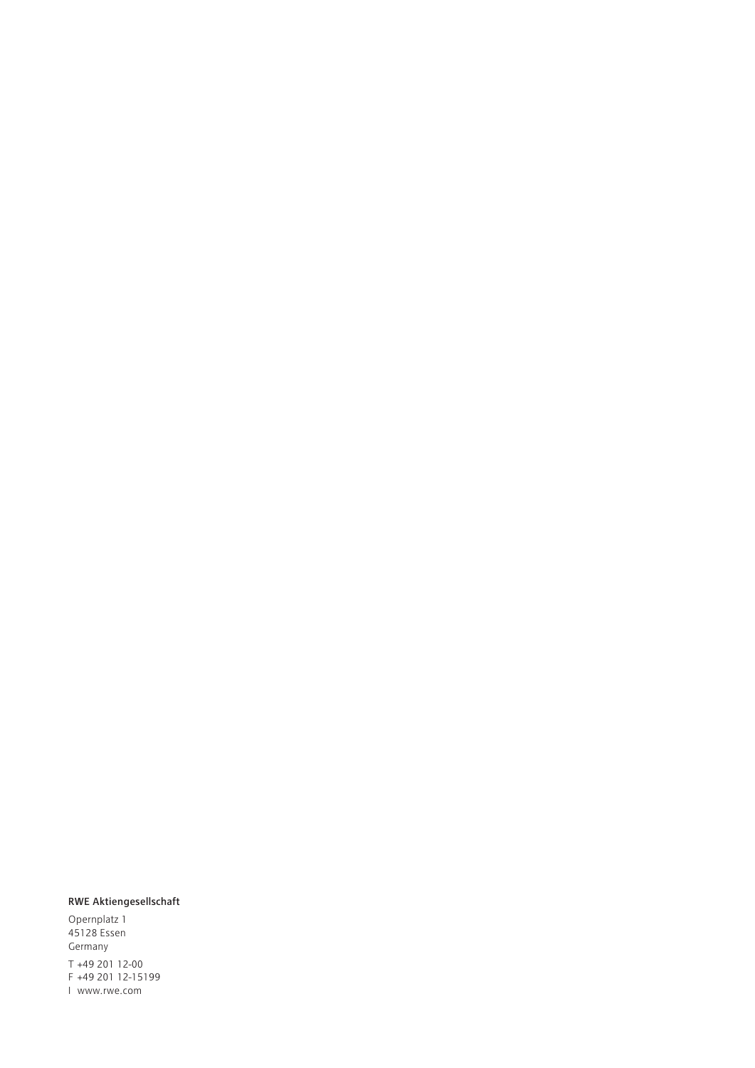**RWE Aktiengesellschaft**

Opernplatz 1
45128 Essen
Germany

T +49 201 12-00
F +49 201 12-15199
I www.rwe.com